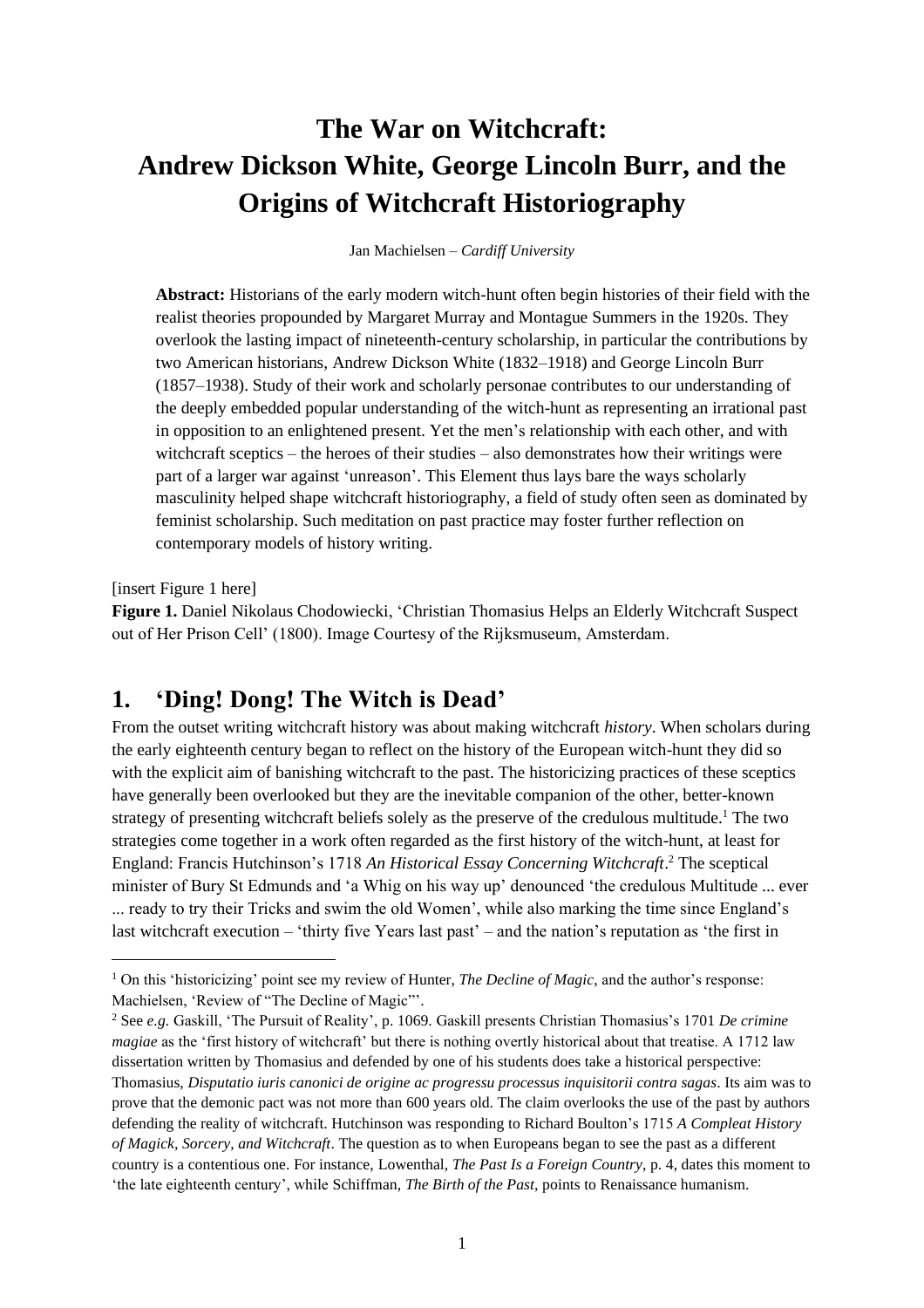# The War on Witchcraft: Andrew Dickson White, George Lincoln Burr, and the Origins of Witchcraft Historiography

Jan Machielsen – *Cardiff University*

**Abstract:** Historians of the early modern witch-hunt often begin histories of their field with the realist theories propounded by Margaret Murray and Montague Summers in the 1920s. They overlook the lasting impact of nineteenth-century scholarship, in particular the contributions by two American historians, Andrew Dickson White (1832–1918) and George Lincoln Burr (1857–1938). Study of their work and scholarly personae contributes to our understanding of the deeply embedded popular understanding of the witch-hunt as representing an irrational past in opposition to an enlightened present. Yet the men's relationship with each other, and with witchcraft sceptics – the heroes of their studies – also demonstrates how their writings were part of a larger war against 'unreason'. This Element thus lays bare the ways scholarly masculinity helped shape witchcraft historiography, a field of study often seen as dominated by feminist scholarship. Such meditation on past practice may foster further reflection on contemporary models of history writing.

[insert Figure 1 here]

**Figure 1.** Daniel Nikolaus Chodowiecki, 'Christian Thomasius Helps an Elderly Witchcraft Suspect out of Her Prison Cell' (1800). Image Courtesy of the Rijksmuseum, Amsterdam.

## 1. 'Ding! Dong! The Witch is Dead'

From the outset writing witchcraft history was about making witchcraft *history*. When scholars during the early eighteenth century began to reflect on the history of the European witch-hunt they did so with the explicit aim of banishing witchcraft to the past. The historicizing practices of these sceptics have generally been overlooked but they are the inevitable companion of the other, better-known strategy of presenting witchcraft beliefs solely as the preserve of the credulous multitude.[1] The two strategies come together in a work often regarded as the first history of the witch-hunt, at least for England: Francis Hutchinson's 1718 *An Historical Essay Concerning Witchcraft*.[2] The sceptical minister of Bury St Edmunds and 'a Whig on his way up' denounced 'the credulous Multitude ... ever ... ready to try their Tricks and swim the old Women', while also marking the time since England's last witchcraft execution – 'thirty five Years last past' – and the nation's reputation as 'the first in

---

[1] On this 'historicizing' point see my review of Hunter, *The Decline of Magic*, and the author's response: Machielsen, 'Review of "The Decline of Magic"'.

[2] See *e.g.* Gaskill, 'The Pursuit of Reality', p. 1069. Gaskill presents Christian Thomasius's 1701 *De crimine magiae* as the 'first history of witchcraft' but there is nothing overtly historical about that treatise. A 1712 law dissertation written by Thomasius and defended by one of his students does take a historical perspective: Thomasius, *Disputatio iuris canonici de origine ac progressu processus inquisitorii contra sagas*. Its aim was to prove that the demonic pact was not more than 600 years old. The claim overlooks the use of the past by authors defending the reality of witchcraft. Hutchinson was responding to Richard Boulton's 1715 *A Compleat History of Magick, Sorcery, and Witchcraft*. The question as to when Europeans began to see the past as a different country is a contentious one. For instance, Lowenthal, *The Past Is a Foreign Country*, p. 4, dates this moment to 'the late eighteenth century', while Schiffman, *The Birth of the Past*, points to Renaissance humanism.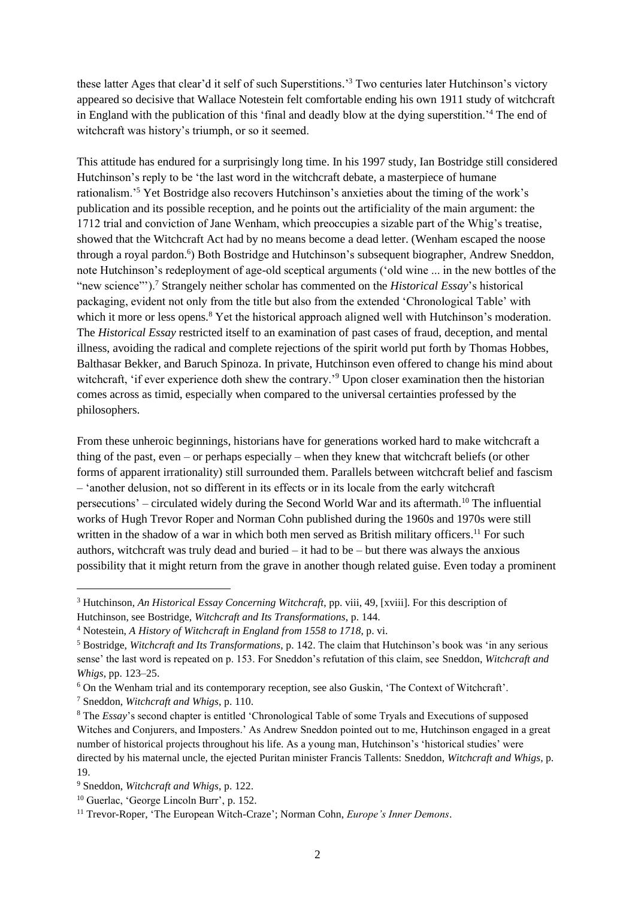these latter Ages that clear'd it self of such Superstitions.'[3] Two centuries later Hutchinson's victory appeared so decisive that Wallace Notestein felt comfortable ending his own 1911 study of witchcraft in England with the publication of this 'final and deadly blow at the dying superstition.'[4] The end of witchcraft was history's triumph, or so it seemed.

This attitude has endured for a surprisingly long time. In his 1997 study, Ian Bostridge still considered Hutchinson's reply to be 'the last word in the witchcraft debate, a masterpiece of humane rationalism.'[5] Yet Bostridge also recovers Hutchinson's anxieties about the timing of the work's publication and its possible reception, and he points out the artificiality of the main argument: the 1712 trial and conviction of Jane Wenham, which preoccupies a sizable part of the Whig's treatise, showed that the Witchcraft Act had by no means become a dead letter. (Wenham escaped the noose through a royal pardon.[6]) Both Bostridge and Hutchinson's subsequent biographer, Andrew Sneddon, note Hutchinson's redeployment of age-old sceptical arguments ('old wine ... in the new bottles of the "new science"').[7] Strangely neither scholar has commented on the *Historical Essay*'s historical packaging, evident not only from the title but also from the extended 'Chronological Table' with which it more or less opens.[8] Yet the historical approach aligned well with Hutchinson's moderation. The *Historical Essay* restricted itself to an examination of past cases of fraud, deception, and mental illness, avoiding the radical and complete rejections of the spirit world put forth by Thomas Hobbes, Balthasar Bekker, and Baruch Spinoza. In private, Hutchinson even offered to change his mind about witchcraft, 'if ever experience doth shew the contrary.'[9] Upon closer examination then the historian comes across as timid, especially when compared to the universal certainties professed by the philosophers.

From these unheroic beginnings, historians have for generations worked hard to make witchcraft a thing of the past, even – or perhaps especially – when they knew that witchcraft beliefs (or other forms of apparent irrationality) still surrounded them. Parallels between witchcraft belief and fascism – 'another delusion, not so different in its effects or in its locale from the early witchcraft persecutions' – circulated widely during the Second World War and its aftermath.[10] The influential works of Hugh Trevor Roper and Norman Cohn published during the 1960s and 1970s were still written in the shadow of a war in which both men served as British military officers.[11] For such authors, witchcraft was truly dead and buried – it had to be – but there was always the anxious possibility that it might return from the grave in another though related guise. Even today a prominent

---

[3] Hutchinson, *An Historical Essay Concerning Witchcraft*, pp. viii, 49, [xviii]. For this description of Hutchinson, see Bostridge, *Witchcraft and Its Transformations*, p. 144.

[4] Notestein, *A History of Witchcraft in England from 1558 to 1718*, p. vi.

[5] Bostridge, *Witchcraft and Its Transformations*, p. 142. The claim that Hutchinson's book was 'in any serious sense' the last word is repeated on p. 153. For Sneddon's refutation of this claim, see Sneddon, *Witchcraft and Whigs*, pp. 123–25.

[6] On the Wenham trial and its contemporary reception, see also Guskin, 'The Context of Witchcraft'.

[7] Sneddon, *Witchcraft and Whigs*, p. 110.

[8] The *Essay*'s second chapter is entitled 'Chronological Table of some Tryals and Executions of supposed Witches and Conjurers, and Imposters.' As Andrew Sneddon pointed out to me, Hutchinson engaged in a great number of historical projects throughout his life. As a young man, Hutchinson's 'historical studies' were directed by his maternal uncle, the ejected Puritan minister Francis Tallents: Sneddon, *Witchcraft and Whigs*, p. 19.

[9] Sneddon, *Witchcraft and Whigs*, p. 122.

[10] Guerlac, 'George Lincoln Burr', p. 152.

[11] Trevor-Roper, 'The European Witch-Craze'; Norman Cohn, *Europe's Inner Demons*.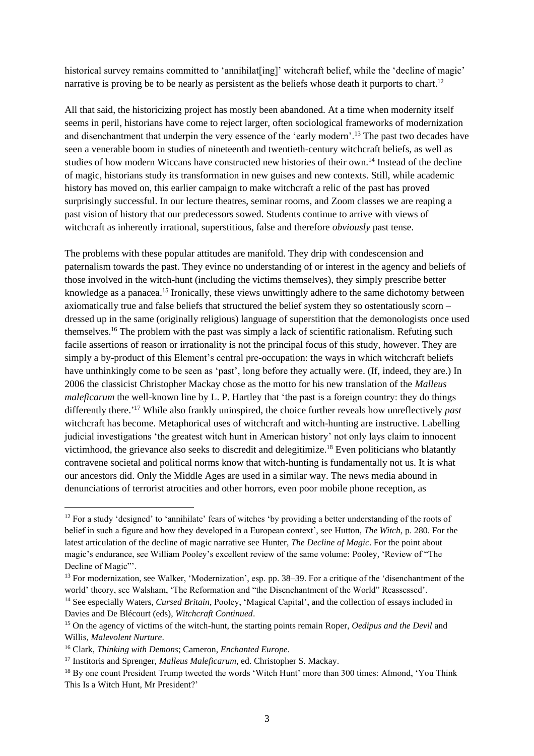historical survey remains committed to 'annihilat[ing]' witchcraft belief, while the 'decline of magic' narrative is proving be to be nearly as persistent as the beliefs whose death it purports to chart.[12]

All that said, the historicizing project has mostly been abandoned. At a time when modernity itself seems in peril, historians have come to reject larger, often sociological frameworks of modernization and disenchantment that underpin the very essence of the 'early modern'.[13] The past two decades have seen a venerable boom in studies of nineteenth and twentieth-century witchcraft beliefs, as well as studies of how modern Wiccans have constructed new histories of their own.[14] Instead of the decline of magic, historians study its transformation in new guises and new contexts. Still, while academic history has moved on, this earlier campaign to make witchcraft a relic of the past has proved surprisingly successful. In our lecture theatres, seminar rooms, and Zoom classes we are reaping a past vision of history that our predecessors sowed. Students continue to arrive with views of witchcraft as inherently irrational, superstitious, false and therefore *obviously* past tense.

The problems with these popular attitudes are manifold. They drip with condescension and paternalism towards the past. They evince no understanding of or interest in the agency and beliefs of those involved in the witch-hunt (including the victims themselves), they simply prescribe better knowledge as a panacea.[15] Ironically, these views unwittingly adhere to the same dichotomy between axiomatically true and false beliefs that structured the belief system they so ostentatiously scorn – dressed up in the same (originally religious) language of superstition that the demonologists once used themselves.[16] The problem with the past was simply a lack of scientific rationalism. Refuting such facile assertions of reason or irrationality is not the principal focus of this study, however. They are simply a by-product of this Element's central pre-occupation: the ways in which witchcraft beliefs have unthinkingly come to be seen as 'past', long before they actually were. (If, indeed, they are.) In 2006 the classicist Christopher Mackay chose as the motto for his new translation of the *Malleus maleficarum* the well-known line by L. P. Hartley that 'the past is a foreign country: they do things differently there.'[17] While also frankly uninspired, the choice further reveals how unreflectively *past* witchcraft has become. Metaphorical uses of witchcraft and witch-hunting are instructive. Labelling judicial investigations 'the greatest witch hunt in American history' not only lays claim to innocent victimhood, the grievance also seeks to discredit and delegitimize.[18] Even politicians who blatantly contravene societal and political norms know that witch-hunting is fundamentally not us. It is what our ancestors did. Only the Middle Ages are used in a similar way. The news media abound in denunciations of terrorist atrocities and other horrors, even poor mobile phone reception, as

---

[12] For a study 'designed' to 'annihilate' fears of witches 'by providing a better understanding of the roots of belief in such a figure and how they developed in a European context', see Hutton, *The Witch*, p. 280. For the latest articulation of the decline of magic narrative see Hunter, *The Decline of Magic*. For the point about magic's endurance, see William Pooley's excellent review of the same volume: Pooley, 'Review of "The Decline of Magic"'.

[13] For modernization, see Walker, 'Modernization', esp. pp. 38–39. For a critique of the 'disenchantment of the world' theory, see Walsham, 'The Reformation and "the Disenchantment of the World" Reassessed'.

[14] See especially Waters, *Cursed Britain*, Pooley, 'Magical Capital', and the collection of essays included in Davies and De Blécourt (eds), *Witchcraft Continued*.

[15] On the agency of victims of the witch-hunt, the starting points remain Roper, *Oedipus and the Devil* and Willis, *Malevolent Nurture*.

[16] Clark, *Thinking with Demons*; Cameron, *Enchanted Europe*.

[17] Institoris and Sprenger, *Malleus Maleficarum*, ed. Christopher S. Mackay.

[18] By one count President Trump tweeted the words 'Witch Hunt' more than 300 times: Almond, 'You Think This Is a Witch Hunt, Mr President?'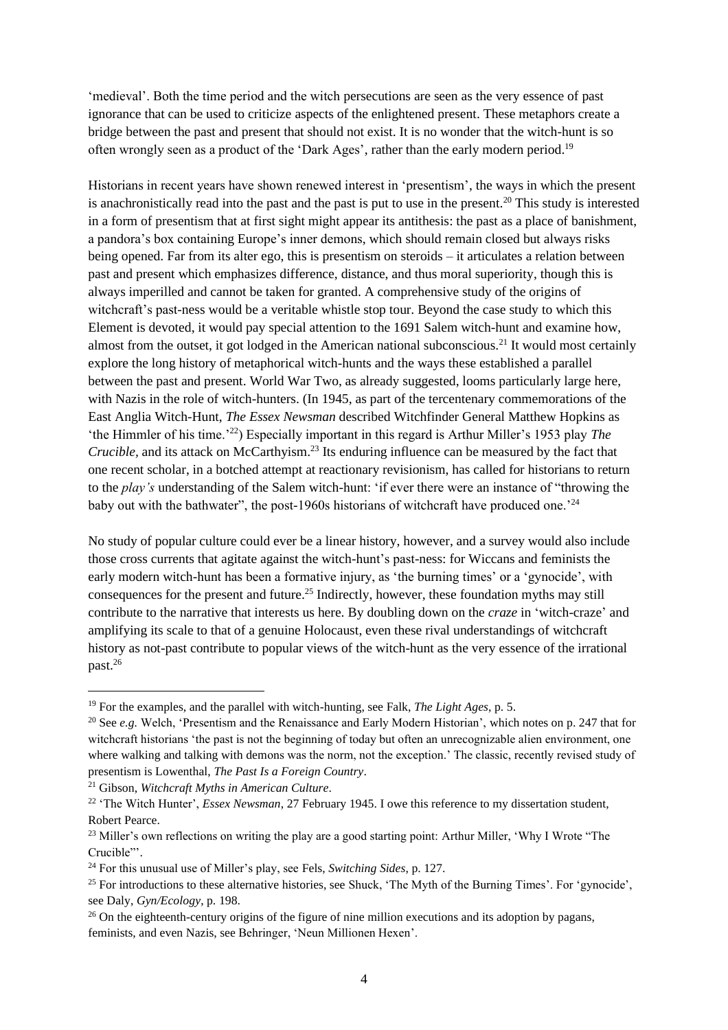'medieval'. Both the time period and the witch persecutions are seen as the very essence of past ignorance that can be used to criticize aspects of the enlightened present. These metaphors create a bridge between the past and present that should not exist. It is no wonder that the witch-hunt is so often wrongly seen as a product of the 'Dark Ages', rather than the early modern period.[19]

Historians in recent years have shown renewed interest in 'presentism', the ways in which the present is anachronistically read into the past and the past is put to use in the present.[20] This study is interested in a form of presentism that at first sight might appear its antithesis: the past as a place of banishment, a pandora's box containing Europe's inner demons, which should remain closed but always risks being opened. Far from its alter ego, this is presentism on steroids – it articulates a relation between past and present which emphasizes difference, distance, and thus moral superiority, though this is always imperilled and cannot be taken for granted. A comprehensive study of the origins of witchcraft's past-ness would be a veritable whistle stop tour. Beyond the case study to which this Element is devoted, it would pay special attention to the 1691 Salem witch-hunt and examine how, almost from the outset, it got lodged in the American national subconscious.[21] It would most certainly explore the long history of metaphorical witch-hunts and the ways these established a parallel between the past and present. World War Two, as already suggested, looms particularly large here, with Nazis in the role of witch-hunters. (In 1945, as part of the tercentenary commemorations of the East Anglia Witch-Hunt, *The Essex Newsman* described Witchfinder General Matthew Hopkins as 'the Himmler of his time.'[22]) Especially important in this regard is Arthur Miller's 1953 play *The Crucible*, and its attack on McCarthyism.[23] Its enduring influence can be measured by the fact that one recent scholar, in a botched attempt at reactionary revisionism, has called for historians to return to the *play's* understanding of the Salem witch-hunt: 'if ever there were an instance of "throwing the baby out with the bathwater", the post-1960s historians of witchcraft have produced one.'[24]

No study of popular culture could ever be a linear history, however, and a survey would also include those cross currents that agitate against the witch-hunt's past-ness: for Wiccans and feminists the early modern witch-hunt has been a formative injury, as 'the burning times' or a 'gynocide', with consequences for the present and future.[25] Indirectly, however, these foundation myths may still contribute to the narrative that interests us here. By doubling down on the *craze* in 'witch-craze' and amplifying its scale to that of a genuine Holocaust, even these rival understandings of witchcraft history as not-past contribute to popular views of the witch-hunt as the very essence of the irrational past.[26]

---

[19] For the examples, and the parallel with witch-hunting, see Falk, *The Light Ages*, p. 5.

[20] See *e.g.* Welch, 'Presentism and the Renaissance and Early Modern Historian', which notes on p. 247 that for witchcraft historians 'the past is not the beginning of today but often an unrecognizable alien environment, one where walking and talking with demons was the norm, not the exception.' The classic, recently revised study of presentism is Lowenthal, *The Past Is a Foreign Country*.

[21] Gibson, *Witchcraft Myths in American Culture*.

[22] 'The Witch Hunter', *Essex Newsman*, 27 February 1945. I owe this reference to my dissertation student, Robert Pearce.

[23] Miller's own reflections on writing the play are a good starting point: Arthur Miller, 'Why I Wrote "The Crucible"'.

[24] For this unusual use of Miller's play, see Fels, *Switching Sides*, p. 127.

[25] For introductions to these alternative histories, see Shuck, 'The Myth of the Burning Times'. For 'gynocide', see Daly, *Gyn/Ecology*, p. 198.

[26] On the eighteenth-century origins of the figure of nine million executions and its adoption by pagans, feminists, and even Nazis, see Behringer, 'Neun Millionen Hexen'.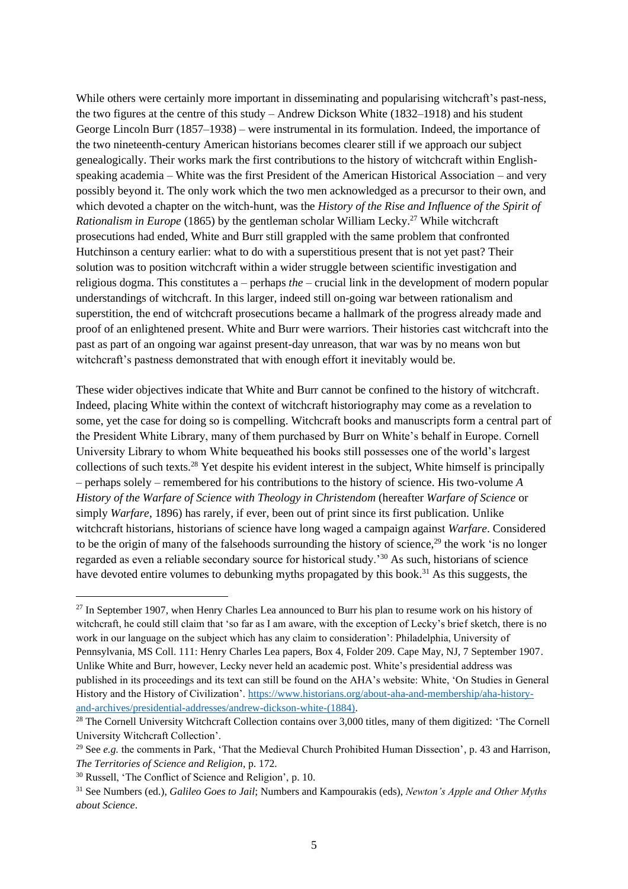While others were certainly more important in disseminating and popularising witchcraft's past-ness, the two figures at the centre of this study – Andrew Dickson White (1832–1918) and his student George Lincoln Burr (1857–1938) – were instrumental in its formulation. Indeed, the importance of the two nineteenth-century American historians becomes clearer still if we approach our subject genealogically. Their works mark the first contributions to the history of witchcraft within English-speaking academia – White was the first President of the American Historical Association – and very possibly beyond it. The only work which the two men acknowledged as a precursor to their own, and which devoted a chapter on the witch-hunt, was the *History of the Rise and Influence of the Spirit of Rationalism in Europe* (1865) by the gentleman scholar William Lecky.[27] While witchcraft prosecutions had ended, White and Burr still grappled with the same problem that confronted Hutchinson a century earlier: what to do with a superstitious present that is not yet past? Their solution was to position witchcraft within a wider struggle between scientific investigation and religious dogma. This constitutes a – perhaps *the* – crucial link in the development of modern popular understandings of witchcraft. In this larger, indeed still on-going war between rationalism and superstition, the end of witchcraft prosecutions became a hallmark of the progress already made and proof of an enlightened present. White and Burr were warriors. Their histories cast witchcraft into the past as part of an ongoing war against present-day unreason, that war was by no means won but witchcraft's pastness demonstrated that with enough effort it inevitably would be.

These wider objectives indicate that White and Burr cannot be confined to the history of witchcraft. Indeed, placing White within the context of witchcraft historiography may come as a revelation to some, yet the case for doing so is compelling. Witchcraft books and manuscripts form a central part of the President White Library, many of them purchased by Burr on White's behalf in Europe. Cornell University Library to whom White bequeathed his books still possesses one of the world's largest collections of such texts.[28] Yet despite his evident interest in the subject, White himself is principally – perhaps solely – remembered for his contributions to the history of science. His two-volume *A History of the Warfare of Science with Theology in Christendom* (hereafter *Warfare of Science* or simply *Warfare*, 1896) has rarely, if ever, been out of print since its first publication. Unlike witchcraft historians, historians of science have long waged a campaign against *Warfare*. Considered to be the origin of many of the falsehoods surrounding the history of science,[29] the work 'is no longer regarded as even a reliable secondary source for historical study.'[30] As such, historians of science have devoted entire volumes to debunking myths propagated by this book.[31] As this suggests, the

---

[27] In September 1907, when Henry Charles Lea announced to Burr his plan to resume work on his history of witchcraft, he could still claim that 'so far as I am aware, with the exception of Lecky's brief sketch, there is no work in our language on the subject which has any claim to consideration': Philadelphia, University of Pennsylvania, MS Coll. 111: Henry Charles Lea papers, Box 4, Folder 209. Cape May, NJ, 7 September 1907. Unlike White and Burr, however, Lecky never held an academic post. White's presidential address was published in its proceedings and its text can still be found on the AHA's website: White, 'On Studies in General History and the History of Civilization'. https://www.historians.org/about-aha-and-membership/aha-history-and-archives/presidential-addresses/andrew-dickson-white-(1884).

[28] The Cornell University Witchcraft Collection contains over 3,000 titles, many of them digitized: 'The Cornell University Witchcraft Collection'.

[29] See *e.g.* the comments in Park, 'That the Medieval Church Prohibited Human Dissection', p. 43 and Harrison, *The Territories of Science and Religion*, p. 172.

[30] Russell, 'The Conflict of Science and Religion', p. 10.

[31] See Numbers (ed.), *Galileo Goes to Jail*; Numbers and Kampourakis (eds), *Newton's Apple and Other Myths about Science*.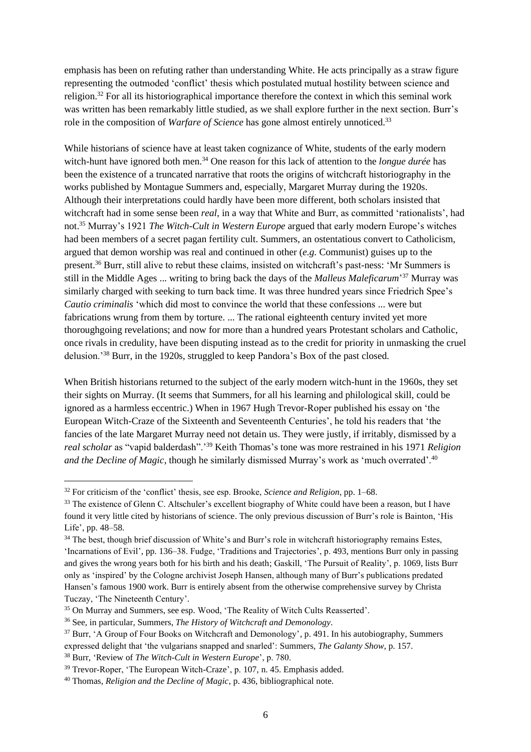emphasis has been on refuting rather than understanding White. He acts principally as a straw figure representing the outmoded 'conflict' thesis which postulated mutual hostility between science and religion.[32] For all its historiographical importance therefore the context in which this seminal work was written has been remarkably little studied, as we shall explore further in the next section. Burr's role in the composition of *Warfare of Science* has gone almost entirely unnoticed.[33]

While historians of science have at least taken cognizance of White, students of the early modern witch-hunt have ignored both men.[34] One reason for this lack of attention to the *longue durée* has been the existence of a truncated narrative that roots the origins of witchcraft historiography in the works published by Montague Summers and, especially, Margaret Murray during the 1920s. Although their interpretations could hardly have been more different, both scholars insisted that witchcraft had in some sense been *real*, in a way that White and Burr, as committed 'rationalists', had not.[35] Murray's 1921 *The Witch-Cult in Western Europe* argued that early modern Europe's witches had been members of a secret pagan fertility cult. Summers, an ostentatious convert to Catholicism, argued that demon worship was real and continued in other (*e.g.* Communist) guises up to the present.[36] Burr, still alive to rebut these claims, insisted on witchcraft's past-ness: 'Mr Summers is still in the Middle Ages ... writing to bring back the days of the *Malleus Maleficarum*'[37] Murray was similarly charged with seeking to turn back time. It was three hundred years since Friedrich Spee's *Cautio criminalis* 'which did most to convince the world that these confessions ... were but fabrications wrung from them by torture. ... The rational eighteenth century invited yet more thoroughgoing revelations; and now for more than a hundred years Protestant scholars and Catholic, once rivals in credulity, have been disputing instead as to the credit for priority in unmasking the cruel delusion.'[38] Burr, in the 1920s, struggled to keep Pandora's Box of the past closed.

When British historians returned to the subject of the early modern witch-hunt in the 1960s, they set their sights on Murray. (It seems that Summers, for all his learning and philological skill, could be ignored as a harmless eccentric.) When in 1967 Hugh Trevor-Roper published his essay on 'the European Witch-Craze of the Sixteenth and Seventeenth Centuries', he told his readers that 'the fancies of the late Margaret Murray need not detain us. They were justly, if irritably, dismissed by a *real scholar* as "vapid balderdash".'[39] Keith Thomas's tone was more restrained in his 1971 *Religion and the Decline of Magic*, though he similarly dismissed Murray's work as 'much overrated'.[40]

---

[32] For criticism of the 'conflict' thesis, see esp. Brooke, *Science and Religion*, pp. 1–68.

[33] The existence of Glenn C. Altschuler's excellent biography of White could have been a reason, but I have found it very little cited by historians of science. The only previous discussion of Burr's role is Bainton, 'His Life', pp. 48–58.

[34] The best, though brief discussion of White's and Burr's role in witchcraft historiography remains Estes, 'Incarnations of Evil', pp. 136–38. Fudge, 'Traditions and Trajectories', p. 493, mentions Burr only in passing and gives the wrong years both for his birth and his death; Gaskill, 'The Pursuit of Reality', p. 1069, lists Burr only as 'inspired' by the Cologne archivist Joseph Hansen, although many of Burr's publications predated Hansen's famous 1900 work. Burr is entirely absent from the otherwise comprehensive survey by Christa Tuczay, 'The Nineteenth Century'.

[35] On Murray and Summers, see esp. Wood, 'The Reality of Witch Cults Reasserted'.

[36] See, in particular, Summers, *The History of Witchcraft and Demonology*.

[37] Burr, 'A Group of Four Books on Witchcraft and Demonology', p. 491. In his autobiography, Summers expressed delight that 'the vulgarians snapped and snarled': Summers, *The Galanty Show*, p. 157.

[38] Burr, 'Review of *The Witch-Cult in Western Europe*', p. 780.

[39] Trevor-Roper, 'The European Witch-Craze', p. 107, n. 45. Emphasis added.

[40] Thomas, *Religion and the Decline of Magic*, p. 436, bibliographical note.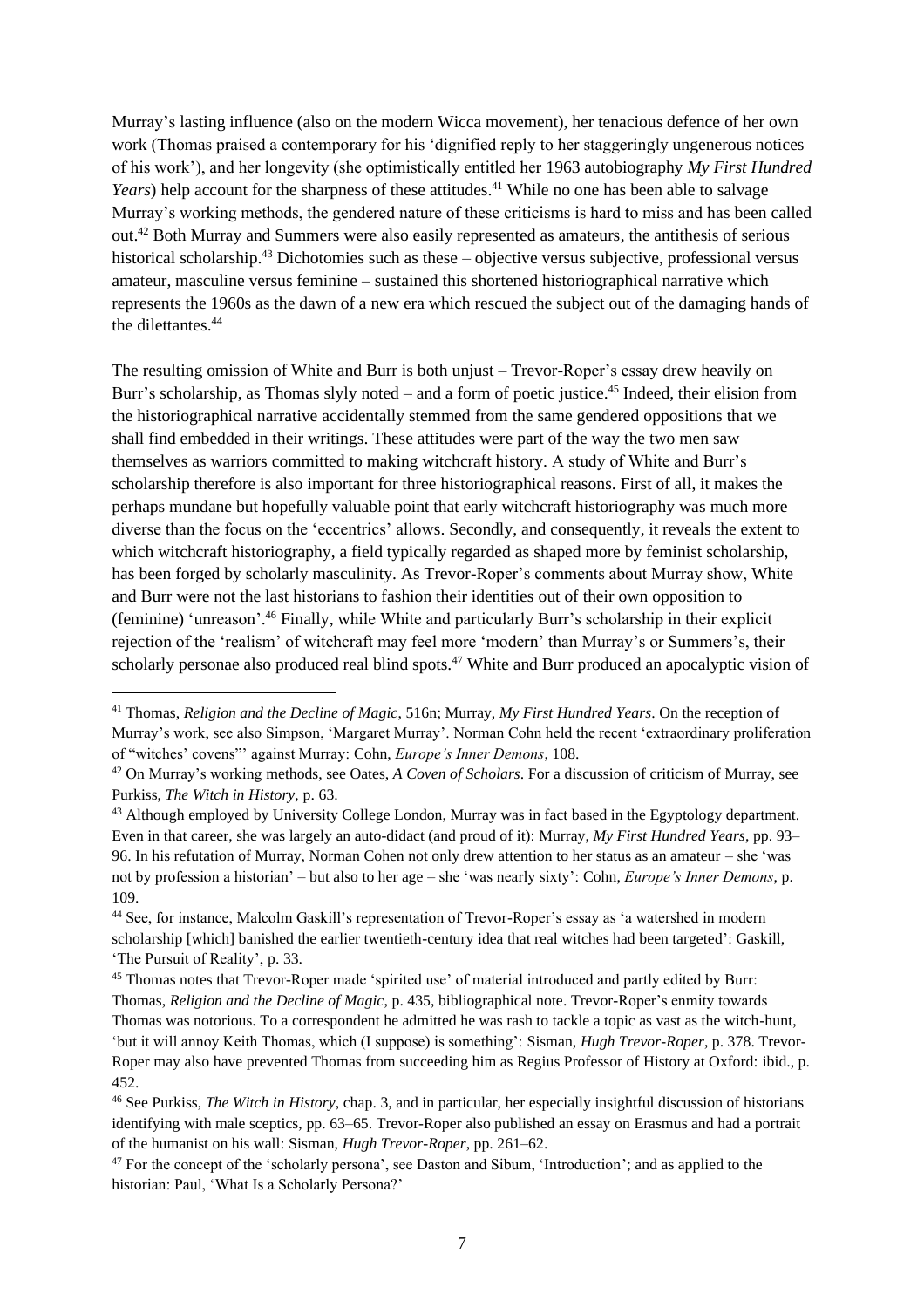Murray's lasting influence (also on the modern Wicca movement), her tenacious defence of her own work (Thomas praised a contemporary for his 'dignified reply to her staggeringly ungenerous notices of his work'), and her longevity (she optimistically entitled her 1963 autobiography *My First Hundred Years*) help account for the sharpness of these attitudes.[41] While no one has been able to salvage Murray's working methods, the gendered nature of these criticisms is hard to miss and has been called out.[42] Both Murray and Summers were also easily represented as amateurs, the antithesis of serious historical scholarship.[43] Dichotomies such as these – objective versus subjective, professional versus amateur, masculine versus feminine – sustained this shortened historiographical narrative which represents the 1960s as the dawn of a new era which rescued the subject out of the damaging hands of the dilettantes.[44]

The resulting omission of White and Burr is both unjust – Trevor-Roper's essay drew heavily on Burr's scholarship, as Thomas slyly noted – and a form of poetic justice.[45] Indeed, their elision from the historiographical narrative accidentally stemmed from the same gendered oppositions that we shall find embedded in their writings. These attitudes were part of the way the two men saw themselves as warriors committed to making witchcraft history. A study of White and Burr's scholarship therefore is also important for three historiographical reasons. First of all, it makes the perhaps mundane but hopefully valuable point that early witchcraft historiography was much more diverse than the focus on the 'eccentrics' allows. Secondly, and consequently, it reveals the extent to which witchcraft historiography, a field typically regarded as shaped more by feminist scholarship, has been forged by scholarly masculinity. As Trevor-Roper's comments about Murray show, White and Burr were not the last historians to fashion their identities out of their own opposition to (feminine) 'unreason'.[46] Finally, while White and particularly Burr's scholarship in their explicit rejection of the 'realism' of witchcraft may feel more 'modern' than Murray's or Summers's, their scholarly personae also produced real blind spots.[47] White and Burr produced an apocalyptic vision of

---

[41] Thomas, *Religion and the Decline of Magic*, 516n; Murray, *My First Hundred Years*. On the reception of Murray's work, see also Simpson, 'Margaret Murray'. Norman Cohn held the recent 'extraordinary proliferation of "witches' covens"' against Murray: Cohn, *Europe's Inner Demons*, 108.

[42] On Murray's working methods, see Oates, *A Coven of Scholars*. For a discussion of criticism of Murray, see Purkiss, *The Witch in History*, p. 63.

[43] Although employed by University College London, Murray was in fact based in the Egyptology department. Even in that career, she was largely an auto-didact (and proud of it): Murray, *My First Hundred Years*, pp. 93–96. In his refutation of Murray, Norman Cohen not only drew attention to her status as an amateur – she 'was not by profession a historian' – but also to her age – she 'was nearly sixty': Cohn, *Europe's Inner Demons*, p. 109.

[44] See, for instance, Malcolm Gaskill's representation of Trevor-Roper's essay as 'a watershed in modern scholarship [which] banished the earlier twentieth-century idea that real witches had been targeted': Gaskill, 'The Pursuit of Reality', p. 33.

[45] Thomas notes that Trevor-Roper made 'spirited use' of material introduced and partly edited by Burr: Thomas, *Religion and the Decline of Magic*, p. 435, bibliographical note. Trevor-Roper's enmity towards Thomas was notorious. To a correspondent he admitted he was rash to tackle a topic as vast as the witch-hunt, 'but it will annoy Keith Thomas, which (I suppose) is something': Sisman, *Hugh Trevor-Roper*, p. 378. Trevor-Roper may also have prevented Thomas from succeeding him as Regius Professor of History at Oxford: ibid., p. 452.

[46] See Purkiss, *The Witch in History*, chap. 3, and in particular, her especially insightful discussion of historians identifying with male sceptics, pp. 63–65. Trevor-Roper also published an essay on Erasmus and had a portrait of the humanist on his wall: Sisman, *Hugh Trevor-Roper*, pp. 261–62.

[47] For the concept of the 'scholarly persona', see Daston and Sibum, 'Introduction'; and as applied to the historian: Paul, 'What Is a Scholarly Persona?'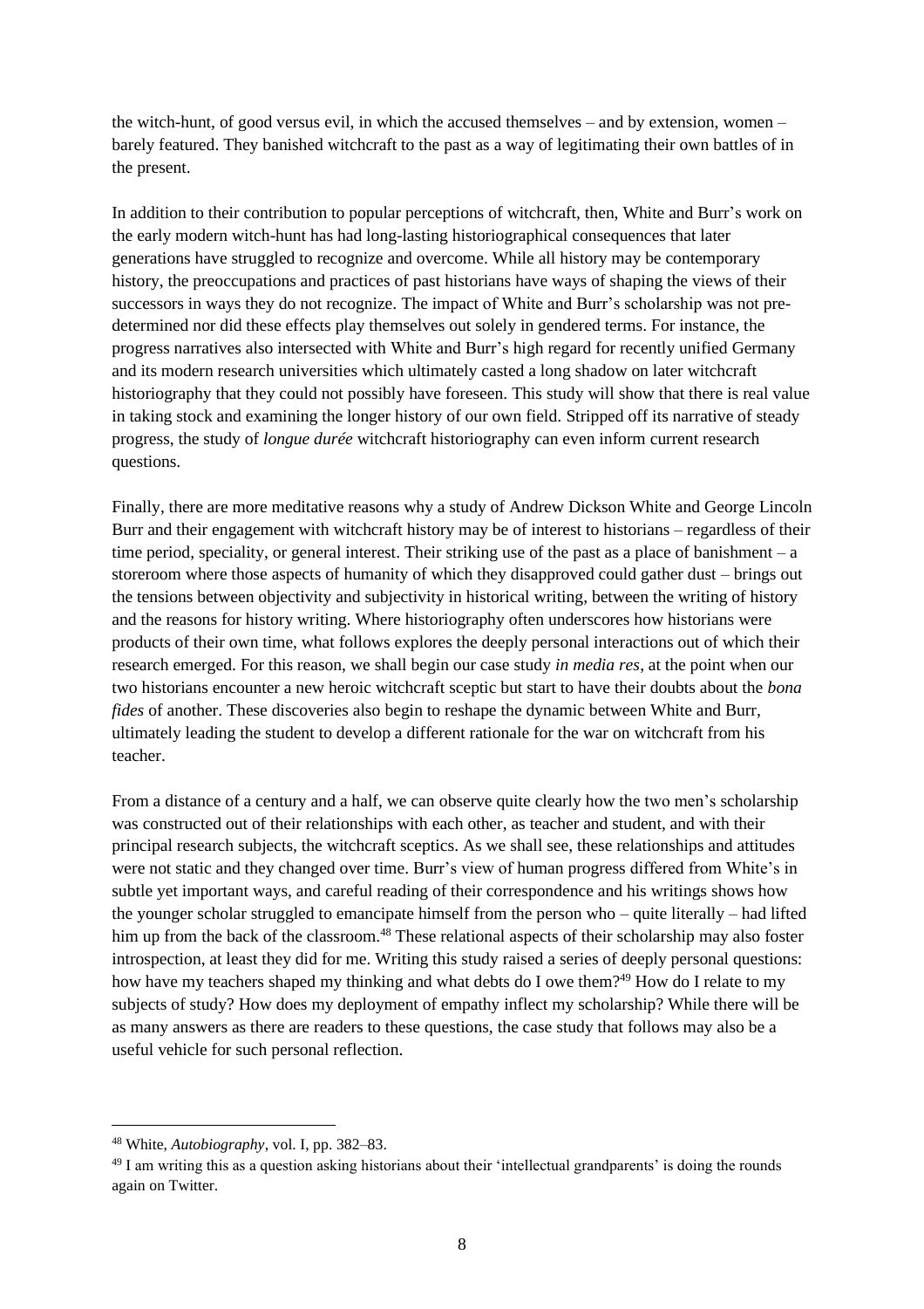the witch-hunt, of good versus evil, in which the accused themselves – and by extension, women – barely featured. They banished witchcraft to the past as a way of legitimating their own battles of in the present.

In addition to their contribution to popular perceptions of witchcraft, then, White and Burr's work on the early modern witch-hunt has had long-lasting historiographical consequences that later generations have struggled to recognize and overcome. While all history may be contemporary history, the preoccupations and practices of past historians have ways of shaping the views of their successors in ways they do not recognize. The impact of White and Burr's scholarship was not pre-determined nor did these effects play themselves out solely in gendered terms. For instance, the progress narratives also intersected with White and Burr's high regard for recently unified Germany and its modern research universities which ultimately casted a long shadow on later witchcraft historiography that they could not possibly have foreseen. This study will show that there is real value in taking stock and examining the longer history of our own field. Stripped off its narrative of steady progress, the study of *longue durée* witchcraft historiography can even inform current research questions.

Finally, there are more meditative reasons why a study of Andrew Dickson White and George Lincoln Burr and their engagement with witchcraft history may be of interest to historians – regardless of their time period, speciality, or general interest. Their striking use of the past as a place of banishment – a storeroom where those aspects of humanity of which they disapproved could gather dust – brings out the tensions between objectivity and subjectivity in historical writing, between the writing of history and the reasons for history writing. Where historiography often underscores how historians were products of their own time, what follows explores the deeply personal interactions out of which their research emerged. For this reason, we shall begin our case study *in media res*, at the point when our two historians encounter a new heroic witchcraft sceptic but start to have their doubts about the *bona fides* of another. These discoveries also begin to reshape the dynamic between White and Burr, ultimately leading the student to develop a different rationale for the war on witchcraft from his teacher.

From a distance of a century and a half, we can observe quite clearly how the two men's scholarship was constructed out of their relationships with each other, as teacher and student, and with their principal research subjects, the witchcraft sceptics. As we shall see, these relationships and attitudes were not static and they changed over time. Burr's view of human progress differed from White's in subtle yet important ways, and careful reading of their correspondence and his writings shows how the younger scholar struggled to emancipate himself from the person who – quite literally – had lifted him up from the back of the classroom.[48] These relational aspects of their scholarship may also foster introspection, at least they did for me. Writing this study raised a series of deeply personal questions: how have my teachers shaped my thinking and what debts do I owe them?[49] How do I relate to my subjects of study? How does my deployment of empathy inflect my scholarship? While there will be as many answers as there are readers to these questions, the case study that follows may also be a useful vehicle for such personal reflection.

---

[48] White, *Autobiography*, vol. I, pp. 382–83.

[49] I am writing this as a question asking historians about their 'intellectual grandparents' is doing the rounds again on Twitter.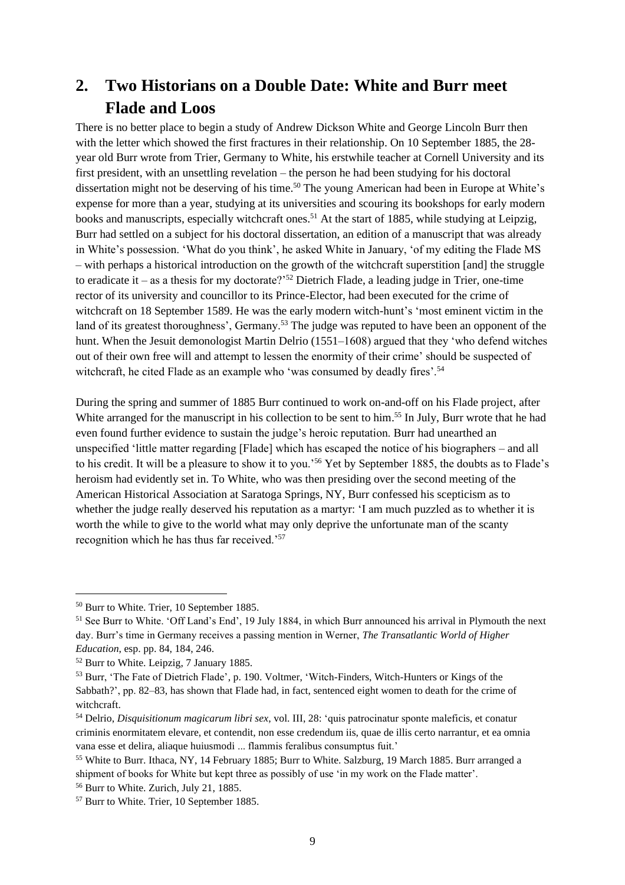## 2. Two Historians on a Double Date: White and Burr meet Flade and Loos

There is no better place to begin a study of Andrew Dickson White and George Lincoln Burr then with the letter which showed the first fractures in their relationship. On 10 September 1885, the 28-year old Burr wrote from Trier, Germany to White, his erstwhile teacher at Cornell University and its first president, with an unsettling revelation – the person he had been studying for his doctoral dissertation might not be deserving of his time.[50] The young American had been in Europe at White's expense for more than a year, studying at its universities and scouring its bookshops for early modern books and manuscripts, especially witchcraft ones.[51] At the start of 1885, while studying at Leipzig, Burr had settled on a subject for his doctoral dissertation, an edition of a manuscript that was already in White's possession. 'What do you think', he asked White in January, 'of my editing the Flade MS – with perhaps a historical introduction on the growth of the witchcraft superstition [and] the struggle to eradicate it – as a thesis for my doctorate?'[52] Dietrich Flade, a leading judge in Trier, one-time rector of its university and councillor to its Prince-Elector, had been executed for the crime of witchcraft on 18 September 1589. He was the early modern witch-hunt's 'most eminent victim in the land of its greatest thoroughness', Germany.[53] The judge was reputed to have been an opponent of the hunt. When the Jesuit demonologist Martin Delrio (1551–1608) argued that they 'who defend witches out of their own free will and attempt to lessen the enormity of their crime' should be suspected of witchcraft, he cited Flade as an example who 'was consumed by deadly fires'.[54]

During the spring and summer of 1885 Burr continued to work on-and-off on his Flade project, after White arranged for the manuscript in his collection to be sent to him.[55] In July, Burr wrote that he had even found further evidence to sustain the judge's heroic reputation. Burr had unearthed an unspecified 'little matter regarding [Flade] which has escaped the notice of his biographers – and all to his credit. It will be a pleasure to show it to you.'[56] Yet by September 1885, the doubts as to Flade's heroism had evidently set in. To White, who was then presiding over the second meeting of the American Historical Association at Saratoga Springs, NY, Burr confessed his scepticism as to whether the judge really deserved his reputation as a martyr: 'I am much puzzled as to whether it is worth the while to give to the world what may only deprive the unfortunate man of the scanty recognition which he has thus far received.'[57]

---

[50] Burr to White. Trier, 10 September 1885.

[51] See Burr to White. 'Off Land's End', 19 July 1884, in which Burr announced his arrival in Plymouth the next day. Burr's time in Germany receives a passing mention in Werner, *The Transatlantic World of Higher Education*, esp. pp. 84, 184, 246.

[52] Burr to White. Leipzig, 7 January 1885.

[53] Burr, 'The Fate of Dietrich Flade', p. 190. Voltmer, 'Witch-Finders, Witch-Hunters or Kings of the Sabbath?', pp. 82–83, has shown that Flade had, in fact, sentenced eight women to death for the crime of witchcraft.

[54] Delrio, *Disquisitionum magicarum libri sex*, vol. III, 28: 'quis patrocinatur sponte maleficis, et conatur criminis enormitatem elevare, et contendit, non esse credendum iis, quae de illis certo narrantur, et ea omnia vana esse et delira, aliaque huiusmodi ... flammis feralibus consumptus fuit.'

[55] White to Burr. Ithaca, NY, 14 February 1885; Burr to White. Salzburg, 19 March 1885. Burr arranged a shipment of books for White but kept three as possibly of use 'in my work on the Flade matter'.

[56] Burr to White. Zurich, July 21, 1885.

[57] Burr to White. Trier, 10 September 1885.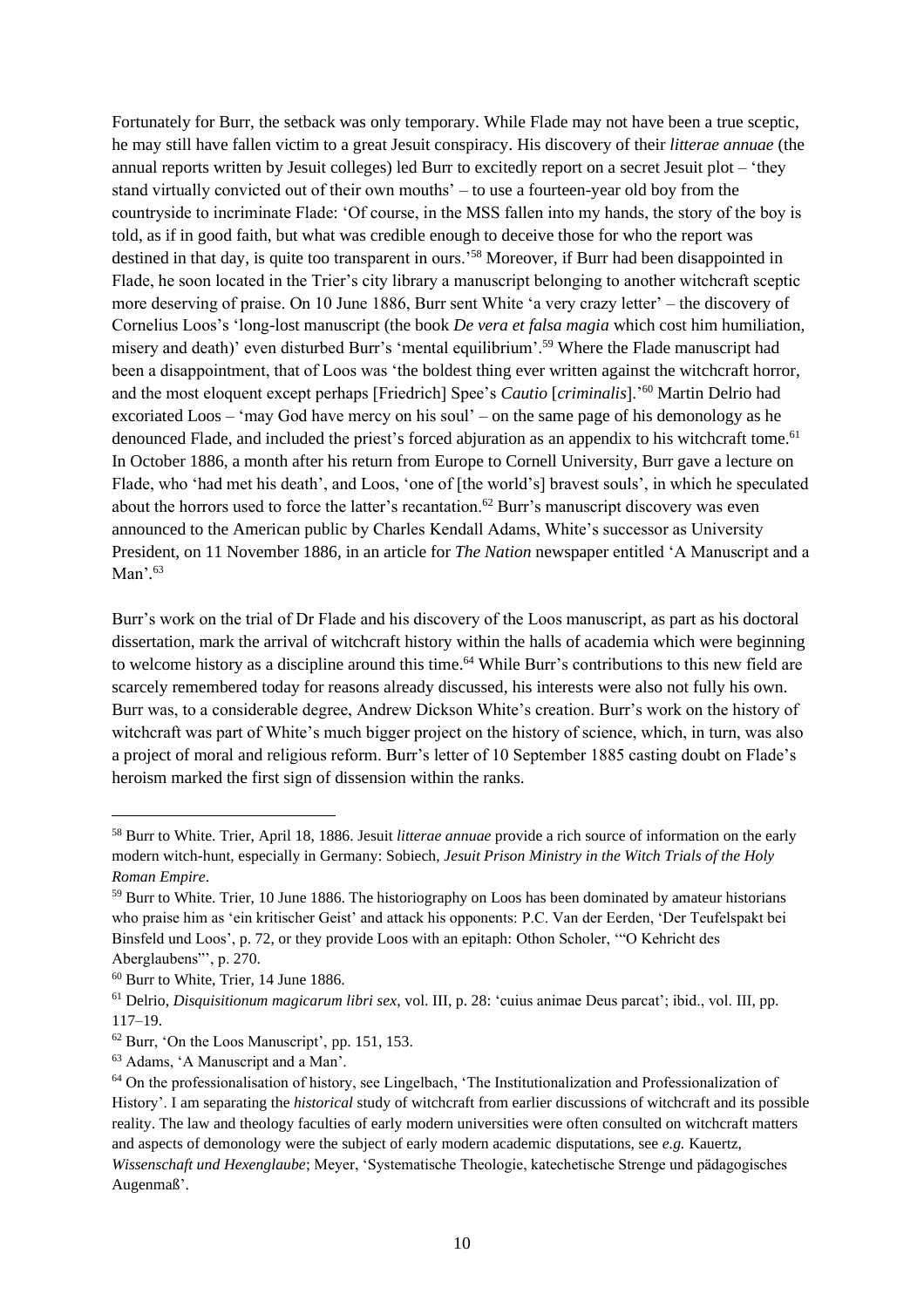Fortunately for Burr, the setback was only temporary. While Flade may not have been a true sceptic, he may still have fallen victim to a great Jesuit conspiracy. His discovery of their *litterae annuae* (the annual reports written by Jesuit colleges) led Burr to excitedly report on a secret Jesuit plot – 'they stand virtually convicted out of their own mouths' – to use a fourteen-year old boy from the countryside to incriminate Flade: 'Of course, in the MSS fallen into my hands, the story of the boy is told, as if in good faith, but what was credible enough to deceive those for who the report was destined in that day, is quite too transparent in ours.'[58] Moreover, if Burr had been disappointed in Flade, he soon located in the Trier's city library a manuscript belonging to another witchcraft sceptic more deserving of praise. On 10 June 1886, Burr sent White 'a very crazy letter' – the discovery of Cornelius Loos's 'long-lost manuscript (the book *De vera et falsa magia* which cost him humiliation, misery and death)' even disturbed Burr's 'mental equilibrium'.[59] Where the Flade manuscript had been a disappointment, that of Loos was 'the boldest thing ever written against the witchcraft horror, and the most eloquent except perhaps [Friedrich] Spee's *Cautio* [*criminalis*].'[60] Martin Delrio had excoriated Loos – 'may God have mercy on his soul' – on the same page of his demonology as he denounced Flade, and included the priest's forced abjuration as an appendix to his witchcraft tome.[61] In October 1886, a month after his return from Europe to Cornell University, Burr gave a lecture on Flade, who 'had met his death', and Loos, 'one of [the world's] bravest souls', in which he speculated about the horrors used to force the latter's recantation.[62] Burr's manuscript discovery was even announced to the American public by Charles Kendall Adams, White's successor as University President, on 11 November 1886, in an article for *The Nation* newspaper entitled 'A Manuscript and a Man'.[63]

Burr's work on the trial of Dr Flade and his discovery of the Loos manuscript, as part as his doctoral dissertation, mark the arrival of witchcraft history within the halls of academia which were beginning to welcome history as a discipline around this time.[64] While Burr's contributions to this new field are scarcely remembered today for reasons already discussed, his interests were also not fully his own. Burr was, to a considerable degree, Andrew Dickson White's creation. Burr's work on the history of witchcraft was part of White's much bigger project on the history of science, which, in turn, was also a project of moral and religious reform. Burr's letter of 10 September 1885 casting doubt on Flade's heroism marked the first sign of dissension within the ranks.

---

[58] Burr to White. Trier, April 18, 1886. Jesuit *litterae annuae* provide a rich source of information on the early modern witch-hunt, especially in Germany: Sobiech, *Jesuit Prison Ministry in the Witch Trials of the Holy Roman Empire*.

[59] Burr to White. Trier, 10 June 1886. The historiography on Loos has been dominated by amateur historians who praise him as 'ein kritischer Geist' and attack his opponents: P.C. Van der Eerden, 'Der Teufelspakt bei Binsfeld und Loos', p. 72, or they provide Loos with an epitaph: Othon Scholer, '"O Kehricht des Aberglaubens"', p. 270.

[60] Burr to White, Trier, 14 June 1886.

[61] Delrio, *Disquisitionum magicarum libri sex*, vol. III, p. 28: 'cuius animae Deus parcat'; ibid., vol. III, pp. 117–19.

[62] Burr, 'On the Loos Manuscript', pp. 151, 153.

[63] Adams, 'A Manuscript and a Man'.

[64] On the professionalisation of history, see Lingelbach, 'The Institutionalization and Professionalization of History'. I am separating the *historical* study of witchcraft from earlier discussions of witchcraft and its possible reality. The law and theology faculties of early modern universities were often consulted on witchcraft matters and aspects of demonology were the subject of early modern academic disputations, see *e.g.* Kauertz, *Wissenschaft und Hexenglaube*; Meyer, 'Systematische Theologie, katechetische Strenge und pädagogisches Augenmaß'.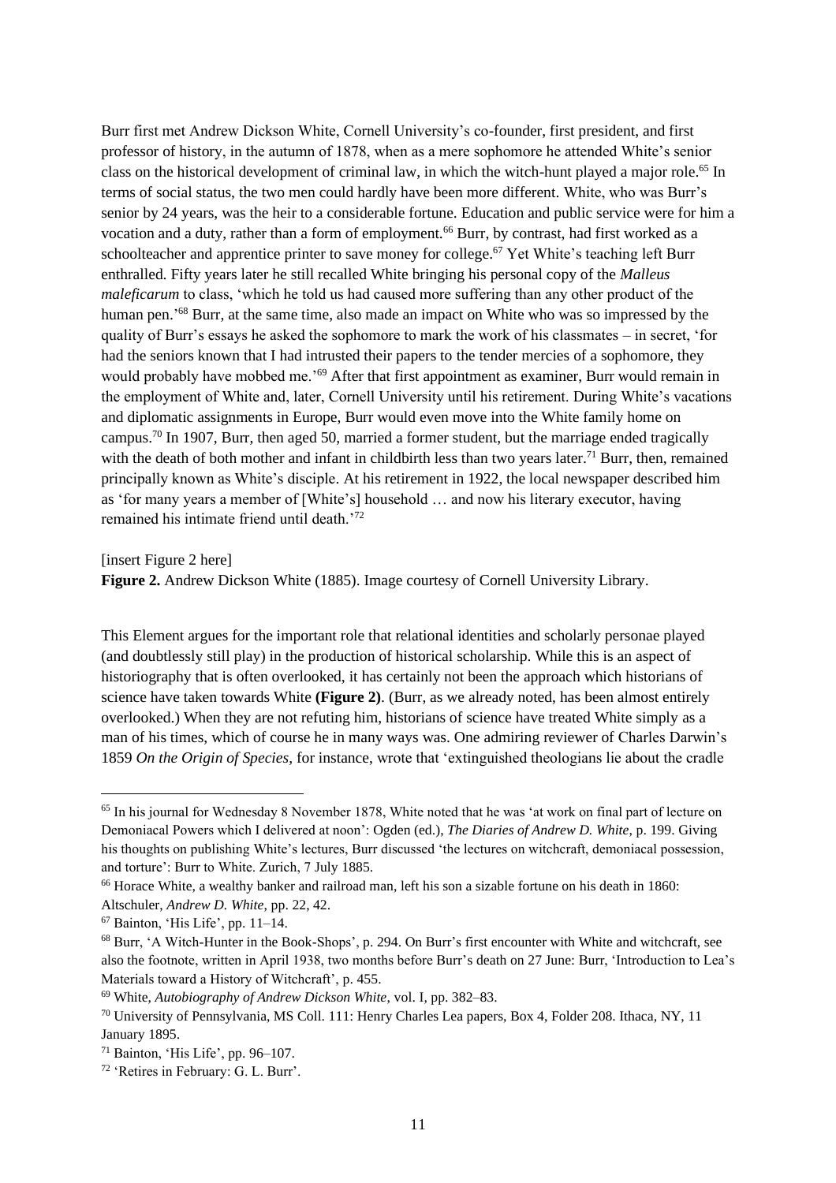Burr first met Andrew Dickson White, Cornell University's co-founder, first president, and first professor of history, in the autumn of 1878, when as a mere sophomore he attended White's senior class on the historical development of criminal law, in which the witch-hunt played a major role.[65] In terms of social status, the two men could hardly have been more different. White, who was Burr's senior by 24 years, was the heir to a considerable fortune. Education and public service were for him a vocation and a duty, rather than a form of employment.[66] Burr, by contrast, had first worked as a schoolteacher and apprentice printer to save money for college.[67] Yet White's teaching left Burr enthralled. Fifty years later he still recalled White bringing his personal copy of the *Malleus maleficarum* to class, 'which he told us had caused more suffering than any other product of the human pen.'[68] Burr, at the same time, also made an impact on White who was so impressed by the quality of Burr's essays he asked the sophomore to mark the work of his classmates – in secret, 'for had the seniors known that I had intrusted their papers to the tender mercies of a sophomore, they would probably have mobbed me.'[69] After that first appointment as examiner, Burr would remain in the employment of White and, later, Cornell University until his retirement. During White's vacations and diplomatic assignments in Europe, Burr would even move into the White family home on campus.[70] In 1907, Burr, then aged 50, married a former student, but the marriage ended tragically with the death of both mother and infant in childbirth less than two years later.[71] Burr, then, remained principally known as White's disciple. At his retirement in 1922, the local newspaper described him as 'for many years a member of [White's] household … and now his literary executor, having remained his intimate friend until death.'[72]

[insert Figure 2 here]

**Figure 2.** Andrew Dickson White (1885). Image courtesy of Cornell University Library.

This Element argues for the important role that relational identities and scholarly personae played (and doubtlessly still play) in the production of historical scholarship. While this is an aspect of historiography that is often overlooked, it has certainly not been the approach which historians of science have taken towards White **(Figure 2)**. (Burr, as we already noted, has been almost entirely overlooked.) When they are not refuting him, historians of science have treated White simply as a man of his times, which of course he in many ways was. One admiring reviewer of Charles Darwin's 1859 *On the Origin of Species*, for instance, wrote that 'extinguished theologians lie about the cradle

---

[65] In his journal for Wednesday 8 November 1878, White noted that he was 'at work on final part of lecture on Demoniacal Powers which I delivered at noon': Ogden (ed.), *The Diaries of Andrew D. White*, p. 199. Giving his thoughts on publishing White's lectures, Burr discussed 'the lectures on witchcraft, demoniacal possession, and torture': Burr to White. Zurich, 7 July 1885.

[66] Horace White, a wealthy banker and railroad man, left his son a sizable fortune on his death in 1860: Altschuler, *Andrew D. White*, pp. 22, 42.

[67] Bainton, 'His Life', pp. 11–14.

[68] Burr, 'A Witch-Hunter in the Book-Shops', p. 294. On Burr's first encounter with White and witchcraft, see also the footnote, written in April 1938, two months before Burr's death on 27 June: Burr, 'Introduction to Lea's Materials toward a History of Witchcraft', p. 455.

[69] White, *Autobiography of Andrew Dickson White*, vol. I, pp. 382–83.

[70] University of Pennsylvania, MS Coll. 111: Henry Charles Lea papers, Box 4, Folder 208. Ithaca, NY, 11 January 1895.

[71] Bainton, 'His Life', pp. 96–107.

[72] 'Retires in February: G. L. Burr'.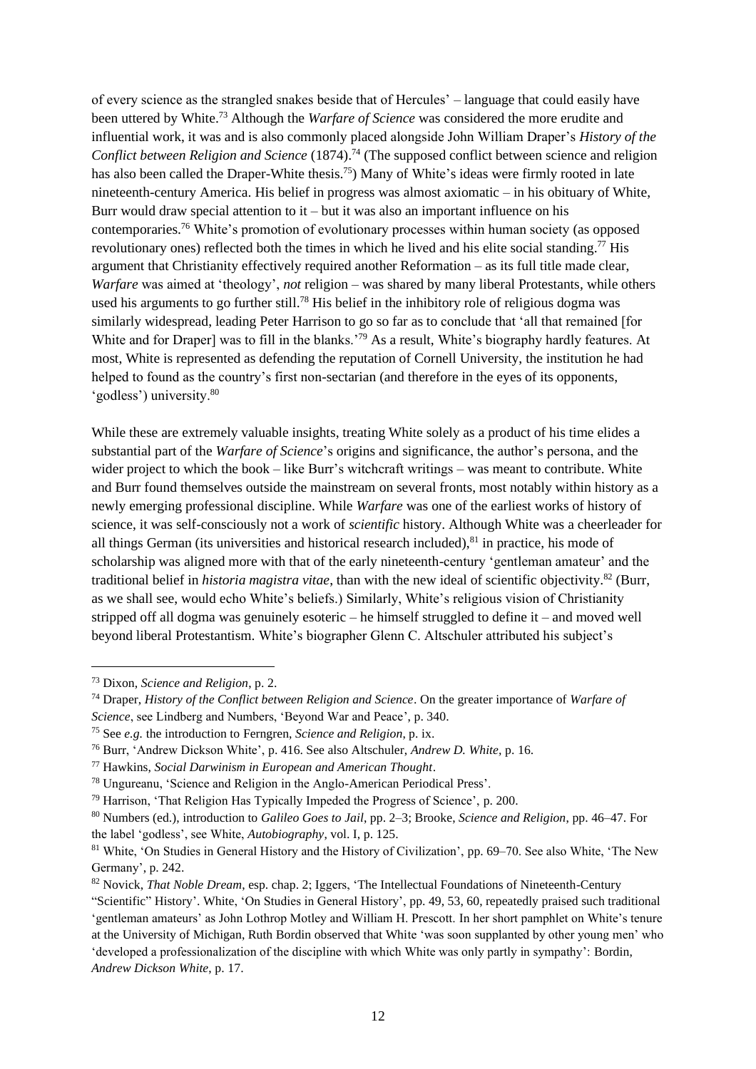of every science as the strangled snakes beside that of Hercules' – language that could easily have been uttered by White.[73] Although the *Warfare of Science* was considered the more erudite and influential work, it was and is also commonly placed alongside John William Draper's *History of the Conflict between Religion and Science* (1874).[74] (The supposed conflict between science and religion has also been called the Draper-White thesis.[75]) Many of White's ideas were firmly rooted in late nineteenth-century America. His belief in progress was almost axiomatic – in his obituary of White, Burr would draw special attention to it – but it was also an important influence on his contemporaries.[76] White's promotion of evolutionary processes within human society (as opposed revolutionary ones) reflected both the times in which he lived and his elite social standing.[77] His argument that Christianity effectively required another Reformation – as its full title made clear, *Warfare* was aimed at 'theology', *not* religion – was shared by many liberal Protestants, while others used his arguments to go further still.[78] His belief in the inhibitory role of religious dogma was similarly widespread, leading Peter Harrison to go so far as to conclude that 'all that remained [for White and for Draper] was to fill in the blanks.'[79] As a result, White's biography hardly features. At most, White is represented as defending the reputation of Cornell University, the institution he had helped to found as the country's first non-sectarian (and therefore in the eyes of its opponents, 'godless') university.[80]

While these are extremely valuable insights, treating White solely as a product of his time elides a substantial part of the *Warfare of Science*'s origins and significance, the author's persona, and the wider project to which the book – like Burr's witchcraft writings – was meant to contribute. White and Burr found themselves outside the mainstream on several fronts, most notably within history as a newly emerging professional discipline. While *Warfare* was one of the earliest works of history of science, it was self-consciously not a work of *scientific* history. Although White was a cheerleader for all things German (its universities and historical research included),[81] in practice, his mode of scholarship was aligned more with that of the early nineteenth-century 'gentleman amateur' and the traditional belief in *historia magistra vitae*, than with the new ideal of scientific objectivity.[82] (Burr, as we shall see, would echo White's beliefs.) Similarly, White's religious vision of Christianity stripped off all dogma was genuinely esoteric – he himself struggled to define it – and moved well beyond liberal Protestantism. White's biographer Glenn C. Altschuler attributed his subject's

---

[73] Dixon, *Science and Religion*, p. 2.

[74] Draper, *History of the Conflict between Religion and Science*. On the greater importance of *Warfare of Science*, see Lindberg and Numbers, 'Beyond War and Peace', p. 340.

[75] See *e.g.* the introduction to Ferngren, *Science and Religion*, p. ix.

[76] Burr, 'Andrew Dickson White', p. 416. See also Altschuler, *Andrew D. White*, p. 16.

[77] Hawkins, *Social Darwinism in European and American Thought*.

[78] Ungureanu, 'Science and Religion in the Anglo-American Periodical Press'.

[79] Harrison, 'That Religion Has Typically Impeded the Progress of Science', p. 200.

[80] Numbers (ed.), introduction to *Galileo Goes to Jail*, pp. 2–3; Brooke, *Science and Religion*, pp. 46–47. For the label 'godless', see White, *Autobiography*, vol. I, p. 125.

[81] White, 'On Studies in General History and the History of Civilization', pp. 69–70. See also White, 'The New Germany', p. 242.

[82] Novick, *That Noble Dream*, esp. chap. 2; Iggers, 'The Intellectual Foundations of Nineteenth-Century "Scientific" History'. White, 'On Studies in General History', pp. 49, 53, 60, repeatedly praised such traditional 'gentleman amateurs' as John Lothrop Motley and William H. Prescott. In her short pamphlet on White's tenure at the University of Michigan, Ruth Bordin observed that White 'was soon supplanted by other young men' who 'developed a professionalization of the discipline with which White was only partly in sympathy': Bordin, *Andrew Dickson White*, p. 17.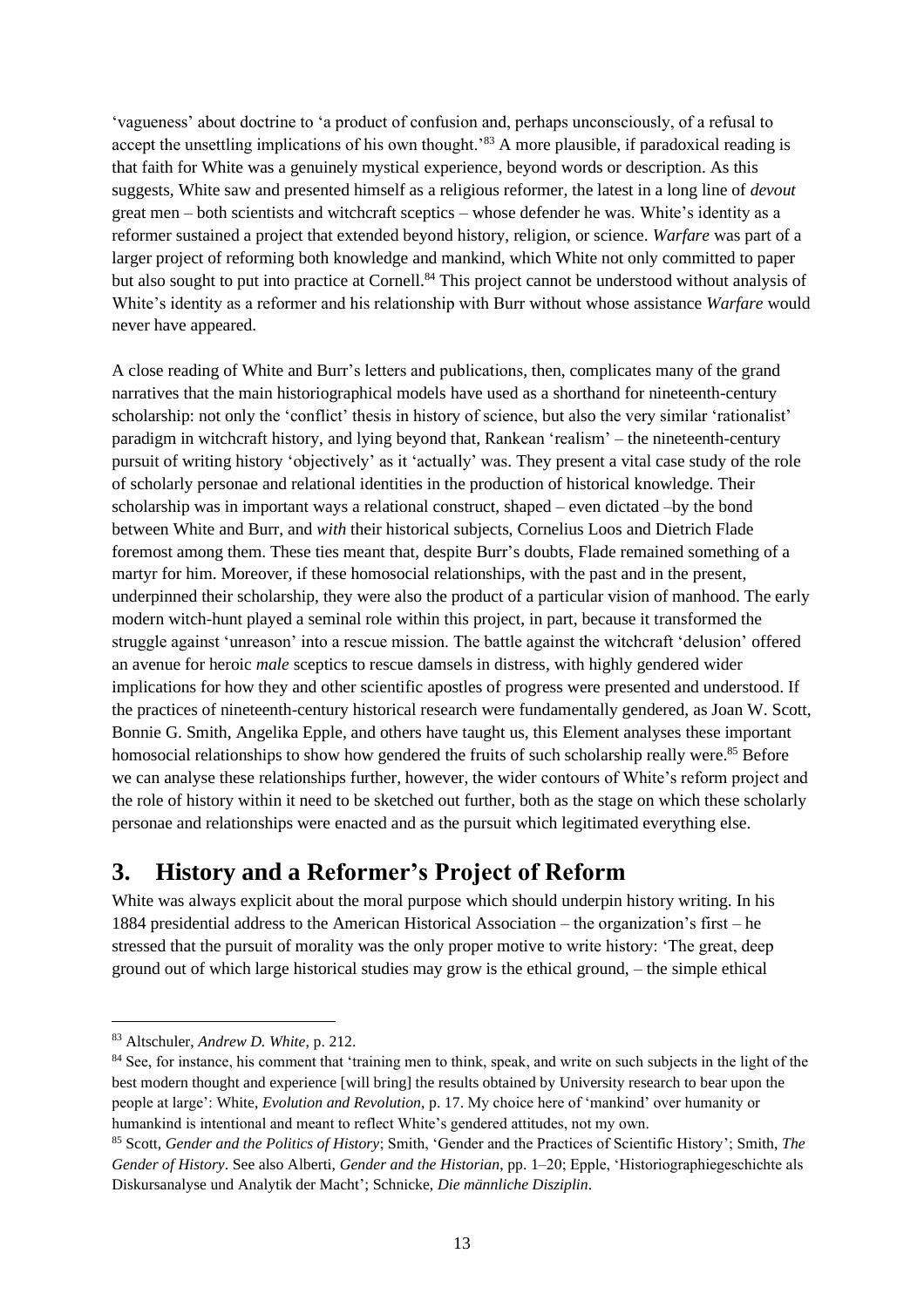'vagueness' about doctrine to 'a product of confusion and, perhaps unconsciously, of a refusal to accept the unsettling implications of his own thought.'[83] A more plausible, if paradoxical reading is that faith for White was a genuinely mystical experience, beyond words or description. As this suggests, White saw and presented himself as a religious reformer, the latest in a long line of *devout* great men – both scientists and witchcraft sceptics – whose defender he was. White's identity as a reformer sustained a project that extended beyond history, religion, or science. *Warfare* was part of a larger project of reforming both knowledge and mankind, which White not only committed to paper but also sought to put into practice at Cornell.[84] This project cannot be understood without analysis of White's identity as a reformer and his relationship with Burr without whose assistance *Warfare* would never have appeared.

A close reading of White and Burr's letters and publications, then, complicates many of the grand narratives that the main historiographical models have used as a shorthand for nineteenth-century scholarship: not only the 'conflict' thesis in history of science, but also the very similar 'rationalist' paradigm in witchcraft history, and lying beyond that, Rankean 'realism' – the nineteenth-century pursuit of writing history 'objectively' as it 'actually' was. They present a vital case study of the role of scholarly personae and relational identities in the production of historical knowledge. Their scholarship was in important ways a relational construct, shaped – even dictated –by the bond between White and Burr, and *with* their historical subjects, Cornelius Loos and Dietrich Flade foremost among them. These ties meant that, despite Burr's doubts, Flade remained something of a martyr for him. Moreover, if these homosocial relationships, with the past and in the present, underpinned their scholarship, they were also the product of a particular vision of manhood. The early modern witch-hunt played a seminal role within this project, in part, because it transformed the struggle against 'unreason' into a rescue mission. The battle against the witchcraft 'delusion' offered an avenue for heroic *male* sceptics to rescue damsels in distress, with highly gendered wider implications for how they and other scientific apostles of progress were presented and understood. If the practices of nineteenth-century historical research were fundamentally gendered, as Joan W. Scott, Bonnie G. Smith, Angelika Epple, and others have taught us, this Element analyses these important homosocial relationships to show how gendered the fruits of such scholarship really were.[85] Before we can analyse these relationships further, however, the wider contours of White's reform project and the role of history within it need to be sketched out further, both as the stage on which these scholarly personae and relationships were enacted and as the pursuit which legitimated everything else.

## 3. History and a Reformer's Project of Reform

White was always explicit about the moral purpose which should underpin history writing. In his 1884 presidential address to the American Historical Association – the organization's first – he stressed that the pursuit of morality was the only proper motive to write history: 'The great, deep ground out of which large historical studies may grow is the ethical ground, – the simple ethical

---

[83] Altschuler, *Andrew D. White*, p. 212.

[84] See, for instance, his comment that 'training men to think, speak, and write on such subjects in the light of the best modern thought and experience [will bring] the results obtained by University research to bear upon the people at large': White, *Evolution and Revolution*, p. 17. My choice here of 'mankind' over humanity or humankind is intentional and meant to reflect White's gendered attitudes, not my own.

[85] Scott, *Gender and the Politics of History*; Smith, 'Gender and the Practices of Scientific History'; Smith, *The Gender of History*. See also Alberti, *Gender and the Historian*, pp. 1–20; Epple, 'Historiographiegeschichte als Diskursanalyse und Analytik der Macht'; Schnicke, *Die männliche Disziplin*.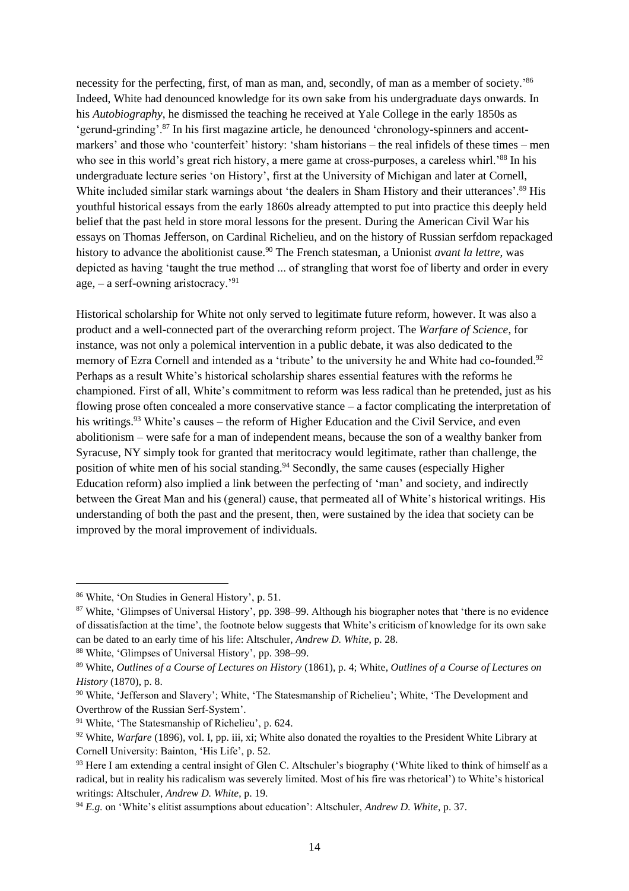necessity for the perfecting, first, of man as man, and, secondly, of man as a member of society.'[86] Indeed, White had denounced knowledge for its own sake from his undergraduate days onwards. In his *Autobiography*, he dismissed the teaching he received at Yale College in the early 1850s as 'gerund-grinding'.[87] In his first magazine article, he denounced 'chronology-spinners and accent-markers' and those who 'counterfeit' history: 'sham historians – the real infidels of these times – men who see in this world's great rich history, a mere game at cross-purposes, a careless whirl.'[88] In his undergraduate lecture series 'on History', first at the University of Michigan and later at Cornell, White included similar stark warnings about 'the dealers in Sham History and their utterances'.[89] His youthful historical essays from the early 1860s already attempted to put into practice this deeply held belief that the past held in store moral lessons for the present. During the American Civil War his essays on Thomas Jefferson, on Cardinal Richelieu, and on the history of Russian serfdom repackaged history to advance the abolitionist cause.[90] The French statesman, a Unionist *avant la lettre*, was depicted as having 'taught the true method ... of strangling that worst foe of liberty and order in every age, – a serf-owning aristocracy.'[91]

Historical scholarship for White not only served to legitimate future reform, however. It was also a product and a well-connected part of the overarching reform project. The *Warfare of Science*, for instance, was not only a polemical intervention in a public debate, it was also dedicated to the memory of Ezra Cornell and intended as a 'tribute' to the university he and White had co-founded.[92] Perhaps as a result White's historical scholarship shares essential features with the reforms he championed. First of all, White's commitment to reform was less radical than he pretended, just as his flowing prose often concealed a more conservative stance – a factor complicating the interpretation of his writings.[93] White's causes – the reform of Higher Education and the Civil Service, and even abolitionism – were safe for a man of independent means, because the son of a wealthy banker from Syracuse, NY simply took for granted that meritocracy would legitimate, rather than challenge, the position of white men of his social standing.[94] Secondly, the same causes (especially Higher Education reform) also implied a link between the perfecting of 'man' and society, and indirectly between the Great Man and his (general) cause, that permeated all of White's historical writings. His understanding of both the past and the present, then, were sustained by the idea that society can be improved by the moral improvement of individuals.

---

[86] White, 'On Studies in General History', p. 51.

[87] White, 'Glimpses of Universal History', pp. 398–99. Although his biographer notes that 'there is no evidence of dissatisfaction at the time', the footnote below suggests that White's criticism of knowledge for its own sake can be dated to an early time of his life: Altschuler, *Andrew D. White*, p. 28.

[88] White, 'Glimpses of Universal History', pp. 398–99.

[89] White, *Outlines of a Course of Lectures on History* (1861), p. 4; White, *Outlines of a Course of Lectures on History* (1870), p. 8.

[90] White, 'Jefferson and Slavery'; White, 'The Statesmanship of Richelieu'; White, 'The Development and Overthrow of the Russian Serf-System'.

[91] White, 'The Statesmanship of Richelieu', p. 624.

[92] White, *Warfare* (1896), vol. I, pp. iii, xi; White also donated the royalties to the President White Library at Cornell University: Bainton, 'His Life', p. 52.

[93] Here I am extending a central insight of Glen C. Altschuler's biography ('White liked to think of himself as a radical, but in reality his radicalism was severely limited. Most of his fire was rhetorical') to White's historical writings: Altschuler, *Andrew D. White*, p. 19.

[94] *E.g.* on 'White's elitist assumptions about education': Altschuler, *Andrew D. White*, p. 37.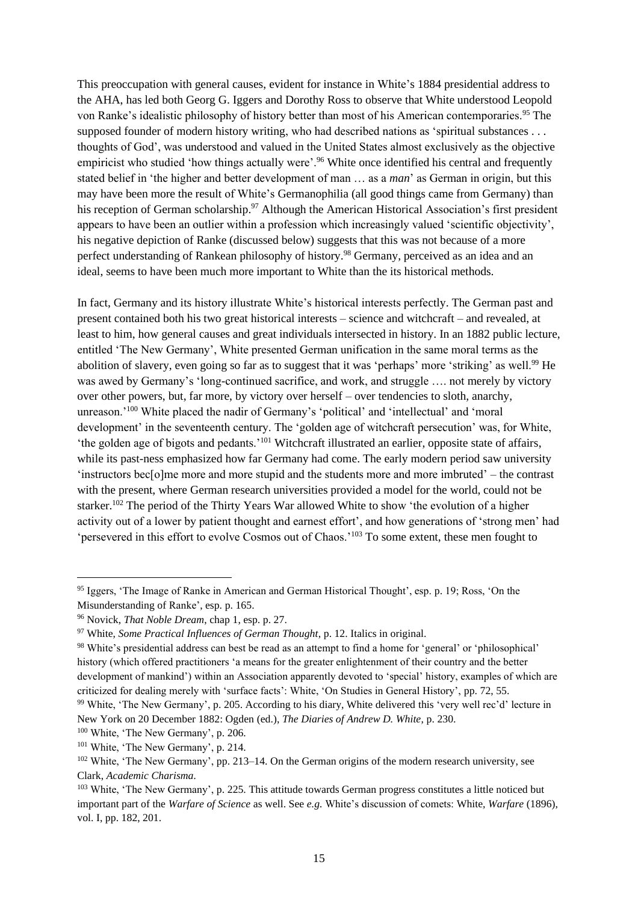This preoccupation with general causes, evident for instance in White's 1884 presidential address to the AHA, has led both Georg G. Iggers and Dorothy Ross to observe that White understood Leopold von Ranke's idealistic philosophy of history better than most of his American contemporaries.[95] The supposed founder of modern history writing, who had described nations as 'spiritual substances . . . thoughts of God', was understood and valued in the United States almost exclusively as the objective empiricist who studied 'how things actually were'.[96] White once identified his central and frequently stated belief in 'the higher and better development of man … as a *man*' as German in origin, but this may have been more the result of White's Germanophilia (all good things came from Germany) than his reception of German scholarship.[97] Although the American Historical Association's first president appears to have been an outlier within a profession which increasingly valued 'scientific objectivity', his negative depiction of Ranke (discussed below) suggests that this was not because of a more perfect understanding of Rankean philosophy of history.[98] Germany, perceived as an idea and an ideal, seems to have been much more important to White than the its historical methods.

In fact, Germany and its history illustrate White's historical interests perfectly. The German past and present contained both his two great historical interests – science and witchcraft – and revealed, at least to him, how general causes and great individuals intersected in history. In an 1882 public lecture, entitled 'The New Germany', White presented German unification in the same moral terms as the abolition of slavery, even going so far as to suggest that it was 'perhaps' more 'striking' as well.[99] He was awed by Germany's 'long-continued sacrifice, and work, and struggle …. not merely by victory over other powers, but, far more, by victory over herself – over tendencies to sloth, anarchy, unreason.'[100] White placed the nadir of Germany's 'political' and 'intellectual' and 'moral development' in the seventeenth century. The 'golden age of witchcraft persecution' was, for White, 'the golden age of bigots and pedants.'[101] Witchcraft illustrated an earlier, opposite state of affairs, while its past-ness emphasized how far Germany had come. The early modern period saw university 'instructors bec[o]me more and more stupid and the students more and more imbruted' – the contrast with the present, where German research universities provided a model for the world, could not be starker.[102] The period of the Thirty Years War allowed White to show 'the evolution of a higher activity out of a lower by patient thought and earnest effort', and how generations of 'strong men' had 'persevered in this effort to evolve Cosmos out of Chaos.'[103] To some extent, these men fought to

---

[95] Iggers, 'The Image of Ranke in American and German Historical Thought', esp. p. 19; Ross, 'On the Misunderstanding of Ranke', esp. p. 165.

[96] Novick, *That Noble Dream*, chap 1, esp. p. 27.

[97] White, *Some Practical Influences of German Thought*, p. 12. Italics in original.

[98] White's presidential address can best be read as an attempt to find a home for 'general' or 'philosophical' history (which offered practitioners 'a means for the greater enlightenment of their country and the better development of mankind') within an Association apparently devoted to 'special' history, examples of which are criticized for dealing merely with 'surface facts': White, 'On Studies in General History', pp. 72, 55.

[99] White, 'The New Germany', p. 205. According to his diary, White delivered this 'very well rec'd' lecture in New York on 20 December 1882: Ogden (ed.), *The Diaries of Andrew D. White*, p. 230.

[100] White, 'The New Germany', p. 206.

[101] White, 'The New Germany', p. 214.

[102] White, 'The New Germany', pp. 213–14. On the German origins of the modern research university, see Clark, *Academic Charisma*.

[103] White, 'The New Germany', p. 225. This attitude towards German progress constitutes a little noticed but important part of the *Warfare of Science* as well. See *e.g.* White's discussion of comets: White, *Warfare* (1896), vol. I, pp. 182, 201.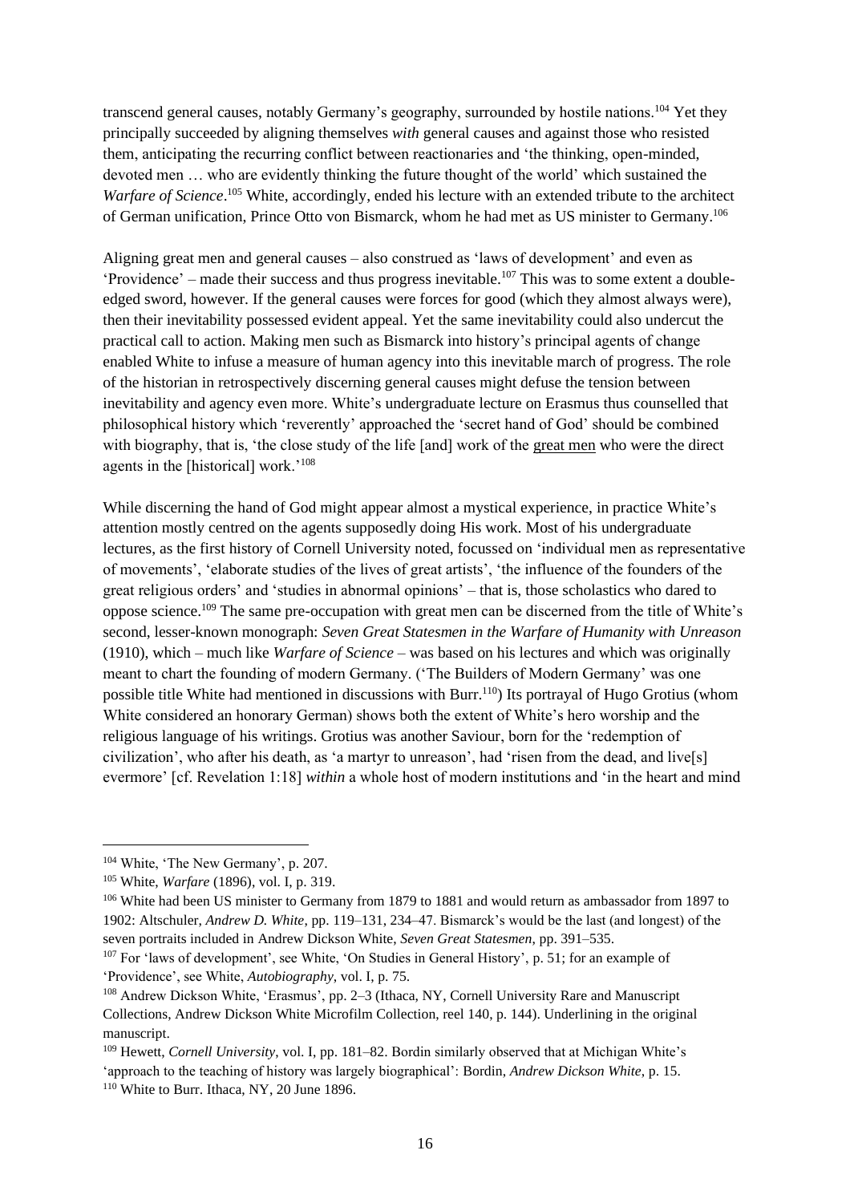transcend general causes, notably Germany's geography, surrounded by hostile nations.[104] Yet they principally succeeded by aligning themselves *with* general causes and against those who resisted them, anticipating the recurring conflict between reactionaries and 'the thinking, open-minded, devoted men … who are evidently thinking the future thought of the world' which sustained the *Warfare of Science*.[105] White, accordingly, ended his lecture with an extended tribute to the architect of German unification, Prince Otto von Bismarck, whom he had met as US minister to Germany.[106]

Aligning great men and general causes – also construed as 'laws of development' and even as 'Providence' – made their success and thus progress inevitable.[107] This was to some extent a double-edged sword, however. If the general causes were forces for good (which they almost always were), then their inevitability possessed evident appeal. Yet the same inevitability could also undercut the practical call to action. Making men such as Bismarck into history's principal agents of change enabled White to infuse a measure of human agency into this inevitable march of progress. The role of the historian in retrospectively discerning general causes might defuse the tension between inevitability and agency even more. White's undergraduate lecture on Erasmus thus counselled that philosophical history which 'reverently' approached the 'secret hand of God' should be combined with biography, that is, 'the close study of the life [and] work of the <u>great men</u> who were the direct agents in the [historical] work.'[108]

While discerning the hand of God might appear almost a mystical experience, in practice White's attention mostly centred on the agents supposedly doing His work. Most of his undergraduate lectures, as the first history of Cornell University noted, focussed on 'individual men as representative of movements', 'elaborate studies of the lives of great artists', 'the influence of the founders of the great religious orders' and 'studies in abnormal opinions' – that is, those scholastics who dared to oppose science.[109] The same pre-occupation with great men can be discerned from the title of White's second, lesser-known monograph: *Seven Great Statesmen in the Warfare of Humanity with Unreason* (1910), which – much like *Warfare of Science* – was based on his lectures and which was originally meant to chart the founding of modern Germany. ('The Builders of Modern Germany' was one possible title White had mentioned in discussions with Burr.[110]) Its portrayal of Hugo Grotius (whom White considered an honorary German) shows both the extent of White's hero worship and the religious language of his writings. Grotius was another Saviour, born for the 'redemption of civilization', who after his death, as 'a martyr to unreason', had 'risen from the dead, and live[s] evermore' [cf. Revelation 1:18] *within* a whole host of modern institutions and 'in the heart and mind

---

[104] White, 'The New Germany', p. 207.

[105] White, *Warfare* (1896), vol. I, p. 319.

[106] White had been US minister to Germany from 1879 to 1881 and would return as ambassador from 1897 to 1902: Altschuler, *Andrew D. White*, pp. 119–131, 234–47. Bismarck's would be the last (and longest) of the seven portraits included in Andrew Dickson White, *Seven Great Statesmen*, pp. 391–535.

[107] For 'laws of development', see White, 'On Studies in General History', p. 51; for an example of 'Providence', see White, *Autobiography*, vol. I, p. 75.

[108] Andrew Dickson White, 'Erasmus', pp. 2–3 (Ithaca, NY, Cornell University Rare and Manuscript Collections, Andrew Dickson White Microfilm Collection, reel 140, p. 144). Underlining in the original manuscript.

[109] Hewett, *Cornell University*, vol. I, pp. 181–82. Bordin similarly observed that at Michigan White's 'approach to the teaching of history was largely biographical': Bordin, *Andrew Dickson White*, p. 15.

[110] White to Burr. Ithaca, NY, 20 June 1896.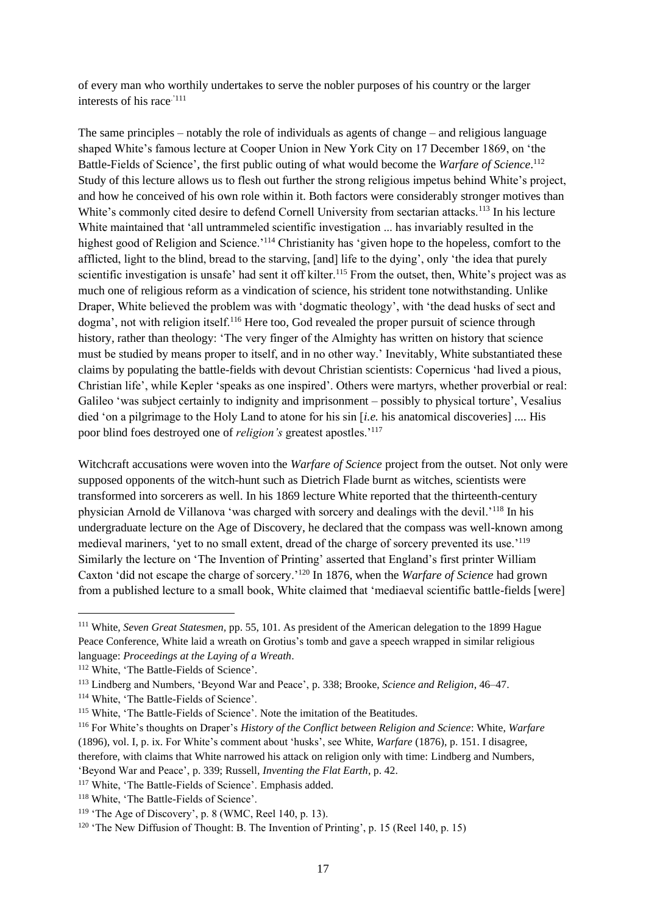of every man who worthily undertakes to serve the nobler purposes of his country or the larger interests of his race.'[111]

The same principles – notably the role of individuals as agents of change – and religious language shaped White's famous lecture at Cooper Union in New York City on 17 December 1869, on 'the Battle-Fields of Science', the first public outing of what would become the *Warfare of Science*.[112] Study of this lecture allows us to flesh out further the strong religious impetus behind White's project, and how he conceived of his own role within it. Both factors were considerably stronger motives than White's commonly cited desire to defend Cornell University from sectarian attacks.[113] In his lecture White maintained that 'all untrammeled scientific investigation ... has invariably resulted in the highest good of Religion and Science.'[114] Christianity has 'given hope to the hopeless, comfort to the afflicted, light to the blind, bread to the starving, [and] life to the dying', only 'the idea that purely scientific investigation is unsafe' had sent it off kilter.[115] From the outset, then, White's project was as much one of religious reform as a vindication of science, his strident tone notwithstanding. Unlike Draper, White believed the problem was with 'dogmatic theology', with 'the dead husks of sect and dogma', not with religion itself.[116] Here too, God revealed the proper pursuit of science through history, rather than theology: 'The very finger of the Almighty has written on history that science must be studied by means proper to itself, and in no other way.' Inevitably, White substantiated these claims by populating the battle-fields with devout Christian scientists: Copernicus 'had lived a pious, Christian life', while Kepler 'speaks as one inspired'. Others were martyrs, whether proverbial or real: Galileo 'was subject certainly to indignity and imprisonment – possibly to physical torture', Vesalius died 'on a pilgrimage to the Holy Land to atone for his sin [*i.e.* his anatomical discoveries] .... His poor blind foes destroyed one of *religion's* greatest apostles.'[117]

Witchcraft accusations were woven into the *Warfare of Science* project from the outset. Not only were supposed opponents of the witch-hunt such as Dietrich Flade burnt as witches, scientists were transformed into sorcerers as well. In his 1869 lecture White reported that the thirteenth-century physician Arnold de Villanova 'was charged with sorcery and dealings with the devil.'[118] In his undergraduate lecture on the Age of Discovery, he declared that the compass was well-known among medieval mariners, 'yet to no small extent, dread of the charge of sorcery prevented its use.'[119] Similarly the lecture on 'The Invention of Printing' asserted that England's first printer William Caxton 'did not escape the charge of sorcery.'[120] In 1876, when the *Warfare of Science* had grown from a published lecture to a small book, White claimed that 'mediaeval scientific battle-fields [were]

---

[111] White, *Seven Great Statesmen*, pp. 55, 101. As president of the American delegation to the 1899 Hague Peace Conference, White laid a wreath on Grotius's tomb and gave a speech wrapped in similar religious language: *Proceedings at the Laying of a Wreath*.

[112] White, 'The Battle-Fields of Science'.

[113] Lindberg and Numbers, 'Beyond War and Peace', p. 338; Brooke, *Science and Religion*, 46–47.

[114] White, 'The Battle-Fields of Science'.

[115] White, 'The Battle-Fields of Science'. Note the imitation of the Beatitudes.

[116] For White's thoughts on Draper's *History of the Conflict between Religion and Science*: White, *Warfare* (1896), vol. I, p. ix. For White's comment about 'husks', see White, *Warfare* (1876), p. 151. I disagree, therefore, with claims that White narrowed his attack on religion only with time: Lindberg and Numbers, 'Beyond War and Peace', p. 339; Russell, *Inventing the Flat Earth*, p. 42.

[117] White, 'The Battle-Fields of Science'. Emphasis added.

[118] White, 'The Battle-Fields of Science'.

[119] 'The Age of Discovery', p. 8 (WMC, Reel 140, p. 13).

[120] 'The New Diffusion of Thought: B. The Invention of Printing', p. 15 (Reel 140, p. 15)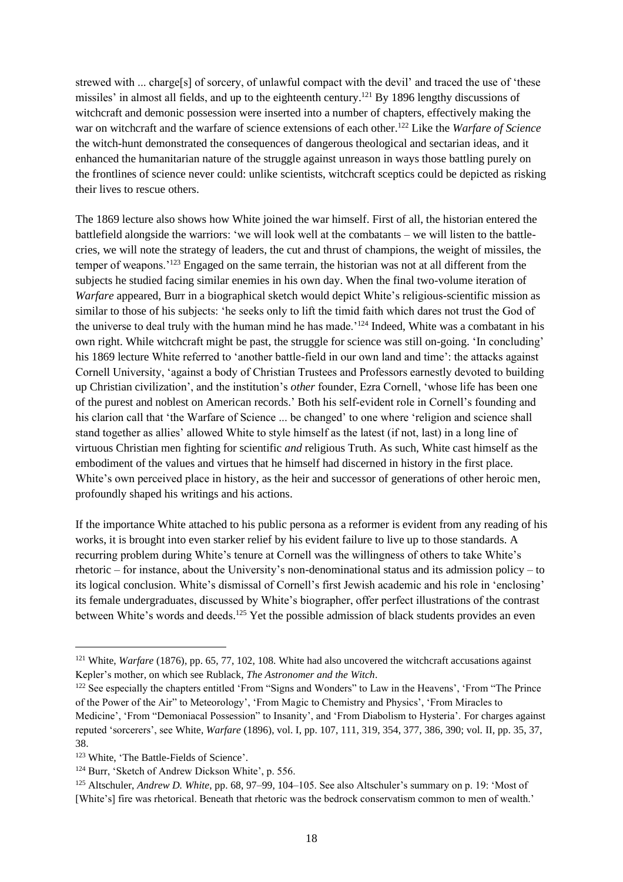strewed with ... charge[s] of sorcery, of unlawful compact with the devil' and traced the use of 'these missiles' in almost all fields, and up to the eighteenth century.[121] By 1896 lengthy discussions of witchcraft and demonic possession were inserted into a number of chapters, effectively making the war on witchcraft and the warfare of science extensions of each other.[122] Like the *Warfare of Science* the witch-hunt demonstrated the consequences of dangerous theological and sectarian ideas, and it enhanced the humanitarian nature of the struggle against unreason in ways those battling purely on the frontlines of science never could: unlike scientists, witchcraft sceptics could be depicted as risking their lives to rescue others.

The 1869 lecture also shows how White joined the war himself. First of all, the historian entered the battlefield alongside the warriors: 'we will look well at the combatants – we will listen to the battle-cries, we will note the strategy of leaders, the cut and thrust of champions, the weight of missiles, the temper of weapons.'[123] Engaged on the same terrain, the historian was not at all different from the subjects he studied facing similar enemies in his own day. When the final two-volume iteration of *Warfare* appeared, Burr in a biographical sketch would depict White's religious-scientific mission as similar to those of his subjects: 'he seeks only to lift the timid faith which dares not trust the God of the universe to deal truly with the human mind he has made.'[124] Indeed, White was a combatant in his own right. While witchcraft might be past, the struggle for science was still on-going. 'In concluding' his 1869 lecture White referred to 'another battle-field in our own land and time': the attacks against Cornell University, 'against a body of Christian Trustees and Professors earnestly devoted to building up Christian civilization', and the institution's *other* founder, Ezra Cornell, 'whose life has been one of the purest and noblest on American records.' Both his self-evident role in Cornell's founding and his clarion call that 'the Warfare of Science ... be changed' to one where 'religion and science shall stand together as allies' allowed White to style himself as the latest (if not, last) in a long line of virtuous Christian men fighting for scientific *and* religious Truth. As such, White cast himself as the embodiment of the values and virtues that he himself had discerned in history in the first place. White's own perceived place in history, as the heir and successor of generations of other heroic men, profoundly shaped his writings and his actions.

If the importance White attached to his public persona as a reformer is evident from any reading of his works, it is brought into even starker relief by his evident failure to live up to those standards. A recurring problem during White's tenure at Cornell was the willingness of others to take White's rhetoric – for instance, about the University's non-denominational status and its admission policy – to its logical conclusion. White's dismissal of Cornell's first Jewish academic and his role in 'enclosing' its female undergraduates, discussed by White's biographer, offer perfect illustrations of the contrast between White's words and deeds.[125] Yet the possible admission of black students provides an even

---

[121] White, *Warfare* (1876), pp. 65, 77, 102, 108. White had also uncovered the witchcraft accusations against Kepler's mother, on which see Rublack, *The Astronomer and the Witch*.

[122] See especially the chapters entitled 'From "Signs and Wonders" to Law in the Heavens', 'From "The Prince of the Power of the Air" to Meteorology', 'From Magic to Chemistry and Physics', 'From Miracles to Medicine', 'From "Demoniacal Possession" to Insanity', and 'From Diabolism to Hysteria'. For charges against reputed 'sorcerers', see White, *Warfare* (1896), vol. I, pp. 107, 111, 319, 354, 377, 386, 390; vol. II, pp. 35, 37, 38.

[123] White, 'The Battle-Fields of Science'.

[124] Burr, 'Sketch of Andrew Dickson White', p. 556.

[125] Altschuler, *Andrew D. White*, pp. 68, 97–99, 104–105. See also Altschuler's summary on p. 19: 'Most of [White's] fire was rhetorical. Beneath that rhetoric was the bedrock conservatism common to men of wealth.'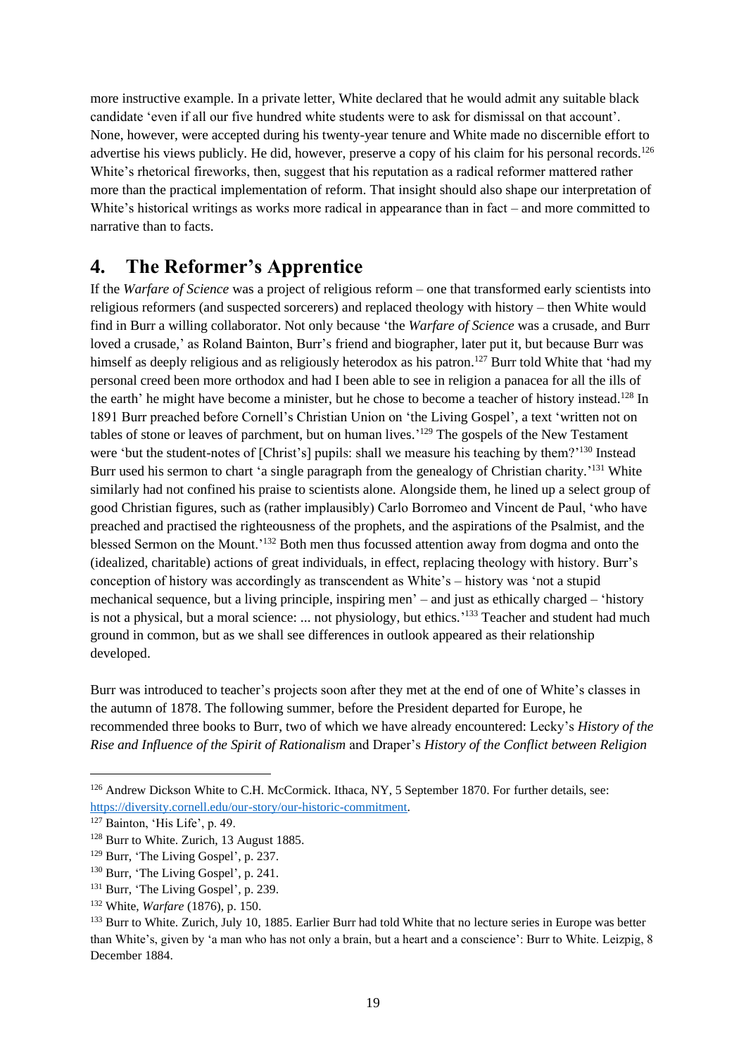more instructive example. In a private letter, White declared that he would admit any suitable black candidate 'even if all our five hundred white students were to ask for dismissal on that account'. None, however, were accepted during his twenty-year tenure and White made no discernible effort to advertise his views publicly. He did, however, preserve a copy of his claim for his personal records.[126] White's rhetorical fireworks, then, suggest that his reputation as a radical reformer mattered rather more than the practical implementation of reform. That insight should also shape our interpretation of White's historical writings as works more radical in appearance than in fact – and more committed to narrative than to facts.

# 4. The Reformer's Apprentice

If the *Warfare of Science* was a project of religious reform – one that transformed early scientists into religious reformers (and suspected sorcerers) and replaced theology with history – then White would find in Burr a willing collaborator. Not only because 'the *Warfare of Science* was a crusade, and Burr loved a crusade,' as Roland Bainton, Burr's friend and biographer, later put it, but because Burr was himself as deeply religious and as religiously heterodox as his patron.[127] Burr told White that 'had my personal creed been more orthodox and had I been able to see in religion a panacea for all the ills of the earth' he might have become a minister, but he chose to become a teacher of history instead.[128] In 1891 Burr preached before Cornell's Christian Union on 'the Living Gospel', a text 'written not on tables of stone or leaves of parchment, but on human lives.'[129] The gospels of the New Testament were 'but the student-notes of [Christ's] pupils: shall we measure his teaching by them?'[130] Instead Burr used his sermon to chart 'a single paragraph from the genealogy of Christian charity.'[131] White similarly had not confined his praise to scientists alone. Alongside them, he lined up a select group of good Christian figures, such as (rather implausibly) Carlo Borromeo and Vincent de Paul, 'who have preached and practised the righteousness of the prophets, and the aspirations of the Psalmist, and the blessed Sermon on the Mount.'[132] Both men thus focussed attention away from dogma and onto the (idealized, charitable) actions of great individuals, in effect, replacing theology with history. Burr's conception of history was accordingly as transcendent as White's – history was 'not a stupid mechanical sequence, but a living principle, inspiring men' – and just as ethically charged – 'history is not a physical, but a moral science: ... not physiology, but ethics.'[133] Teacher and student had much ground in common, but as we shall see differences in outlook appeared as their relationship developed.

Burr was introduced to teacher's projects soon after they met at the end of one of White's classes in the autumn of 1878. The following summer, before the President departed for Europe, he recommended three books to Burr, two of which we have already encountered: Lecky's *History of the Rise and Influence of the Spirit of Rationalism* and Draper's *History of the Conflict between Religion*

---

[126] Andrew Dickson White to C.H. McCormick. Ithaca, NY, 5 September 1870. For further details, see: https://diversity.cornell.edu/our-story/our-historic-commitment.

[127] Bainton, 'His Life', p. 49.

[128] Burr to White. Zurich, 13 August 1885.

[129] Burr, 'The Living Gospel', p. 237.

[130] Burr, 'The Living Gospel', p. 241.

[131] Burr, 'The Living Gospel', p. 239.

[132] White, *Warfare* (1876), p. 150.

[133] Burr to White. Zurich, July 10, 1885. Earlier Burr had told White that no lecture series in Europe was better than White's, given by 'a man who has not only a brain, but a heart and a conscience': Burr to White. Leizpig, 8 December 1884.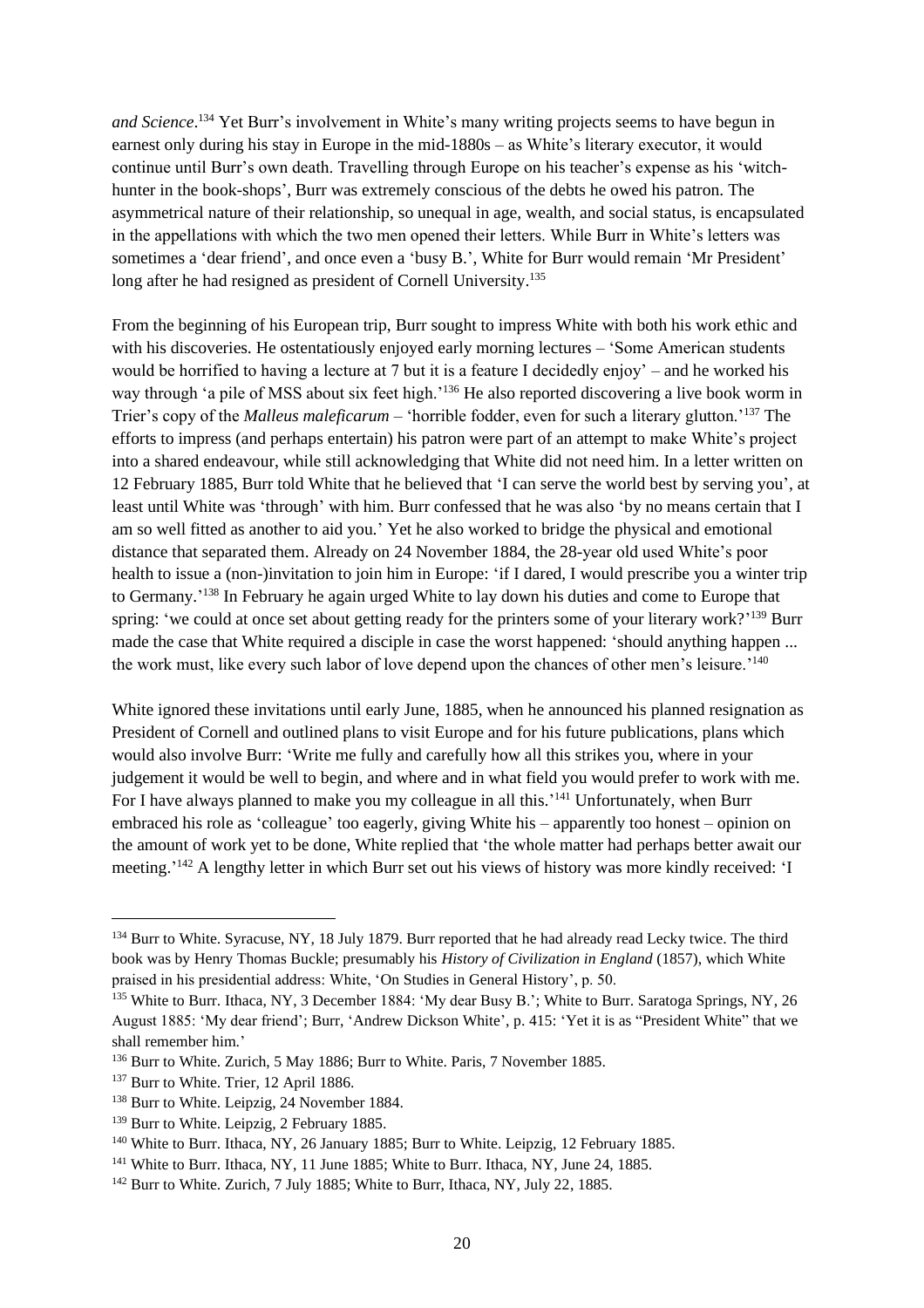*and Science*.[134] Yet Burr's involvement in White's many writing projects seems to have begun in earnest only during his stay in Europe in the mid-1880s – as White's literary executor, it would continue until Burr's own death. Travelling through Europe on his teacher's expense as his 'witch-hunter in the book-shops', Burr was extremely conscious of the debts he owed his patron. The asymmetrical nature of their relationship, so unequal in age, wealth, and social status, is encapsulated in the appellations with which the two men opened their letters. While Burr in White's letters was sometimes a 'dear friend', and once even a 'busy B.', White for Burr would remain 'Mr President' long after he had resigned as president of Cornell University.[135]

From the beginning of his European trip, Burr sought to impress White with both his work ethic and with his discoveries. He ostentatiously enjoyed early morning lectures – 'Some American students would be horrified to having a lecture at 7 but it is a feature I decidedly enjoy' – and he worked his way through 'a pile of MSS about six feet high.'[136] He also reported discovering a live book worm in Trier's copy of the *Malleus maleficarum* – 'horrible fodder, even for such a literary glutton.'[137] The efforts to impress (and perhaps entertain) his patron were part of an attempt to make White's project into a shared endeavour, while still acknowledging that White did not need him. In a letter written on 12 February 1885, Burr told White that he believed that 'I can serve the world best by serving you', at least until White was 'through' with him. Burr confessed that he was also 'by no means certain that I am so well fitted as another to aid you.' Yet he also worked to bridge the physical and emotional distance that separated them. Already on 24 November 1884, the 28-year old used White's poor health to issue a (non-)invitation to join him in Europe: 'if I dared, I would prescribe you a winter trip to Germany.'[138] In February he again urged White to lay down his duties and come to Europe that spring: 'we could at once set about getting ready for the printers some of your literary work?'[139] Burr made the case that White required a disciple in case the worst happened: 'should anything happen ... the work must, like every such labor of love depend upon the chances of other men's leisure.'[140]

White ignored these invitations until early June, 1885, when he announced his planned resignation as President of Cornell and outlined plans to visit Europe and for his future publications, plans which would also involve Burr: 'Write me fully and carefully how all this strikes you, where in your judgement it would be well to begin, and where and in what field you would prefer to work with me. For I have always planned to make you my colleague in all this.'[141] Unfortunately, when Burr embraced his role as 'colleague' too eagerly, giving White his – apparently too honest – opinion on the amount of work yet to be done, White replied that 'the whole matter had perhaps better await our meeting.'[142] A lengthy letter in which Burr set out his views of history was more kindly received: 'I

---

[134] Burr to White. Syracuse, NY, 18 July 1879. Burr reported that he had already read Lecky twice. The third book was by Henry Thomas Buckle; presumably his *History of Civilization in England* (1857), which White praised in his presidential address: White, 'On Studies in General History', p. 50.

[135] White to Burr. Ithaca, NY, 3 December 1884: 'My dear Busy B.'; White to Burr. Saratoga Springs, NY, 26 August 1885: 'My dear friend'; Burr, 'Andrew Dickson White', p. 415: 'Yet it is as "President White" that we shall remember him.'

[136] Burr to White. Zurich, 5 May 1886; Burr to White. Paris, 7 November 1885.

[137] Burr to White. Trier, 12 April 1886.

[138] Burr to White. Leipzig, 24 November 1884.

[139] Burr to White. Leipzig, 2 February 1885.

[140] White to Burr. Ithaca, NY, 26 January 1885; Burr to White. Leipzig, 12 February 1885.

[141] White to Burr. Ithaca, NY, 11 June 1885; White to Burr. Ithaca, NY, June 24, 1885.

[142] Burr to White. Zurich, 7 July 1885; White to Burr, Ithaca, NY, July 22, 1885.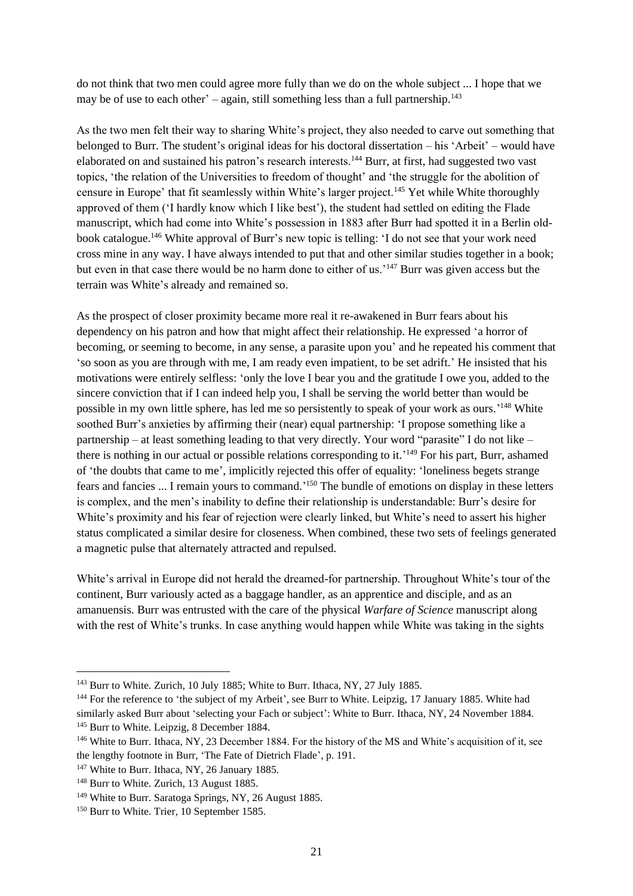do not think that two men could agree more fully than we do on the whole subject ... I hope that we may be of use to each other' – again, still something less than a full partnership.[143]

As the two men felt their way to sharing White's project, they also needed to carve out something that belonged to Burr. The student's original ideas for his doctoral dissertation – his 'Arbeit' – would have elaborated on and sustained his patron's research interests.[144] Burr, at first, had suggested two vast topics, 'the relation of the Universities to freedom of thought' and 'the struggle for the abolition of censure in Europe' that fit seamlessly within White's larger project.[145] Yet while White thoroughly approved of them ('I hardly know which I like best'), the student had settled on editing the Flade manuscript, which had come into White's possession in 1883 after Burr had spotted it in a Berlin old-book catalogue.[146] White approval of Burr's new topic is telling: 'I do not see that your work need cross mine in any way. I have always intended to put that and other similar studies together in a book; but even in that case there would be no harm done to either of us.'[147] Burr was given access but the terrain was White's already and remained so.

As the prospect of closer proximity became more real it re-awakened in Burr fears about his dependency on his patron and how that might affect their relationship. He expressed 'a horror of becoming, or seeming to become, in any sense, a parasite upon you' and he repeated his comment that 'so soon as you are through with me, I am ready even impatient, to be set adrift.' He insisted that his motivations were entirely selfless: 'only the love I bear you and the gratitude I owe you, added to the sincere conviction that if I can indeed help you, I shall be serving the world better than would be possible in my own little sphere, has led me so persistently to speak of your work as ours.'[148] White soothed Burr's anxieties by affirming their (near) equal partnership: 'I propose something like a partnership – at least something leading to that very directly. Your word "parasite" I do not like – there is nothing in our actual or possible relations corresponding to it.'[149] For his part, Burr, ashamed of 'the doubts that came to me', implicitly rejected this offer of equality: 'loneliness begets strange fears and fancies ... I remain yours to command.'[150] The bundle of emotions on display in these letters is complex, and the men's inability to define their relationship is understandable: Burr's desire for White's proximity and his fear of rejection were clearly linked, but White's need to assert his higher status complicated a similar desire for closeness. When combined, these two sets of feelings generated a magnetic pulse that alternately attracted and repulsed.

White's arrival in Europe did not herald the dreamed-for partnership. Throughout White's tour of the continent, Burr variously acted as a baggage handler, as an apprentice and disciple, and as an amanuensis. Burr was entrusted with the care of the physical *Warfare of Science* manuscript along with the rest of White's trunks. In case anything would happen while White was taking in the sights

---

[143] Burr to White. Zurich, 10 July 1885; White to Burr. Ithaca, NY, 27 July 1885.

[144] For the reference to 'the subject of my Arbeit', see Burr to White. Leipzig, 17 January 1885. White had similarly asked Burr about 'selecting your Fach or subject': White to Burr. Ithaca, NY, 24 November 1884.

[145] Burr to White. Leipzig, 8 December 1884.

[146] White to Burr. Ithaca, NY, 23 December 1884. For the history of the MS and White's acquisition of it, see the lengthy footnote in Burr, 'The Fate of Dietrich Flade', p. 191.

[147] White to Burr. Ithaca, NY, 26 January 1885.

[148] Burr to White. Zurich, 13 August 1885.

[149] White to Burr. Saratoga Springs, NY, 26 August 1885.

[150] Burr to White. Trier, 10 September 1585.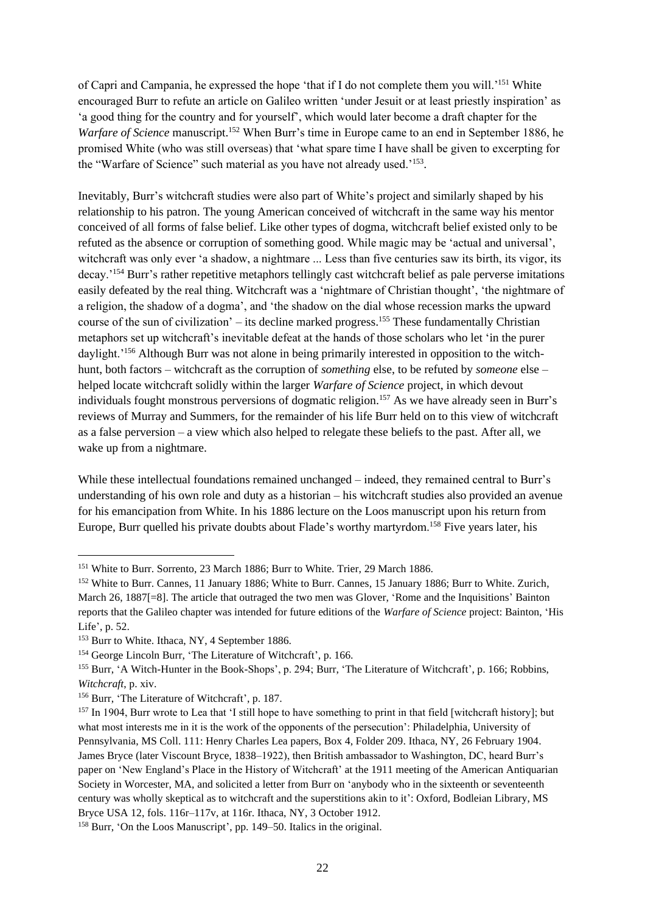of Capri and Campania, he expressed the hope 'that if I do not complete them you will.'[151] White encouraged Burr to refute an article on Galileo written 'under Jesuit or at least priestly inspiration' as 'a good thing for the country and for yourself', which would later become a draft chapter for the *Warfare of Science* manuscript.[152] When Burr's time in Europe came to an end in September 1886, he promised White (who was still overseas) that 'what spare time I have shall be given to excerpting for the "Warfare of Science" such material as you have not already used.'[153].

Inevitably, Burr's witchcraft studies were also part of White's project and similarly shaped by his relationship to his patron. The young American conceived of witchcraft in the same way his mentor conceived of all forms of false belief. Like other types of dogma, witchcraft belief existed only to be refuted as the absence or corruption of something good. While magic may be 'actual and universal', witchcraft was only ever 'a shadow, a nightmare ... Less than five centuries saw its birth, its vigor, its decay.'[154] Burr's rather repetitive metaphors tellingly cast witchcraft belief as pale perverse imitations easily defeated by the real thing. Witchcraft was a 'nightmare of Christian thought', 'the nightmare of a religion, the shadow of a dogma', and 'the shadow on the dial whose recession marks the upward course of the sun of civilization' – its decline marked progress.[155] These fundamentally Christian metaphors set up witchcraft's inevitable defeat at the hands of those scholars who let 'in the purer daylight.'[156] Although Burr was not alone in being primarily interested in opposition to the witch-hunt, both factors – witchcraft as the corruption of *something* else, to be refuted by *someone* else – helped locate witchcraft solidly within the larger *Warfare of Science* project, in which devout individuals fought monstrous perversions of dogmatic religion.[157] As we have already seen in Burr's reviews of Murray and Summers, for the remainder of his life Burr held on to this view of witchcraft as a false perversion – a view which also helped to relegate these beliefs to the past. After all, we wake up from a nightmare.

While these intellectual foundations remained unchanged – indeed, they remained central to Burr's understanding of his own role and duty as a historian – his witchcraft studies also provided an avenue for his emancipation from White. In his 1886 lecture on the Loos manuscript upon his return from Europe, Burr quelled his private doubts about Flade's worthy martyrdom.[158] Five years later, his

---

[151] White to Burr. Sorrento, 23 March 1886; Burr to White. Trier, 29 March 1886.

[152] White to Burr. Cannes, 11 January 1886; White to Burr. Cannes, 15 January 1886; Burr to White. Zurich, March 26, 1887[=8]. The article that outraged the two men was Glover, 'Rome and the Inquisitions' Bainton reports that the Galileo chapter was intended for future editions of the *Warfare of Science* project: Bainton, 'His Life', p. 52.

[153] Burr to White. Ithaca, NY, 4 September 1886.

[154] George Lincoln Burr, 'The Literature of Witchcraft', p. 166.

[155] Burr, 'A Witch-Hunter in the Book-Shops', p. 294; Burr, 'The Literature of Witchcraft', p. 166; Robbins, *Witchcraft*, p. xiv.

[156] Burr, 'The Literature of Witchcraft', p. 187.

[157] In 1904, Burr wrote to Lea that 'I still hope to have something to print in that field [witchcraft history]; but what most interests me in it is the work of the opponents of the persecution': Philadelphia, University of Pennsylvania, MS Coll. 111: Henry Charles Lea papers, Box 4, Folder 209. Ithaca, NY, 26 February 1904. James Bryce (later Viscount Bryce, 1838–1922), then British ambassador to Washington, DC, heard Burr's paper on 'New England's Place in the History of Witchcraft' at the 1911 meeting of the American Antiquarian Society in Worcester, MA, and solicited a letter from Burr on 'anybody who in the sixteenth or seventeenth century was wholly skeptical as to witchcraft and the superstitions akin to it': Oxford, Bodleian Library, MS Bryce USA 12, fols. 116r–117v, at 116r. Ithaca, NY, 3 October 1912.

[158] Burr, 'On the Loos Manuscript', pp. 149–50. Italics in the original.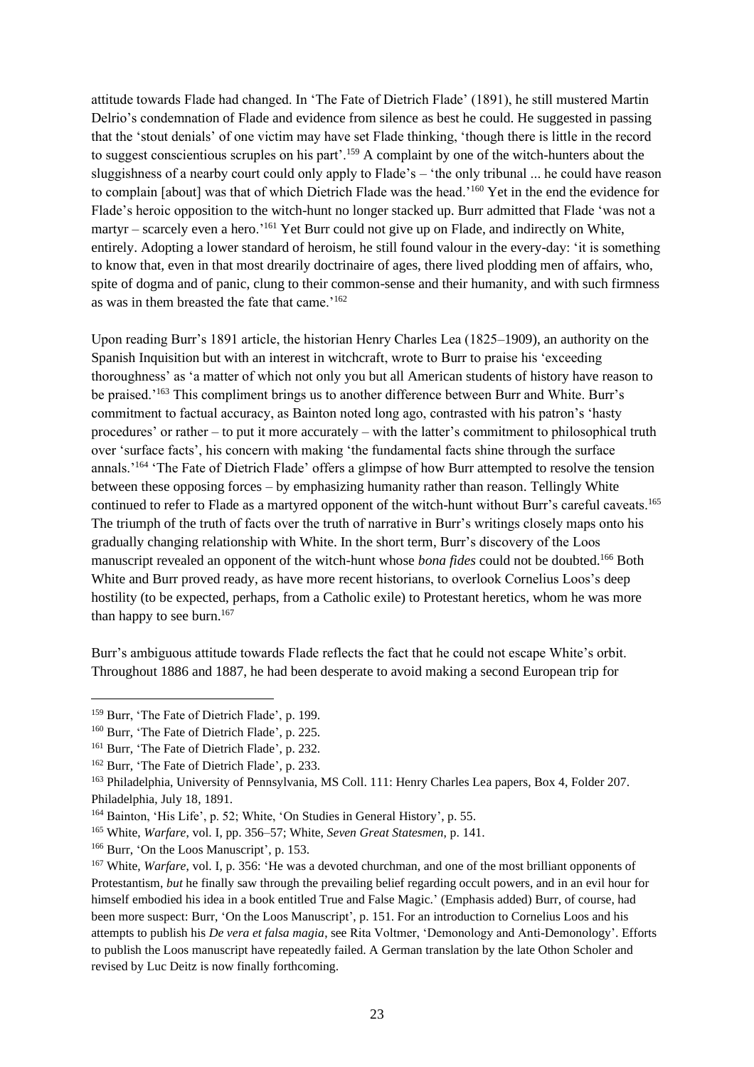attitude towards Flade had changed. In 'The Fate of Dietrich Flade' (1891), he still mustered Martin Delrio's condemnation of Flade and evidence from silence as best he could. He suggested in passing that the 'stout denials' of one victim may have set Flade thinking, 'though there is little in the record to suggest conscientious scruples on his part'.[159] A complaint by one of the witch-hunters about the sluggishness of a nearby court could only apply to Flade's – 'the only tribunal ... he could have reason to complain [about] was that of which Dietrich Flade was the head.'[160] Yet in the end the evidence for Flade's heroic opposition to the witch-hunt no longer stacked up. Burr admitted that Flade 'was not a martyr – scarcely even a hero.'[161] Yet Burr could not give up on Flade, and indirectly on White, entirely. Adopting a lower standard of heroism, he still found valour in the every-day: 'it is something to know that, even in that most drearily doctrinaire of ages, there lived plodding men of affairs, who, spite of dogma and of panic, clung to their common-sense and their humanity, and with such firmness as was in them breasted the fate that came.'[162]

Upon reading Burr's 1891 article, the historian Henry Charles Lea (1825–1909), an authority on the Spanish Inquisition but with an interest in witchcraft, wrote to Burr to praise his 'exceeding thoroughness' as 'a matter of which not only you but all American students of history have reason to be praised.'[163] This compliment brings us to another difference between Burr and White. Burr's commitment to factual accuracy, as Bainton noted long ago, contrasted with his patron's 'hasty procedures' or rather – to put it more accurately – with the latter's commitment to philosophical truth over 'surface facts', his concern with making 'the fundamental facts shine through the surface annals.'[164] 'The Fate of Dietrich Flade' offers a glimpse of how Burr attempted to resolve the tension between these opposing forces – by emphasizing humanity rather than reason. Tellingly White continued to refer to Flade as a martyred opponent of the witch-hunt without Burr's careful caveats.[165] The triumph of the truth of facts over the truth of narrative in Burr's writings closely maps onto his gradually changing relationship with White. In the short term, Burr's discovery of the Loos manuscript revealed an opponent of the witch-hunt whose *bona fides* could not be doubted.[166] Both White and Burr proved ready, as have more recent historians, to overlook Cornelius Loos's deep hostility (to be expected, perhaps, from a Catholic exile) to Protestant heretics, whom he was more than happy to see burn.[167]

Burr's ambiguous attitude towards Flade reflects the fact that he could not escape White's orbit. Throughout 1886 and 1887, he had been desperate to avoid making a second European trip for

---

[159] Burr, 'The Fate of Dietrich Flade', p. 199.

[160] Burr, 'The Fate of Dietrich Flade', p. 225.

[161] Burr, 'The Fate of Dietrich Flade', p. 232.

[162] Burr, 'The Fate of Dietrich Flade', p. 233.

[163] Philadelphia, University of Pennsylvania, MS Coll. 111: Henry Charles Lea papers, Box 4, Folder 207. Philadelphia, July 18, 1891.

[164] Bainton, 'His Life', p. 52; White, 'On Studies in General History', p. 55.

[165] White, *Warfare*, vol. I, pp. 356–57; White, *Seven Great Statesmen*, p. 141.

[166] Burr, 'On the Loos Manuscript', p. 153.

[167] White, *Warfare*, vol. I, p. 356: 'He was a devoted churchman, and one of the most brilliant opponents of Protestantism, *but* he finally saw through the prevailing belief regarding occult powers, and in an evil hour for himself embodied his idea in a book entitled True and False Magic.' (Emphasis added) Burr, of course, had been more suspect: Burr, 'On the Loos Manuscript', p. 151. For an introduction to Cornelius Loos and his attempts to publish his *De vera et falsa magia*, see Rita Voltmer, 'Demonology and Anti-Demonology'. Efforts to publish the Loos manuscript have repeatedly failed. A German translation by the late Othon Scholer and revised by Luc Deitz is now finally forthcoming.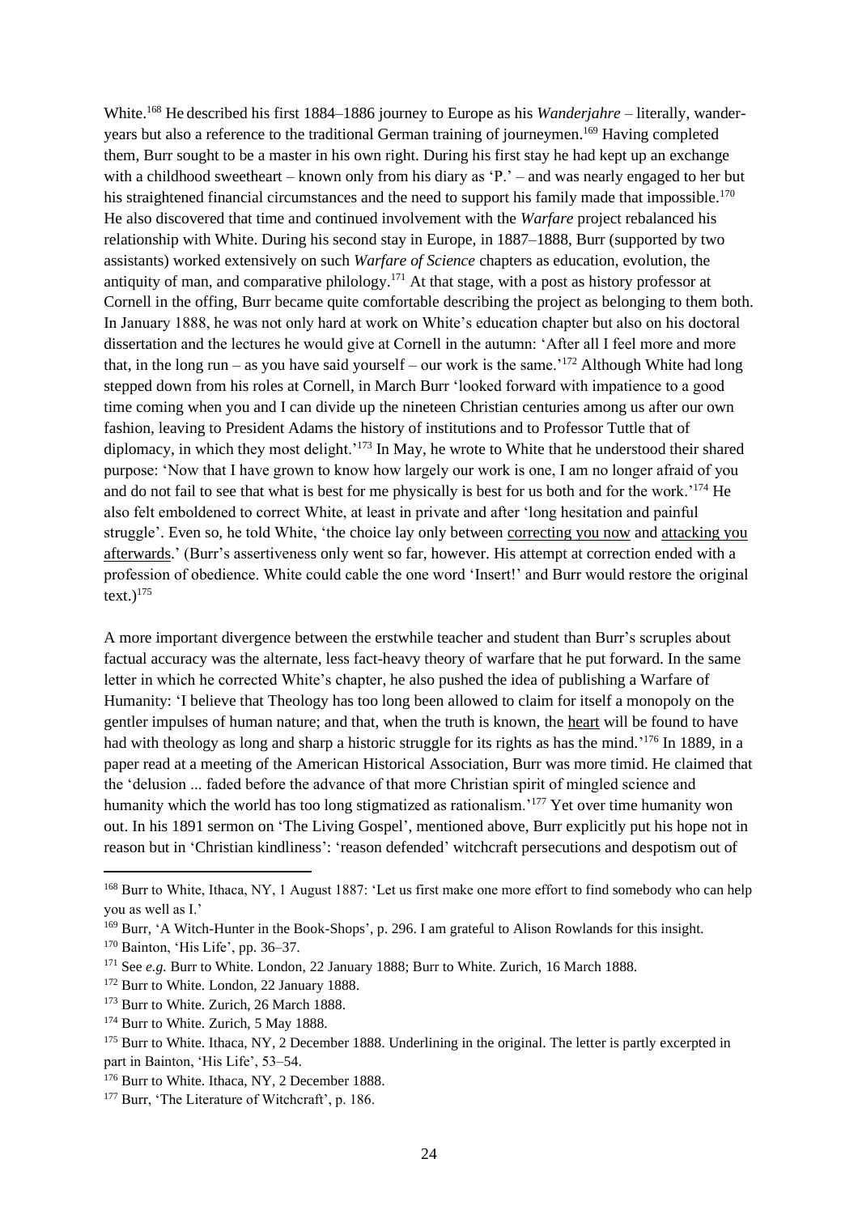White.[168] He described his first 1884–1886 journey to Europe as his *Wanderjahre* – literally, wander-years but also a reference to the traditional German training of journeymen.[169] Having completed them, Burr sought to be a master in his own right. During his first stay he had kept up an exchange with a childhood sweetheart – known only from his diary as 'P.' – and was nearly engaged to her but his straightened financial circumstances and the need to support his family made that impossible.[170] He also discovered that time and continued involvement with the *Warfare* project rebalanced his relationship with White. During his second stay in Europe, in 1887–1888, Burr (supported by two assistants) worked extensively on such *Warfare of Science* chapters as education, evolution, the antiquity of man, and comparative philology.[171] At that stage, with a post as history professor at Cornell in the offing, Burr became quite comfortable describing the project as belonging to them both. In January 1888, he was not only hard at work on White's education chapter but also on his doctoral dissertation and the lectures he would give at Cornell in the autumn: 'After all I feel more and more that, in the long run – as you have said yourself – our work is the same.'[172] Although White had long stepped down from his roles at Cornell, in March Burr 'looked forward with impatience to a good time coming when you and I can divide up the nineteen Christian centuries among us after our own fashion, leaving to President Adams the history of institutions and to Professor Tuttle that of diplomacy, in which they most delight.'[173] In May, he wrote to White that he understood their shared purpose: 'Now that I have grown to know how largely our work is one, I am no longer afraid of you and do not fail to see that what is best for me physically is best for us both and for the work.'[174] He also felt emboldened to correct White, at least in private and after 'long hesitation and painful struggle'. Even so, he told White, 'the choice lay only between <u>correcting you now</u> and <u>attacking you afterwards</u>.' (Burr's assertiveness only went so far, however. His attempt at correction ended with a profession of obedience. White could cable the one word 'Insert!' and Burr would restore the original text.)[175]

A more important divergence between the erstwhile teacher and student than Burr's scruples about factual accuracy was the alternate, less fact-heavy theory of warfare that he put forward. In the same letter in which he corrected White's chapter, he also pushed the idea of publishing a Warfare of Humanity: 'I believe that Theology has too long been allowed to claim for itself a monopoly on the gentler impulses of human nature; and that, when the truth is known, the <u>heart</u> will be found to have had with theology as long and sharp a historic struggle for its rights as has the mind.'[176] In 1889, in a paper read at a meeting of the American Historical Association, Burr was more timid. He claimed that the 'delusion ... faded before the advance of that more Christian spirit of mingled science and humanity which the world has too long stigmatized as rationalism.'[177] Yet over time humanity won out. In his 1891 sermon on 'The Living Gospel', mentioned above, Burr explicitly put his hope not in reason but in 'Christian kindliness': 'reason defended' witchcraft persecutions and despotism out of

---

[168] Burr to White, Ithaca, NY, 1 August 1887: 'Let us first make one more effort to find somebody who can help you as well as I.'

[169] Burr, 'A Witch-Hunter in the Book-Shops', p. 296. I am grateful to Alison Rowlands for this insight.

[170] Bainton, 'His Life', pp. 36–37.

[171] See *e.g.* Burr to White. London, 22 January 1888; Burr to White. Zurich, 16 March 1888.

[172] Burr to White. London, 22 January 1888.

[173] Burr to White. Zurich, 26 March 1888.

[174] Burr to White. Zurich, 5 May 1888.

[175] Burr to White. Ithaca, NY, 2 December 1888. Underlining in the original. The letter is partly excerpted in part in Bainton, 'His Life', 53–54.

[176] Burr to White. Ithaca, NY, 2 December 1888.

[177] Burr, 'The Literature of Witchcraft', p. 186.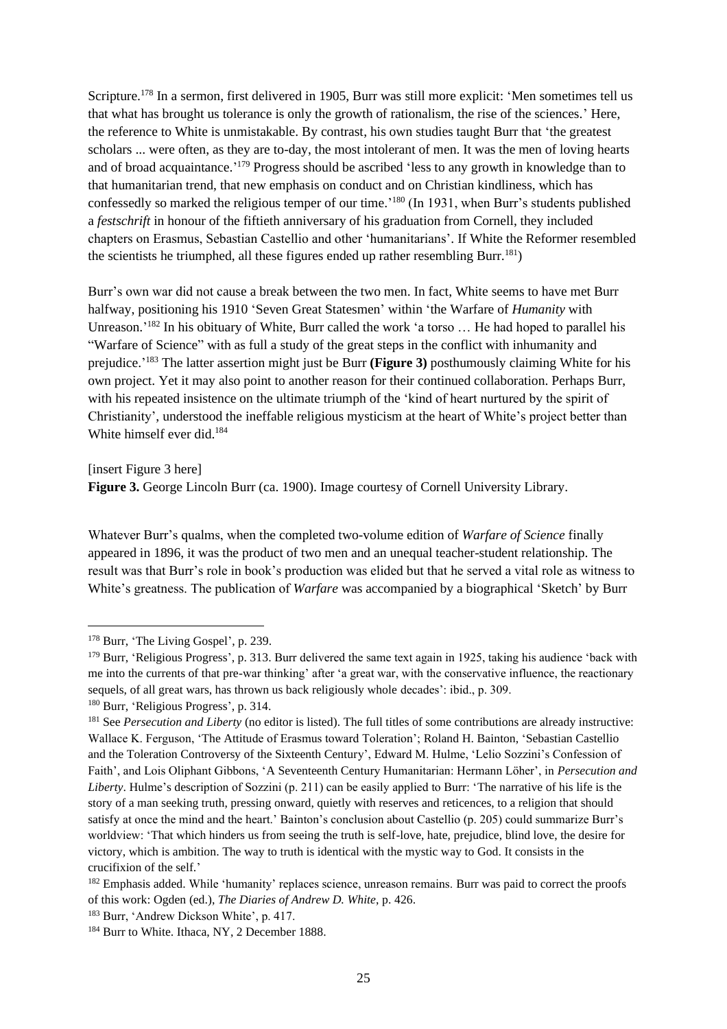Scripture.[178] In a sermon, first delivered in 1905, Burr was still more explicit: 'Men sometimes tell us that what has brought us tolerance is only the growth of rationalism, the rise of the sciences.' Here, the reference to White is unmistakable. By contrast, his own studies taught Burr that 'the greatest scholars ... were often, as they are to-day, the most intolerant of men. It was the men of loving hearts and of broad acquaintance.'[179] Progress should be ascribed 'less to any growth in knowledge than to that humanitarian trend, that new emphasis on conduct and on Christian kindliness, which has confessedly so marked the religious temper of our time.'[180] (In 1931, when Burr's students published a *festschrift* in honour of the fiftieth anniversary of his graduation from Cornell, they included chapters on Erasmus, Sebastian Castellio and other 'humanitarians'. If White the Reformer resembled the scientists he triumphed, all these figures ended up rather resembling Burr.[181])

Burr's own war did not cause a break between the two men. In fact, White seems to have met Burr halfway, positioning his 1910 'Seven Great Statesmen' within 'the Warfare of *Humanity* with Unreason.'[182] In his obituary of White, Burr called the work 'a torso … He had hoped to parallel his "Warfare of Science" with as full a study of the great steps in the conflict with inhumanity and prejudice.'[183] The latter assertion might just be Burr **(Figure 3)** posthumously claiming White for his own project. Yet it may also point to another reason for their continued collaboration. Perhaps Burr, with his repeated insistence on the ultimate triumph of the 'kind of heart nurtured by the spirit of Christianity', understood the ineffable religious mysticism at the heart of White's project better than White himself ever did.[184]

[insert Figure 3 here]

**Figure 3.** George Lincoln Burr (ca. 1900). Image courtesy of Cornell University Library.

Whatever Burr's qualms, when the completed two-volume edition of *Warfare of Science* finally appeared in 1896, it was the product of two men and an unequal teacher-student relationship. The result was that Burr's role in book's production was elided but that he served a vital role as witness to White's greatness. The publication of *Warfare* was accompanied by a biographical 'Sketch' by Burr

---

[178] Burr, 'The Living Gospel', p. 239.

[179] Burr, 'Religious Progress', p. 313. Burr delivered the same text again in 1925, taking his audience 'back with me into the currents of that pre-war thinking' after 'a great war, with the conservative influence, the reactionary sequels, of all great wars, has thrown us back religiously whole decades': ibid., p. 309.

[180] Burr, 'Religious Progress', p. 314.

[181] See *Persecution and Liberty* (no editor is listed). The full titles of some contributions are already instructive: Wallace K. Ferguson, 'The Attitude of Erasmus toward Toleration'; Roland H. Bainton, 'Sebastian Castellio and the Toleration Controversy of the Sixteenth Century', Edward M. Hulme, 'Lelio Sozzini's Confession of Faith', and Lois Oliphant Gibbons, 'A Seventeenth Century Humanitarian: Hermann Löher', in *Persecution and Liberty*. Hulme's description of Sozzini (p. 211) can be easily applied to Burr: 'The narrative of his life is the story of a man seeking truth, pressing onward, quietly with reserves and reticences, to a religion that should satisfy at once the mind and the heart.' Bainton's conclusion about Castellio (p. 205) could summarize Burr's worldview: 'That which hinders us from seeing the truth is self-love, hate, prejudice, blind love, the desire for victory, which is ambition. The way to truth is identical with the mystic way to God. It consists in the crucifixion of the self.'

[182] Emphasis added. While 'humanity' replaces science, unreason remains. Burr was paid to correct the proofs of this work: Ogden (ed.), *The Diaries of Andrew D. White*, p. 426.

[183] Burr, 'Andrew Dickson White', p. 417.

[184] Burr to White. Ithaca, NY, 2 December 1888.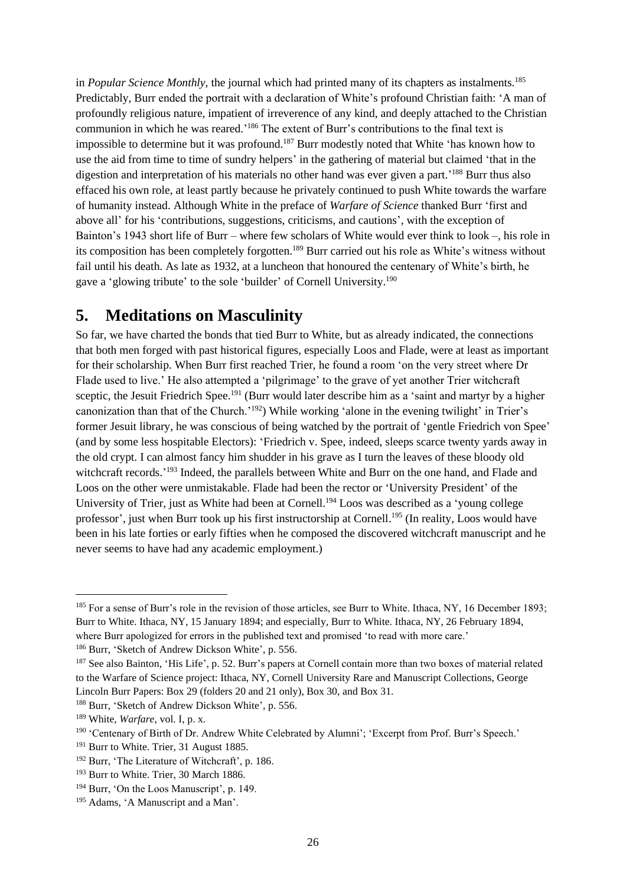in *Popular Science Monthly*, the journal which had printed many of its chapters as instalments.[185] Predictably, Burr ended the portrait with a declaration of White's profound Christian faith: 'A man of profoundly religious nature, impatient of irreverence of any kind, and deeply attached to the Christian communion in which he was reared.'[186] The extent of Burr's contributions to the final text is impossible to determine but it was profound.[187] Burr modestly noted that White 'has known how to use the aid from time to time of sundry helpers' in the gathering of material but claimed 'that in the digestion and interpretation of his materials no other hand was ever given a part.'[188] Burr thus also effaced his own role, at least partly because he privately continued to push White towards the warfare of humanity instead. Although White in the preface of *Warfare of Science* thanked Burr 'first and above all' for his 'contributions, suggestions, criticisms, and cautions', with the exception of Bainton's 1943 short life of Burr – where few scholars of White would ever think to look –, his role in its composition has been completely forgotten.[189] Burr carried out his role as White's witness without fail until his death. As late as 1932, at a luncheon that honoured the centenary of White's birth, he gave a 'glowing tribute' to the sole 'builder' of Cornell University.[190]

# 5. Meditations on Masculinity

So far, we have charted the bonds that tied Burr to White, but as already indicated, the connections that both men forged with past historical figures, especially Loos and Flade, were at least as important for their scholarship. When Burr first reached Trier, he found a room 'on the very street where Dr Flade used to live.' He also attempted a 'pilgrimage' to the grave of yet another Trier witchcraft sceptic, the Jesuit Friedrich Spee.[191] (Burr would later describe him as a 'saint and martyr by a higher canonization than that of the Church.'[192]) While working 'alone in the evening twilight' in Trier's former Jesuit library, he was conscious of being watched by the portrait of 'gentle Friedrich von Spee' (and by some less hospitable Electors): 'Friedrich v. Spee, indeed, sleeps scarce twenty yards away in the old crypt. I can almost fancy him shudder in his grave as I turn the leaves of these bloody old witchcraft records.'[193] Indeed, the parallels between White and Burr on the one hand, and Flade and Loos on the other were unmistakable. Flade had been the rector or 'University President' of the University of Trier, just as White had been at Cornell.[194] Loos was described as a 'young college professor', just when Burr took up his first instructorship at Cornell.[195] (In reality, Loos would have been in his late forties or early fifties when he composed the discovered witchcraft manuscript and he never seems to have had any academic employment.)

---

[185] For a sense of Burr's role in the revision of those articles, see Burr to White. Ithaca, NY, 16 December 1893; Burr to White. Ithaca, NY, 15 January 1894; and especially, Burr to White. Ithaca, NY, 26 February 1894, where Burr apologized for errors in the published text and promised 'to read with more care.'

[186] Burr, 'Sketch of Andrew Dickson White', p. 556.

[187] See also Bainton, 'His Life', p. 52. Burr's papers at Cornell contain more than two boxes of material related to the Warfare of Science project: Ithaca, NY, Cornell University Rare and Manuscript Collections, George Lincoln Burr Papers: Box 29 (folders 20 and 21 only), Box 30, and Box 31.

[188] Burr, 'Sketch of Andrew Dickson White', p. 556.

[189] White, *Warfare*, vol. I, p. x.

[190] 'Centenary of Birth of Dr. Andrew White Celebrated by Alumni'; 'Excerpt from Prof. Burr's Speech.'

[191] Burr to White. Trier, 31 August 1885.

[192] Burr, 'The Literature of Witchcraft', p. 186.

[193] Burr to White. Trier, 30 March 1886.

[194] Burr, 'On the Loos Manuscript', p. 149.

[195] Adams, 'A Manuscript and a Man'.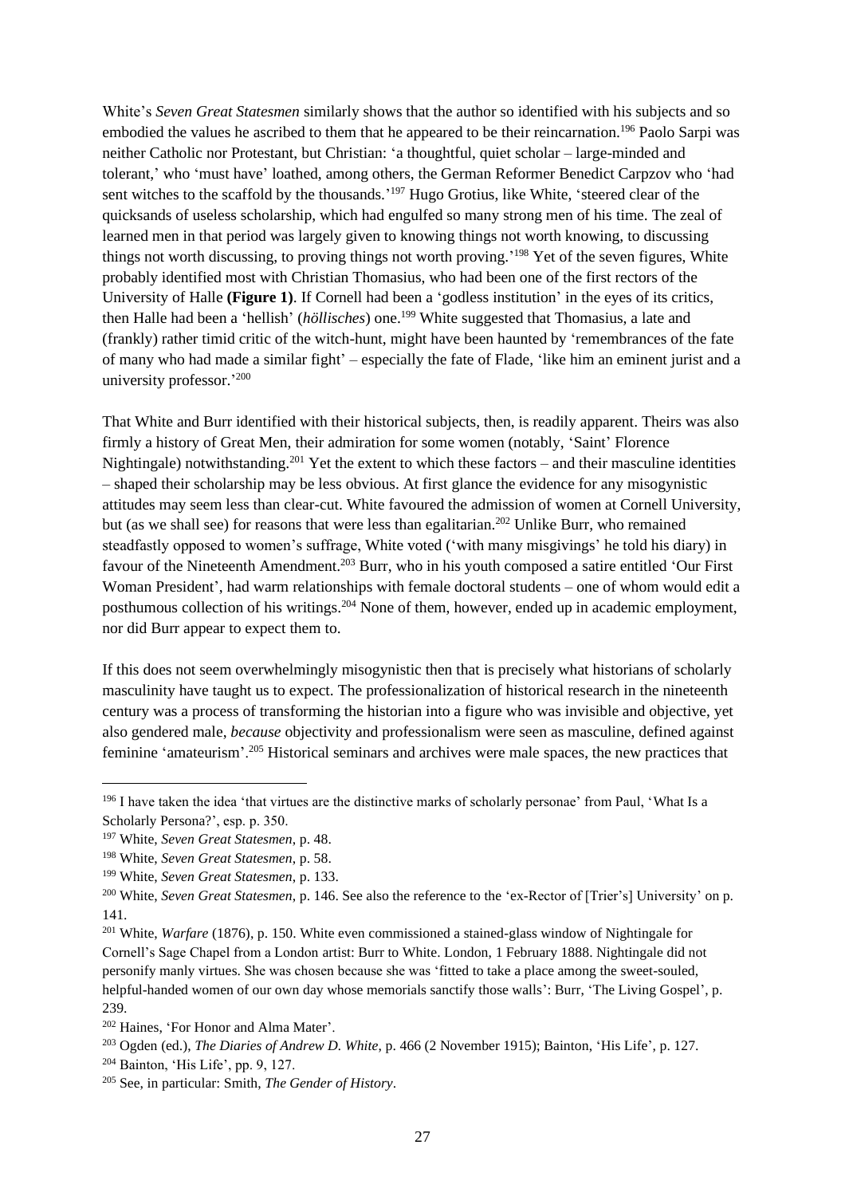White's *Seven Great Statesmen* similarly shows that the author so identified with his subjects and so embodied the values he ascribed to them that he appeared to be their reincarnation.[196] Paolo Sarpi was neither Catholic nor Protestant, but Christian: 'a thoughtful, quiet scholar – large-minded and tolerant,' who 'must have' loathed, among others, the German Reformer Benedict Carpzov who 'had sent witches to the scaffold by the thousands.'[197] Hugo Grotius, like White, 'steered clear of the quicksands of useless scholarship, which had engulfed so many strong men of his time. The zeal of learned men in that period was largely given to knowing things not worth knowing, to discussing things not worth discussing, to proving things not worth proving.'[198] Yet of the seven figures, White probably identified most with Christian Thomasius, who had been one of the first rectors of the University of Halle **(Figure 1)**. If Cornell had been a 'godless institution' in the eyes of its critics, then Halle had been a 'hellish' (*höllisches*) one.[199] White suggested that Thomasius, a late and (frankly) rather timid critic of the witch-hunt, might have been haunted by 'remembrances of the fate of many who had made a similar fight' – especially the fate of Flade, 'like him an eminent jurist and a university professor.'[200]

That White and Burr identified with their historical subjects, then, is readily apparent. Theirs was also firmly a history of Great Men, their admiration for some women (notably, 'Saint' Florence Nightingale) notwithstanding.[201] Yet the extent to which these factors – and their masculine identities – shaped their scholarship may be less obvious. At first glance the evidence for any misogynistic attitudes may seem less than clear-cut. White favoured the admission of women at Cornell University, but (as we shall see) for reasons that were less than egalitarian.[202] Unlike Burr, who remained steadfastly opposed to women's suffrage, White voted ('with many misgivings' he told his diary) in favour of the Nineteenth Amendment.[203] Burr, who in his youth composed a satire entitled 'Our First Woman President', had warm relationships with female doctoral students – one of whom would edit a posthumous collection of his writings.[204] None of them, however, ended up in academic employment, nor did Burr appear to expect them to.

If this does not seem overwhelmingly misogynistic then that is precisely what historians of scholarly masculinity have taught us to expect. The professionalization of historical research in the nineteenth century was a process of transforming the historian into a figure who was invisible and objective, yet also gendered male, *because* objectivity and professionalism were seen as masculine, defined against feminine 'amateurism'.[205] Historical seminars and archives were male spaces, the new practices that

---

[196] I have taken the idea 'that virtues are the distinctive marks of scholarly personae' from Paul, 'What Is a Scholarly Persona?', esp. p. 350.

[197] White, *Seven Great Statesmen*, p. 48.

[198] White, *Seven Great Statesmen*, p. 58.

[199] White, *Seven Great Statesmen*, p. 133.

[200] White, *Seven Great Statesmen*, p. 146. See also the reference to the 'ex-Rector of [Trier's] University' on p. 141.

[201] White, *Warfare* (1876), p. 150. White even commissioned a stained-glass window of Nightingale for Cornell's Sage Chapel from a London artist: Burr to White. London, 1 February 1888. Nightingale did not personify manly virtues. She was chosen because she was 'fitted to take a place among the sweet-souled, helpful-handed women of our own day whose memorials sanctify those walls': Burr, 'The Living Gospel', p. 239.

[202] Haines, 'For Honor and Alma Mater'.

[203] Ogden (ed.), *The Diaries of Andrew D. White*, p. 466 (2 November 1915); Bainton, 'His Life', p. 127.

[204] Bainton, 'His Life', pp. 9, 127.

[205] See, in particular: Smith, *The Gender of History*.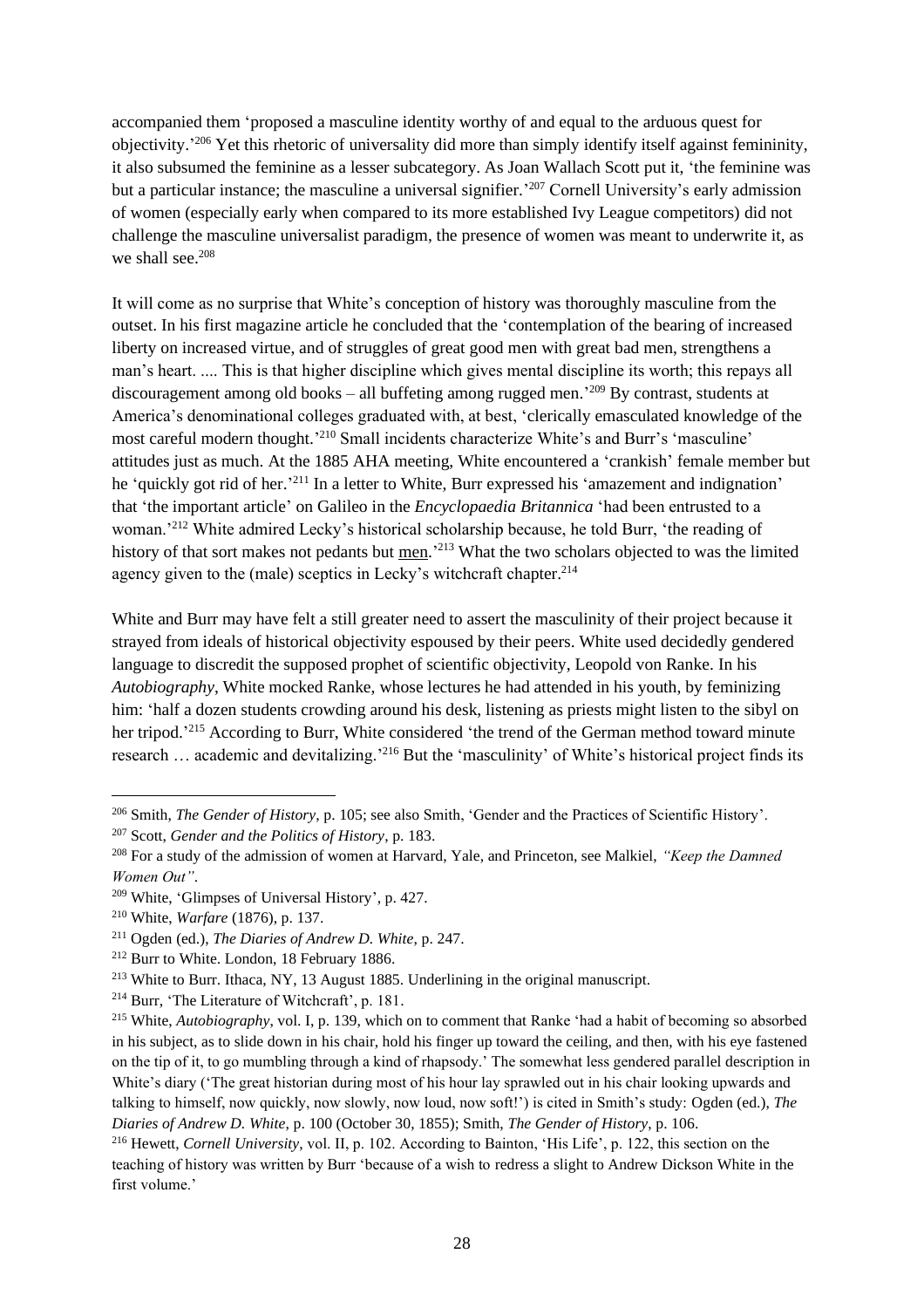accompanied them 'proposed a masculine identity worthy of and equal to the arduous quest for objectivity.'[206] Yet this rhetoric of universality did more than simply identify itself against femininity, it also subsumed the feminine as a lesser subcategory. As Joan Wallach Scott put it, 'the feminine was but a particular instance; the masculine a universal signifier.'[207] Cornell University's early admission of women (especially early when compared to its more established Ivy League competitors) did not challenge the masculine universalist paradigm, the presence of women was meant to underwrite it, as we shall see.[208]

It will come as no surprise that White's conception of history was thoroughly masculine from the outset. In his first magazine article he concluded that the 'contemplation of the bearing of increased liberty on increased virtue, and of struggles of great good men with great bad men, strengthens a man's heart. .... This is that higher discipline which gives mental discipline its worth; this repays all discouragement among old books – all buffeting among rugged men.'[209] By contrast, students at America's denominational colleges graduated with, at best, 'clerically emasculated knowledge of the most careful modern thought.'[210] Small incidents characterize White's and Burr's 'masculine' attitudes just as much. At the 1885 AHA meeting, White encountered a 'crankish' female member but he 'quickly got rid of her.'[211] In a letter to White, Burr expressed his 'amazement and indignation' that 'the important article' on Galileo in the *Encyclopaedia Britannica* 'had been entrusted to a woman.'[212] White admired Lecky's historical scholarship because, he told Burr, 'the reading of history of that sort makes not pedants but <u>men</u>.'[213] What the two scholars objected to was the limited agency given to the (male) sceptics in Lecky's witchcraft chapter.[214]

White and Burr may have felt a still greater need to assert the masculinity of their project because it strayed from ideals of historical objectivity espoused by their peers. White used decidedly gendered language to discredit the supposed prophet of scientific objectivity, Leopold von Ranke. In his *Autobiography*, White mocked Ranke, whose lectures he had attended in his youth, by feminizing him: 'half a dozen students crowding around his desk, listening as priests might listen to the sibyl on her tripod.'[215] According to Burr, White considered 'the trend of the German method toward minute research … academic and devitalizing.'[216] But the 'masculinity' of White's historical project finds its

---

[206] Smith, *The Gender of History*, p. 105; see also Smith, 'Gender and the Practices of Scientific History'.

[207] Scott, *Gender and the Politics of History*, p. 183.

[208] For a study of the admission of women at Harvard, Yale, and Princeton, see Malkiel, *"Keep the Damned Women Out"*.

[209] White, 'Glimpses of Universal History', p. 427.

[210] White, *Warfare* (1876), p. 137.

[211] Ogden (ed.), *The Diaries of Andrew D. White*, p. 247.

[212] Burr to White. London, 18 February 1886.

[213] White to Burr. Ithaca, NY, 13 August 1885. Underlining in the original manuscript.

[214] Burr, 'The Literature of Witchcraft', p. 181.

[215] White, *Autobiography*, vol. I, p. 139, which on to comment that Ranke 'had a habit of becoming so absorbed in his subject, as to slide down in his chair, hold his finger up toward the ceiling, and then, with his eye fastened on the tip of it, to go mumbling through a kind of rhapsody.' The somewhat less gendered parallel description in White's diary ('The great historian during most of his hour lay sprawled out in his chair looking upwards and talking to himself, now quickly, now slowly, now loud, now soft!') is cited in Smith's study: Ogden (ed.), *The Diaries of Andrew D. White*, p. 100 (October 30, 1855); Smith, *The Gender of History*, p. 106.

[216] Hewett, *Cornell University*, vol. II, p. 102. According to Bainton, 'His Life', p. 122, this section on the teaching of history was written by Burr 'because of a wish to redress a slight to Andrew Dickson White in the first volume.'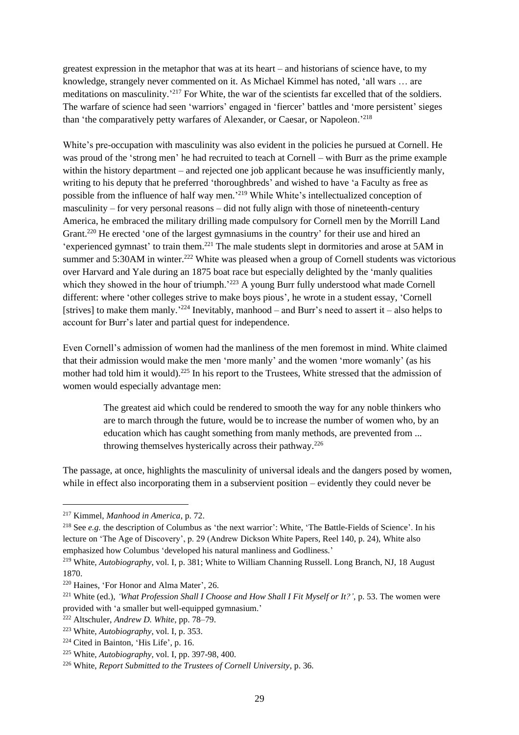greatest expression in the metaphor that was at its heart – and historians of science have, to my knowledge, strangely never commented on it. As Michael Kimmel has noted, 'all wars … are meditations on masculinity.'[217] For White, the war of the scientists far excelled that of the soldiers. The warfare of science had seen 'warriors' engaged in 'fiercer' battles and 'more persistent' sieges than 'the comparatively petty warfares of Alexander, or Caesar, or Napoleon.'[218]

White's pre-occupation with masculinity was also evident in the policies he pursued at Cornell. He was proud of the 'strong men' he had recruited to teach at Cornell – with Burr as the prime example within the history department – and rejected one job applicant because he was insufficiently manly, writing to his deputy that he preferred 'thoroughbreds' and wished to have 'a Faculty as free as possible from the influence of half way men.'[219] While White's intellectualized conception of masculinity – for very personal reasons – did not fully align with those of nineteenth-century America, he embraced the military drilling made compulsory for Cornell men by the Morrill Land Grant.[220] He erected 'one of the largest gymnasiums in the country' for their use and hired an 'experienced gymnast' to train them.[221] The male students slept in dormitories and arose at 5AM in summer and 5:30AM in winter.[222] White was pleased when a group of Cornell students was victorious over Harvard and Yale during an 1875 boat race but especially delighted by the 'manly qualities which they showed in the hour of triumph.'[223] A young Burr fully understood what made Cornell different: where 'other colleges strive to make boys pious', he wrote in a student essay, 'Cornell [strives] to make them manly.'[224] Inevitably, manhood – and Burr's need to assert it – also helps to account for Burr's later and partial quest for independence.

Even Cornell's admission of women had the manliness of the men foremost in mind. White claimed that their admission would make the men 'more manly' and the women 'more womanly' (as his mother had told him it would).[225] In his report to the Trustees, White stressed that the admission of women would especially advantage men:

> The greatest aid which could be rendered to smooth the way for any noble thinkers who are to march through the future, would be to increase the number of women who, by an education which has caught something from manly methods, are prevented from ... throwing themselves hysterically across their pathway.[226]

The passage, at once, highlights the masculinity of universal ideals and the dangers posed by women, while in effect also incorporating them in a subservient position – evidently they could never be

---

[217] Kimmel, *Manhood in America*, p. 72.

[218] See *e.g.* the description of Columbus as 'the next warrior': White, 'The Battle-Fields of Science'. In his lecture on 'The Age of Discovery', p. 29 (Andrew Dickson White Papers, Reel 140, p. 24), White also emphasized how Columbus 'developed his natural manliness and Godliness.'

[219] White, *Autobiography*, vol. I, p. 381; White to William Channing Russell. Long Branch, NJ, 18 August 1870.

[220] Haines, 'For Honor and Alma Mater', 26.

[221] White (ed.), *'What Profession Shall I Choose and How Shall I Fit Myself or It?'*, p. 53. The women were provided with 'a smaller but well-equipped gymnasium.'

[222] Altschuler, *Andrew D. White*, pp. 78–79.

[223] White, *Autobiography*, vol. I, p. 353.

[224] Cited in Bainton, 'His Life', p. 16.

[225] White, *Autobiography*, vol. I, pp. 397-98, 400.

[226] White, *Report Submitted to the Trustees of Cornell University*, p. 36.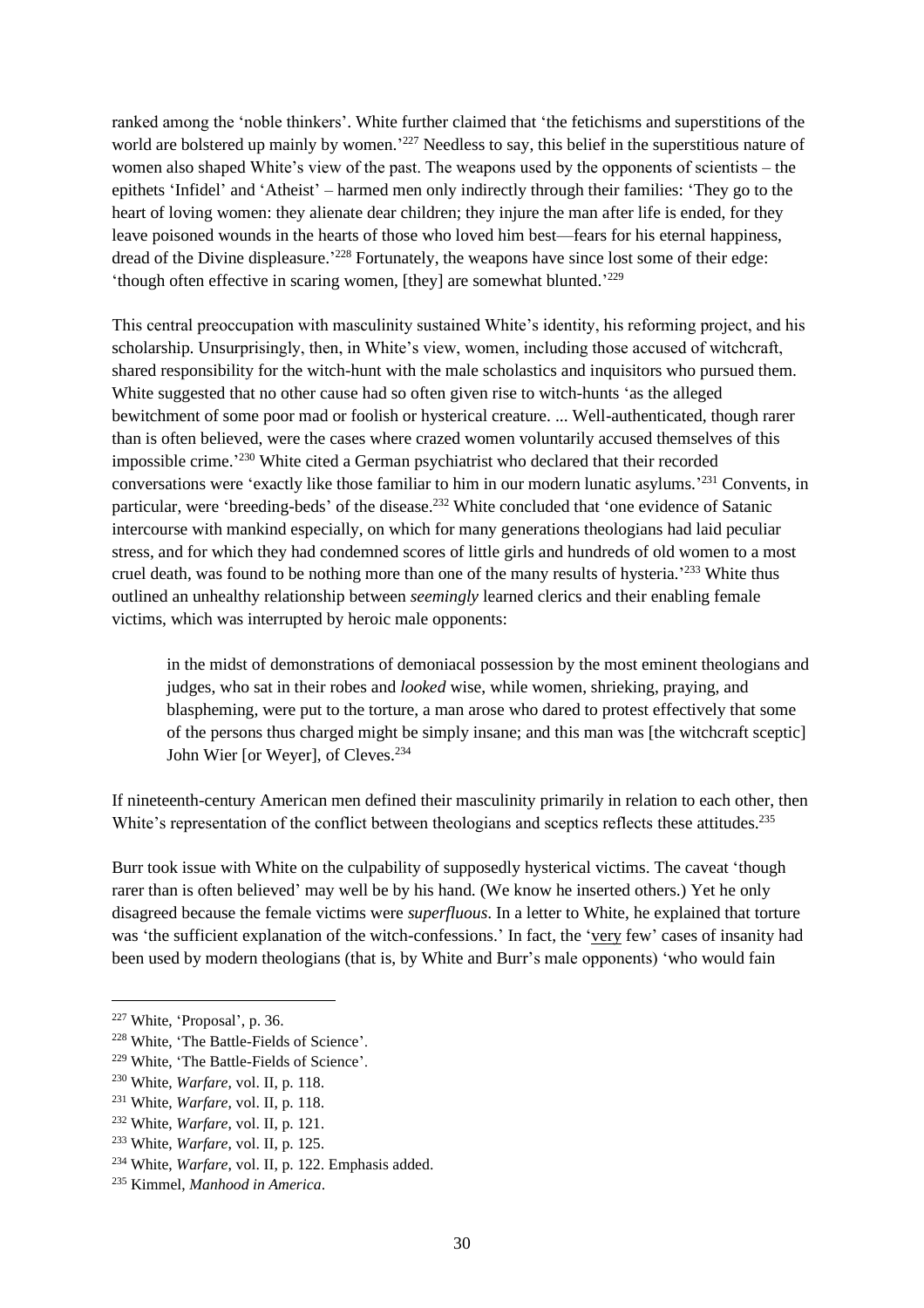ranked among the 'noble thinkers'. White further claimed that 'the fetichisms and superstitions of the world are bolstered up mainly by women.'[227] Needless to say, this belief in the superstitious nature of women also shaped White's view of the past. The weapons used by the opponents of scientists – the epithets 'Infidel' and 'Atheist' – harmed men only indirectly through their families: 'They go to the heart of loving women: they alienate dear children; they injure the man after life is ended, for they leave poisoned wounds in the hearts of those who loved him best—fears for his eternal happiness, dread of the Divine displeasure.'[228] Fortunately, the weapons have since lost some of their edge: 'though often effective in scaring women, [they] are somewhat blunted.'[229]

This central preoccupation with masculinity sustained White's identity, his reforming project, and his scholarship. Unsurprisingly, then, in White's view, women, including those accused of witchcraft, shared responsibility for the witch-hunt with the male scholastics and inquisitors who pursued them. White suggested that no other cause had so often given rise to witch-hunts 'as the alleged bewitchment of some poor mad or foolish or hysterical creature. ... Well-authenticated, though rarer than is often believed, were the cases where crazed women voluntarily accused themselves of this impossible crime.'[230] White cited a German psychiatrist who declared that their recorded conversations were 'exactly like those familiar to him in our modern lunatic asylums.'[231] Convents, in particular, were 'breeding-beds' of the disease.[232] White concluded that 'one evidence of Satanic intercourse with mankind especially, on which for many generations theologians had laid peculiar stress, and for which they had condemned scores of little girls and hundreds of old women to a most cruel death, was found to be nothing more than one of the many results of hysteria.'[233] White thus outlined an unhealthy relationship between *seemingly* learned clerics and their enabling female victims, which was interrupted by heroic male opponents:

> in the midst of demonstrations of demoniacal possession by the most eminent theologians and judges, who sat in their robes and *looked* wise, while women, shrieking, praying, and blaspheming, were put to the torture, a man arose who dared to protest effectively that some of the persons thus charged might be simply insane; and this man was [the witchcraft sceptic] John Wier [or Weyer], of Cleves.[234]

If nineteenth-century American men defined their masculinity primarily in relation to each other, then White's representation of the conflict between theologians and sceptics reflects these attitudes.[235]

Burr took issue with White on the culpability of supposedly hysterical victims. The caveat 'though rarer than is often believed' may well be by his hand. (We know he inserted others.) Yet he only disagreed because the female victims were *superfluous*. In a letter to White, he explained that torture was 'the sufficient explanation of the witch-confessions.' In fact, the '<u>very</u> few' cases of insanity had been used by modern theologians (that is, by White and Burr's male opponents) 'who would fain

---

[227] White, 'Proposal', p. 36.

[228] White, 'The Battle-Fields of Science'.

[229] White, 'The Battle-Fields of Science'.

[230] White, *Warfare*, vol. II, p. 118.

[231] White, *Warfare*, vol. II, p. 118.

[232] White, *Warfare*, vol. II, p. 121.

[233] White, *Warfare*, vol. II, p. 125.

[234] White, *Warfare*, vol. II, p. 122. Emphasis added.

[235] Kimmel, *Manhood in America*.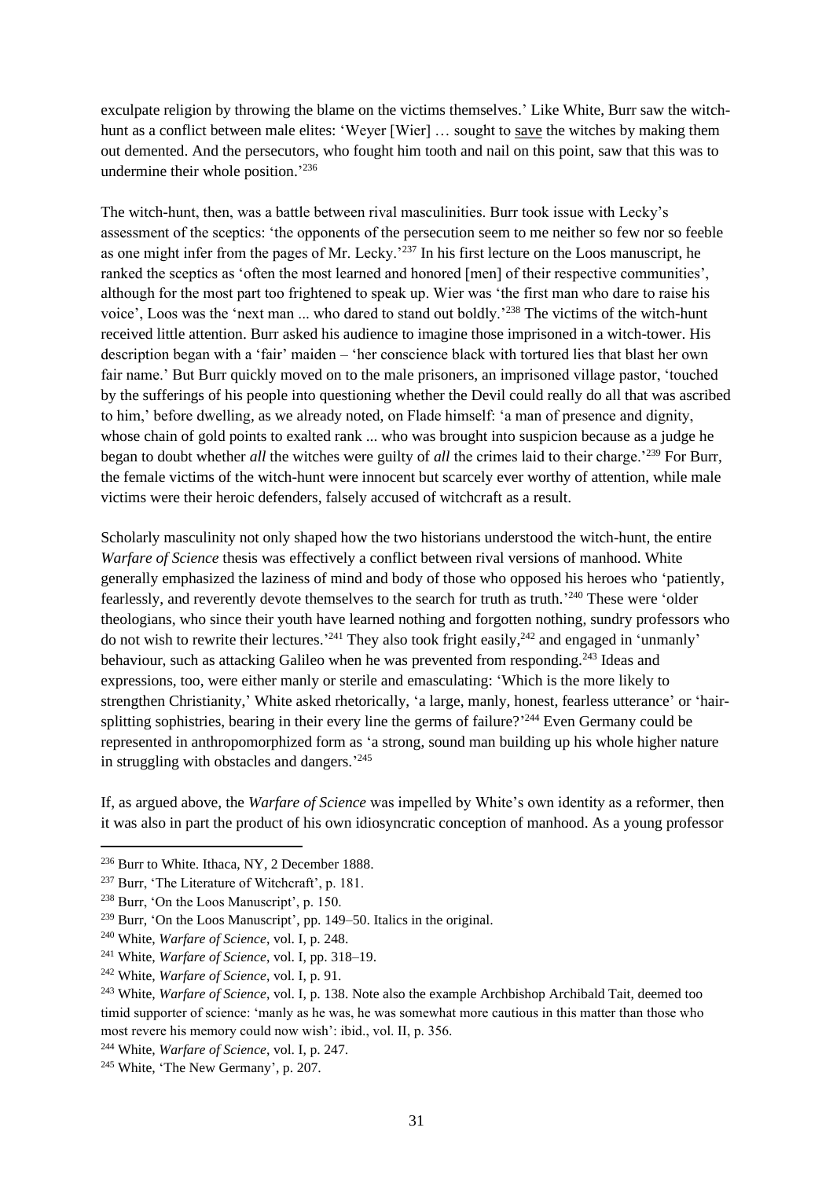exculpate religion by throwing the blame on the victims themselves.' Like White, Burr saw the witch-hunt as a conflict between male elites: 'Weyer [Wier] … sought to save the witches by making them out demented. And the persecutors, who fought him tooth and nail on this point, saw that this was to undermine their whole position.'[236]

The witch-hunt, then, was a battle between rival masculinities. Burr took issue with Lecky's assessment of the sceptics: 'the opponents of the persecution seem to me neither so few nor so feeble as one might infer from the pages of Mr. Lecky.'[237] In his first lecture on the Loos manuscript, he ranked the sceptics as 'often the most learned and honored [men] of their respective communities', although for the most part too frightened to speak up. Wier was 'the first man who dare to raise his voice', Loos was the 'next man ... who dared to stand out boldly.'[238] The victims of the witch-hunt received little attention. Burr asked his audience to imagine those imprisoned in a witch-tower. His description began with a 'fair' maiden – 'her conscience black with tortured lies that blast her own fair name.' But Burr quickly moved on to the male prisoners, an imprisoned village pastor, 'touched by the sufferings of his people into questioning whether the Devil could really do all that was ascribed to him,' before dwelling, as we already noted, on Flade himself: 'a man of presence and dignity, whose chain of gold points to exalted rank ... who was brought into suspicion because as a judge he began to doubt whether *all* the witches were guilty of *all* the crimes laid to their charge.'[239] For Burr, the female victims of the witch-hunt were innocent but scarcely ever worthy of attention, while male victims were their heroic defenders, falsely accused of witchcraft as a result.

Scholarly masculinity not only shaped how the two historians understood the witch-hunt, the entire *Warfare of Science* thesis was effectively a conflict between rival versions of manhood. White generally emphasized the laziness of mind and body of those who opposed his heroes who 'patiently, fearlessly, and reverently devote themselves to the search for truth as truth.'[240] These were 'older theologians, who since their youth have learned nothing and forgotten nothing, sundry professors who do not wish to rewrite their lectures.'[241] They also took fright easily,[242] and engaged in 'unmanly' behaviour, such as attacking Galileo when he was prevented from responding.[243] Ideas and expressions, too, were either manly or sterile and emasculating: 'Which is the more likely to strengthen Christianity,' White asked rhetorically, 'a large, manly, honest, fearless utterance' or 'hair-splitting sophistries, bearing in their every line the germs of failure?'[244] Even Germany could be represented in anthropomorphized form as 'a strong, sound man building up his whole higher nature in struggling with obstacles and dangers.'[245]

If, as argued above, the *Warfare of Science* was impelled by White's own identity as a reformer, then it was also in part the product of his own idiosyncratic conception of manhood. As a young professor

---

[236] Burr to White. Ithaca, NY, 2 December 1888.

[237] Burr, 'The Literature of Witchcraft', p. 181.

[238] Burr, 'On the Loos Manuscript', p. 150.

[239] Burr, 'On the Loos Manuscript', pp. 149–50. Italics in the original.

[240] White, *Warfare of Science*, vol. I, p. 248.

[241] White, *Warfare of Science*, vol. I, pp. 318–19.

[242] White, *Warfare of Science*, vol. I, p. 91.

[243] White, *Warfare of Science*, vol. I, p. 138. Note also the example Archbishop Archibald Tait, deemed too timid supporter of science: 'manly as he was, he was somewhat more cautious in this matter than those who most revere his memory could now wish': ibid., vol. II, p. 356.

[244] White, *Warfare of Science*, vol. I, p. 247.

[245] White, 'The New Germany', p. 207.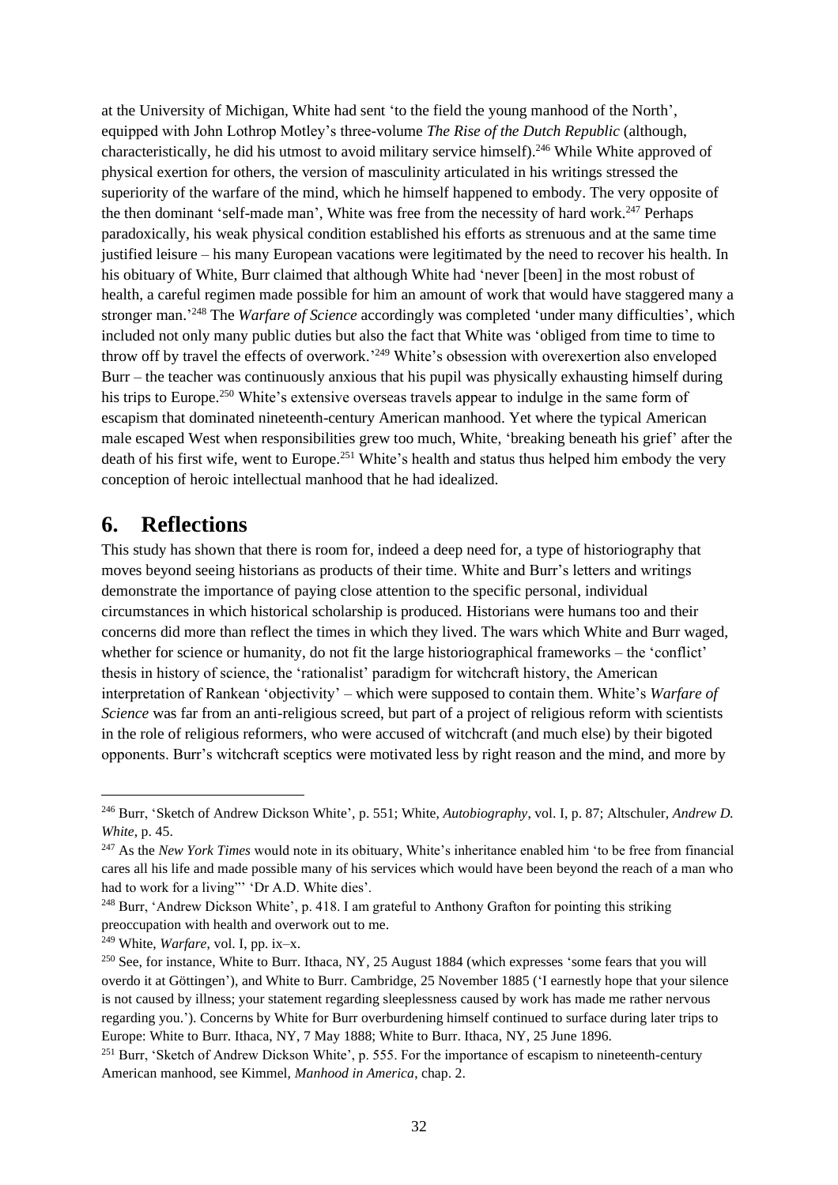at the University of Michigan, White had sent 'to the field the young manhood of the North', equipped with John Lothrop Motley's three-volume *The Rise of the Dutch Republic* (although, characteristically, he did his utmost to avoid military service himself).[246] While White approved of physical exertion for others, the version of masculinity articulated in his writings stressed the superiority of the warfare of the mind, which he himself happened to embody. The very opposite of the then dominant 'self-made man', White was free from the necessity of hard work.[247] Perhaps paradoxically, his weak physical condition established his efforts as strenuous and at the same time justified leisure – his many European vacations were legitimated by the need to recover his health. In his obituary of White, Burr claimed that although White had 'never [been] in the most robust of health, a careful regimen made possible for him an amount of work that would have staggered many a stronger man.'[248] The *Warfare of Science* accordingly was completed 'under many difficulties', which included not only many public duties but also the fact that White was 'obliged from time to time to throw off by travel the effects of overwork.'[249] White's obsession with overexertion also enveloped Burr – the teacher was continuously anxious that his pupil was physically exhausting himself during his trips to Europe.[250] White's extensive overseas travels appear to indulge in the same form of escapism that dominated nineteenth-century American manhood. Yet where the typical American male escaped West when responsibilities grew too much, White, 'breaking beneath his grief' after the death of his first wife, went to Europe.[251] White's health and status thus helped him embody the very conception of heroic intellectual manhood that he had idealized.

## 6. Reflections

This study has shown that there is room for, indeed a deep need for, a type of historiography that moves beyond seeing historians as products of their time. White and Burr's letters and writings demonstrate the importance of paying close attention to the specific personal, individual circumstances in which historical scholarship is produced. Historians were humans too and their concerns did more than reflect the times in which they lived. The wars which White and Burr waged, whether for science or humanity, do not fit the large historiographical frameworks – the 'conflict' thesis in history of science, the 'rationalist' paradigm for witchcraft history, the American interpretation of Rankean 'objectivity' – which were supposed to contain them. White's *Warfare of Science* was far from an anti-religious screed, but part of a project of religious reform with scientists in the role of religious reformers, who were accused of witchcraft (and much else) by their bigoted opponents. Burr's witchcraft sceptics were motivated less by right reason and the mind, and more by

---

[246] Burr, 'Sketch of Andrew Dickson White', p. 551; White, *Autobiography*, vol. I, p. 87; Altschuler, *Andrew D. White*, p. 45.

[247] As the *New York Times* would note in its obituary, White's inheritance enabled him 'to be free from financial cares all his life and made possible many of his services which would have been beyond the reach of a man who had to work for a living"' 'Dr A.D. White dies'.

[248] Burr, 'Andrew Dickson White', p. 418. I am grateful to Anthony Grafton for pointing this striking preoccupation with health and overwork out to me.

[249] White, *Warfare*, vol. I, pp. ix–x.

[250] See, for instance, White to Burr. Ithaca, NY, 25 August 1884 (which expresses 'some fears that you will overdo it at Göttingen'), and White to Burr. Cambridge, 25 November 1885 ('I earnestly hope that your silence is not caused by illness; your statement regarding sleeplessness caused by work has made me rather nervous regarding you.'). Concerns by White for Burr overburdening himself continued to surface during later trips to Europe: White to Burr. Ithaca, NY, 7 May 1888; White to Burr. Ithaca, NY, 25 June 1896.

[251] Burr, 'Sketch of Andrew Dickson White', p. 555. For the importance of escapism to nineteenth-century American manhood, see Kimmel, *Manhood in America*, chap. 2.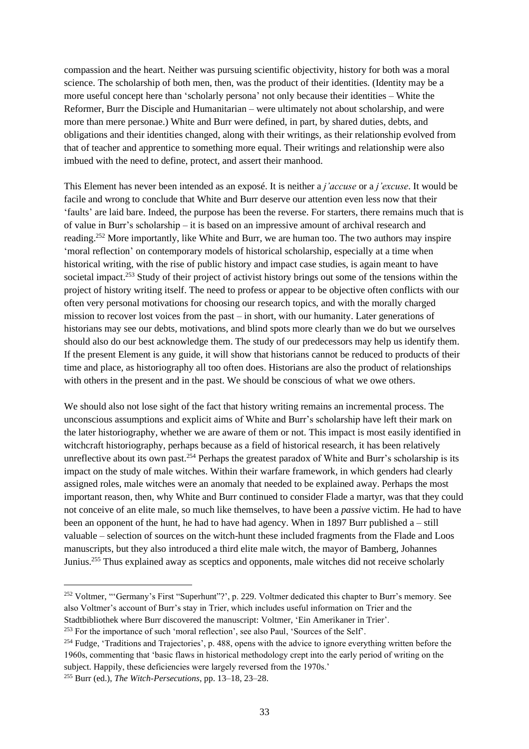compassion and the heart. Neither was pursuing scientific objectivity, history for both was a moral science. The scholarship of both men, then, was the product of their identities. (Identity may be a more useful concept here than 'scholarly persona' not only because their identities – White the Reformer, Burr the Disciple and Humanitarian – were ultimately not about scholarship, and were more than mere personae.) White and Burr were defined, in part, by shared duties, debts, and obligations and their identities changed, along with their writings, as their relationship evolved from that of teacher and apprentice to something more equal. Their writings and relationship were also imbued with the need to define, protect, and assert their manhood.

This Element has never been intended as an exposé. It is neither a *j'accuse* or a *j'excuse*. It would be facile and wrong to conclude that White and Burr deserve our attention even less now that their 'faults' are laid bare. Indeed, the purpose has been the reverse. For starters, there remains much that is of value in Burr's scholarship – it is based on an impressive amount of archival research and reading.[252] More importantly, like White and Burr, we are human too. The two authors may inspire 'moral reflection' on contemporary models of historical scholarship, especially at a time when historical writing, with the rise of public history and impact case studies, is again meant to have societal impact.[253] Study of their project of activist history brings out some of the tensions within the project of history writing itself. The need to profess or appear to be objective often conflicts with our often very personal motivations for choosing our research topics, and with the morally charged mission to recover lost voices from the past – in short, with our humanity. Later generations of historians may see our debts, motivations, and blind spots more clearly than we do but we ourselves should also do our best acknowledge them. The study of our predecessors may help us identify them. If the present Element is any guide, it will show that historians cannot be reduced to products of their time and place, as historiography all too often does. Historians are also the product of relationships with others in the present and in the past. We should be conscious of what we owe others.

We should also not lose sight of the fact that history writing remains an incremental process. The unconscious assumptions and explicit aims of White and Burr's scholarship have left their mark on the later historiography, whether we are aware of them or not. This impact is most easily identified in witchcraft historiography, perhaps because as a field of historical research, it has been relatively unreflective about its own past.[254] Perhaps the greatest paradox of White and Burr's scholarship is its impact on the study of male witches. Within their warfare framework, in which genders had clearly assigned roles, male witches were an anomaly that needed to be explained away. Perhaps the most important reason, then, why White and Burr continued to consider Flade a martyr, was that they could not conceive of an elite male, so much like themselves, to have been a *passive* victim. He had to have been an opponent of the hunt, he had to have had agency. When in 1897 Burr published a – still valuable – selection of sources on the witch-hunt these included fragments from the Flade and Loos manuscripts, but they also introduced a third elite male witch, the mayor of Bamberg, Johannes Junius.[255] Thus explained away as sceptics and opponents, male witches did not receive scholarly

---

[252] Voltmer, '"Germany's First "Superhunt"?', p. 229. Voltmer dedicated this chapter to Burr's memory. See also Voltmer's account of Burr's stay in Trier, which includes useful information on Trier and the Stadtbibliothek where Burr discovered the manuscript: Voltmer, 'Ein Amerikaner in Trier'.

[253] For the importance of such 'moral reflection', see also Paul, 'Sources of the Self'.

[254] Fudge, 'Traditions and Trajectories', p. 488, opens with the advice to ignore everything written before the 1960s, commenting that 'basic flaws in historical methodology crept into the early period of writing on the subject. Happily, these deficiencies were largely reversed from the 1970s.'

[255] Burr (ed.), *The Witch-Persecutions*, pp. 13–18, 23–28.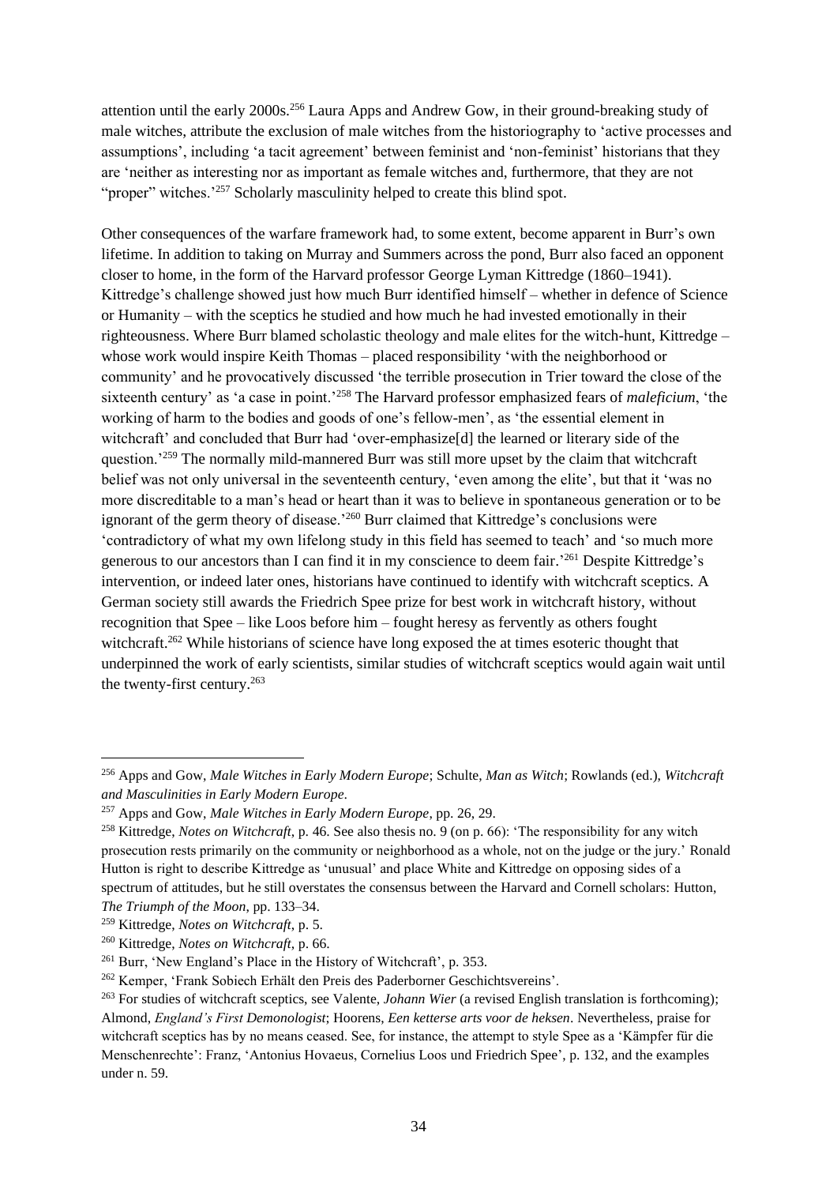attention until the early 2000s.[256] Laura Apps and Andrew Gow, in their ground-breaking study of male witches, attribute the exclusion of male witches from the historiography to 'active processes and assumptions', including 'a tacit agreement' between feminist and 'non-feminist' historians that they are 'neither as interesting nor as important as female witches and, furthermore, that they are not "proper" witches.'[257] Scholarly masculinity helped to create this blind spot.

Other consequences of the warfare framework had, to some extent, become apparent in Burr's own lifetime. In addition to taking on Murray and Summers across the pond, Burr also faced an opponent closer to home, in the form of the Harvard professor George Lyman Kittredge (1860–1941). Kittredge's challenge showed just how much Burr identified himself – whether in defence of Science or Humanity – with the sceptics he studied and how much he had invested emotionally in their righteousness. Where Burr blamed scholastic theology and male elites for the witch-hunt, Kittredge – whose work would inspire Keith Thomas – placed responsibility 'with the neighborhood or community' and he provocatively discussed 'the terrible prosecution in Trier toward the close of the sixteenth century' as 'a case in point.'[258] The Harvard professor emphasized fears of *maleficium*, 'the working of harm to the bodies and goods of one's fellow-men', as 'the essential element in witchcraft' and concluded that Burr had 'over-emphasize[d] the learned or literary side of the question.'[259] The normally mild-mannered Burr was still more upset by the claim that witchcraft belief was not only universal in the seventeenth century, 'even among the elite', but that it 'was no more discreditable to a man's head or heart than it was to believe in spontaneous generation or to be ignorant of the germ theory of disease.'[260] Burr claimed that Kittredge's conclusions were 'contradictory of what my own lifelong study in this field has seemed to teach' and 'so much more generous to our ancestors than I can find it in my conscience to deem fair.'[261] Despite Kittredge's intervention, or indeed later ones, historians have continued to identify with witchcraft sceptics. A German society still awards the Friedrich Spee prize for best work in witchcraft history, without recognition that Spee – like Loos before him – fought heresy as fervently as others fought witchcraft.[262] While historians of science have long exposed the at times esoteric thought that underpinned the work of early scientists, similar studies of witchcraft sceptics would again wait until the twenty-first century.[263]

---

[256] Apps and Gow, *Male Witches in Early Modern Europe*; Schulte, *Man as Witch*; Rowlands (ed.), *Witchcraft and Masculinities in Early Modern Europe*.

[257] Apps and Gow, *Male Witches in Early Modern Europe*, pp. 26, 29.

[258] Kittredge, *Notes on Witchcraft,* p. 46. See also thesis no. 9 (on p. 66): 'The responsibility for any witch prosecution rests primarily on the community or neighborhood as a whole, not on the judge or the jury.' Ronald Hutton is right to describe Kittredge as 'unusual' and place White and Kittredge on opposing sides of a spectrum of attitudes, but he still overstates the consensus between the Harvard and Cornell scholars: Hutton, *The Triumph of the Moon*, pp. 133–34.

[259] Kittredge, *Notes on Witchcraft,* p. 5.

[260] Kittredge, *Notes on Witchcraft,* p. 66.

[261] Burr, 'New England's Place in the History of Witchcraft', p. 353.

[262] Kemper, 'Frank Sobiech Erhält den Preis des Paderborner Geschichtsvereins'.

[263] For studies of witchcraft sceptics, see Valente, *Johann Wier* (a revised English translation is forthcoming); Almond, *England's First Demonologist*; Hoorens, *Een ketterse arts voor de heksen*. Nevertheless, praise for witchcraft sceptics has by no means ceased. See, for instance, the attempt to style Spee as a 'Kämpfer für die Menschenrechte': Franz, 'Antonius Hovaeus, Cornelius Loos und Friedrich Spee', p. 132, and the examples under n. 59.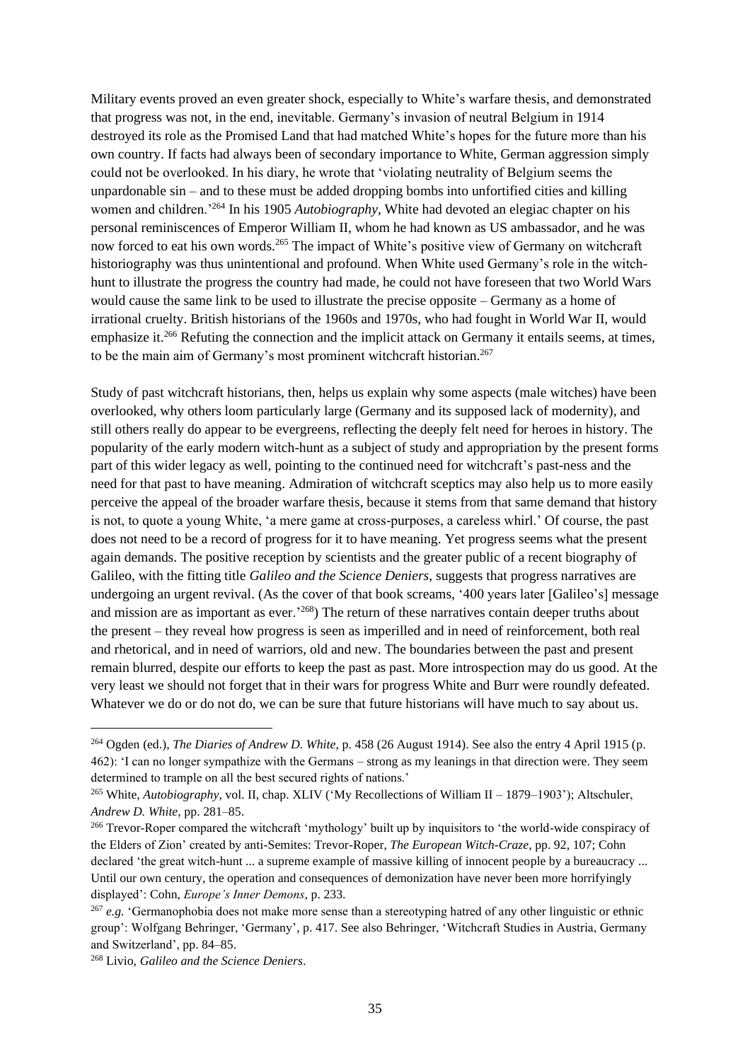Military events proved an even greater shock, especially to White's warfare thesis, and demonstrated that progress was not, in the end, inevitable. Germany's invasion of neutral Belgium in 1914 destroyed its role as the Promised Land that had matched White's hopes for the future more than his own country. If facts had always been of secondary importance to White, German aggression simply could not be overlooked. In his diary, he wrote that 'violating neutrality of Belgium seems the unpardonable sin – and to these must be added dropping bombs into unfortified cities and killing women and children.'[264] In his 1905 *Autobiography*, White had devoted an elegiac chapter on his personal reminiscences of Emperor William II, whom he had known as US ambassador, and he was now forced to eat his own words.[265] The impact of White's positive view of Germany on witchcraft historiography was thus unintentional and profound. When White used Germany's role in the witch-hunt to illustrate the progress the country had made, he could not have foreseen that two World Wars would cause the same link to be used to illustrate the precise opposite – Germany as a home of irrational cruelty. British historians of the 1960s and 1970s, who had fought in World War II, would emphasize it.[266] Refuting the connection and the implicit attack on Germany it entails seems, at times, to be the main aim of Germany's most prominent witchcraft historian.[267]

Study of past witchcraft historians, then, helps us explain why some aspects (male witches) have been overlooked, why others loom particularly large (Germany and its supposed lack of modernity), and still others really do appear to be evergreens, reflecting the deeply felt need for heroes in history. The popularity of the early modern witch-hunt as a subject of study and appropriation by the present forms part of this wider legacy as well, pointing to the continued need for witchcraft's past-ness and the need for that past to have meaning. Admiration of witchcraft sceptics may also help us to more easily perceive the appeal of the broader warfare thesis, because it stems from that same demand that history is not, to quote a young White, 'a mere game at cross-purposes, a careless whirl.' Of course, the past does not need to be a record of progress for it to have meaning. Yet progress seems what the present again demands. The positive reception by scientists and the greater public of a recent biography of Galileo, with the fitting title *Galileo and the Science Deniers*, suggests that progress narratives are undergoing an urgent revival. (As the cover of that book screams, '400 years later [Galileo's] message and mission are as important as ever.'[268]) The return of these narratives contain deeper truths about the present – they reveal how progress is seen as imperilled and in need of reinforcement, both real and rhetorical, and in need of warriors, old and new. The boundaries between the past and present remain blurred, despite our efforts to keep the past as past. More introspection may do us good. At the very least we should not forget that in their wars for progress White and Burr were roundly defeated. Whatever we do or do not do, we can be sure that future historians will have much to say about us.

---

[264] Ogden (ed.), *The Diaries of Andrew D. White*, p. 458 (26 August 1914). See also the entry 4 April 1915 (p. 462): 'I can no longer sympathize with the Germans – strong as my leanings in that direction were. They seem determined to trample on all the best secured rights of nations.'

[265] White, *Autobiography*, vol. II, chap. XLIV ('My Recollections of William II – 1879–1903'); Altschuler, *Andrew D. White*, pp. 281–85.

[266] Trevor-Roper compared the witchcraft 'mythology' built up by inquisitors to 'the world-wide conspiracy of the Elders of Zion' created by anti-Semites: Trevor-Roper, *The European Witch-Craze*, pp. 92, 107; Cohn declared 'the great witch-hunt ... a supreme example of massive killing of innocent people by a bureaucracy ... Until our own century, the operation and consequences of demonization have never been more horrifyingly displayed': Cohn, *Europe's Inner Demons*, p. 233.

[267] *e.g.* 'Germanophobia does not make more sense than a stereotyping hatred of any other linguistic or ethnic group': Wolfgang Behringer, 'Germany', p. 417. See also Behringer, 'Witchcraft Studies in Austria, Germany and Switzerland', pp. 84–85.

[268] Livio, *Galileo and the Science Deniers*.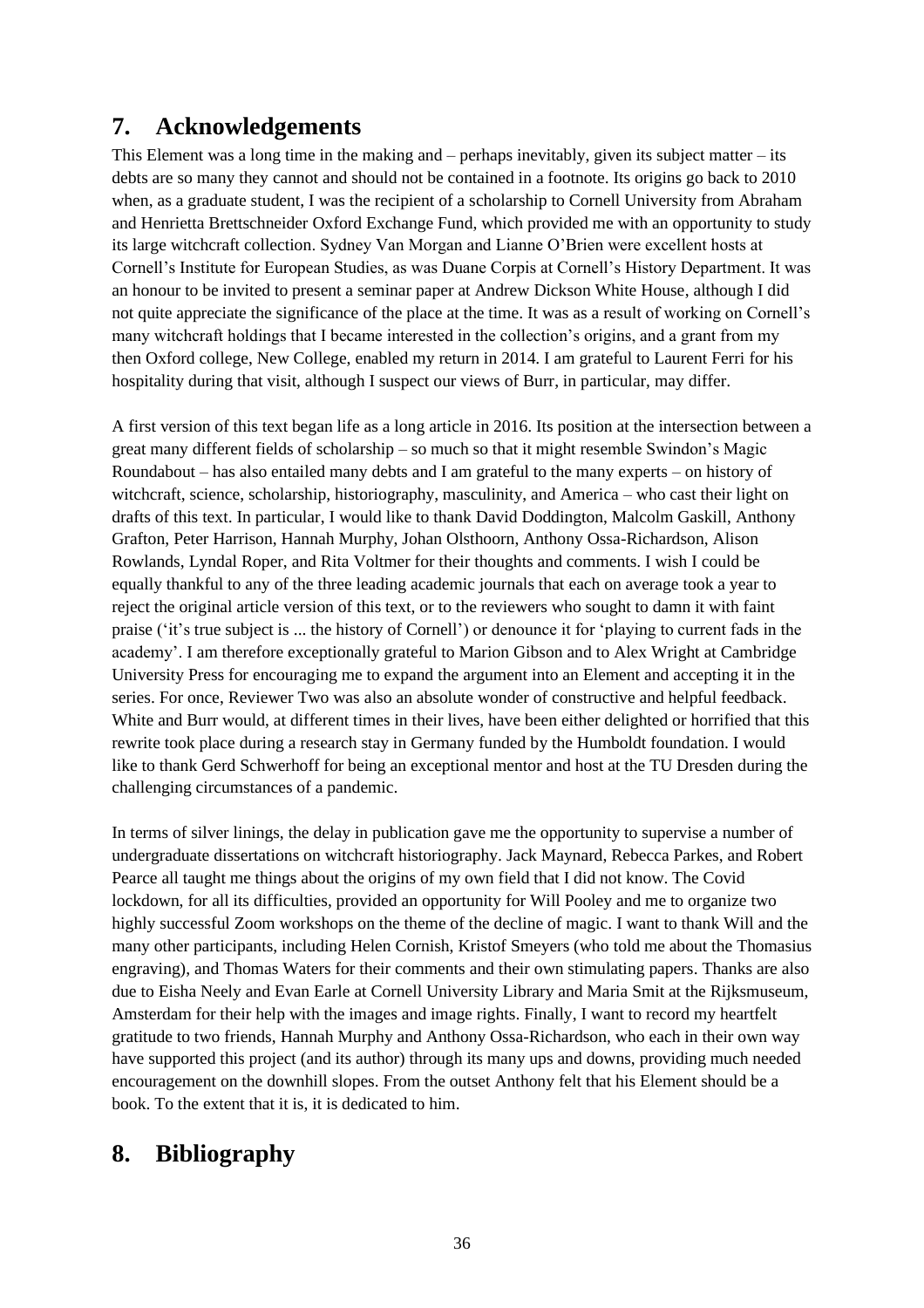## 7. Acknowledgements

This Element was a long time in the making and – perhaps inevitably, given its subject matter – its debts are so many they cannot and should not be contained in a footnote. Its origins go back to 2010 when, as a graduate student, I was the recipient of a scholarship to Cornell University from Abraham and Henrietta Brettschneider Oxford Exchange Fund, which provided me with an opportunity to study its large witchcraft collection. Sydney Van Morgan and Lianne O'Brien were excellent hosts at Cornell's Institute for European Studies, as was Duane Corpis at Cornell's History Department. It was an honour to be invited to present a seminar paper at Andrew Dickson White House, although I did not quite appreciate the significance of the place at the time. It was as a result of working on Cornell's many witchcraft holdings that I became interested in the collection's origins, and a grant from my then Oxford college, New College, enabled my return in 2014. I am grateful to Laurent Ferri for his hospitality during that visit, although I suspect our views of Burr, in particular, may differ.

A first version of this text began life as a long article in 2016. Its position at the intersection between a great many different fields of scholarship – so much so that it might resemble Swindon's Magic Roundabout – has also entailed many debts and I am grateful to the many experts – on history of witchcraft, science, scholarship, historiography, masculinity, and America – who cast their light on drafts of this text. In particular, I would like to thank David Doddington, Malcolm Gaskill, Anthony Grafton, Peter Harrison, Hannah Murphy, Johan Olsthoorn, Anthony Ossa-Richardson, Alison Rowlands, Lyndal Roper, and Rita Voltmer for their thoughts and comments. I wish I could be equally thankful to any of the three leading academic journals that each on average took a year to reject the original article version of this text, or to the reviewers who sought to damn it with faint praise ('it's true subject is ... the history of Cornell') or denounce it for 'playing to current fads in the academy'. I am therefore exceptionally grateful to Marion Gibson and to Alex Wright at Cambridge University Press for encouraging me to expand the argument into an Element and accepting it in the series. For once, Reviewer Two was also an absolute wonder of constructive and helpful feedback. White and Burr would, at different times in their lives, have been either delighted or horrified that this rewrite took place during a research stay in Germany funded by the Humboldt foundation. I would like to thank Gerd Schwerhoff for being an exceptional mentor and host at the TU Dresden during the challenging circumstances of a pandemic.

In terms of silver linings, the delay in publication gave me the opportunity to supervise a number of undergraduate dissertations on witchcraft historiography. Jack Maynard, Rebecca Parkes, and Robert Pearce all taught me things about the origins of my own field that I did not know. The Covid lockdown, for all its difficulties, provided an opportunity for Will Pooley and me to organize two highly successful Zoom workshops on the theme of the decline of magic. I want to thank Will and the many other participants, including Helen Cornish, Kristof Smeyers (who told me about the Thomasius engraving), and Thomas Waters for their comments and their own stimulating papers. Thanks are also due to Eisha Neely and Evan Earle at Cornell University Library and Maria Smit at the Rijksmuseum, Amsterdam for their help with the images and image rights. Finally, I want to record my heartfelt gratitude to two friends, Hannah Murphy and Anthony Ossa-Richardson, who each in their own way have supported this project (and its author) through its many ups and downs, providing much needed encouragement on the downhill slopes. From the outset Anthony felt that his Element should be a book. To the extent that it is, it is dedicated to him.

## 8. Bibliography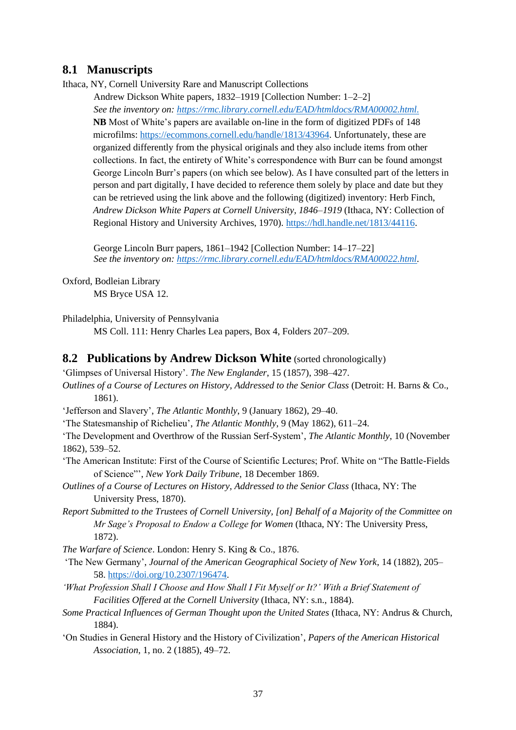## 8.1 Manuscripts

Ithaca, NY, Cornell University Rare and Manuscript Collections

Andrew Dickson White papers, 1832–1919 [Collection Number: 1–2–2]
*See the inventory on: https://rmc.library.cornell.edu/EAD/htmldocs/RMA00002.html.*
**NB** Most of White's papers are available on-line in the form of digitized PDFs of 148 microfilms: https://ecommons.cornell.edu/handle/1813/43964. Unfortunately, these are organized differently from the physical originals and they also include items from other collections. In fact, the entirety of White's correspondence with Burr can be found amongst George Lincoln Burr's papers (on which see below). As I have consulted part of the letters in person and part digitally, I have decided to reference them solely by place and date but they can be retrieved using the link above and the following (digitized) inventory: Herb Finch, *Andrew Dickson White Papers at Cornell University, 1846–1919* (Ithaca, NY: Collection of Regional History and University Archives, 1970). https://hdl.handle.net/1813/44116.

George Lincoln Burr papers, 1861–1942 [Collection Number: 14–17–22]
*See the inventory on: https://rmc.library.cornell.edu/EAD/htmldocs/RMA00022.html.*

Oxford, Bodleian Library

MS Bryce USA 12.

Philadelphia, University of Pennsylvania

MS Coll. 111: Henry Charles Lea papers, Box 4, Folders 207–209.

## 8.2 Publications by Andrew Dickson White (sorted chronologically)

'Glimpses of Universal History'. *The New Englander*, 15 (1857), 398–427.

*Outlines of a Course of Lectures on History, Addressed to the Senior Class* (Detroit: H. Barns & Co., 1861).

'Jefferson and Slavery', *The Atlantic Monthly*, 9 (January 1862), 29–40.

'The Statesmanship of Richelieu', *The Atlantic Monthly*, 9 (May 1862), 611–24.

'The Development and Overthrow of the Russian Serf-System', *The Atlantic Monthly*, 10 (November 1862), 539–52.

'The American Institute: First of the Course of Scientific Lectures; Prof. White on "The Battle-Fields of Science"', *New York Daily Tribune*, 18 December 1869.

*Outlines of a Course of Lectures on History, Addressed to the Senior Class* (Ithaca, NY: The University Press, 1870).

*Report Submitted to the Trustees of Cornell University, [on] Behalf of a Majority of the Committee on Mr Sage's Proposal to Endow a College for Women* (Ithaca, NY: The University Press, 1872).

*The Warfare of Science*. London: Henry S. King & Co., 1876.

'The New Germany', *Journal of the American Geographical Society of New York*, 14 (1882), 205–58. https://doi.org/10.2307/196474.

*'What Profession Shall I Choose and How Shall I Fit Myself or It?' With a Brief Statement of Facilities Offered at the Cornell University* (Ithaca, NY: s.n., 1884).

*Some Practical Influences of German Thought upon the United States* (Ithaca, NY: Andrus & Church, 1884).

'On Studies in General History and the History of Civilization', *Papers of the American Historical Association*, 1, no. 2 (1885), 49–72.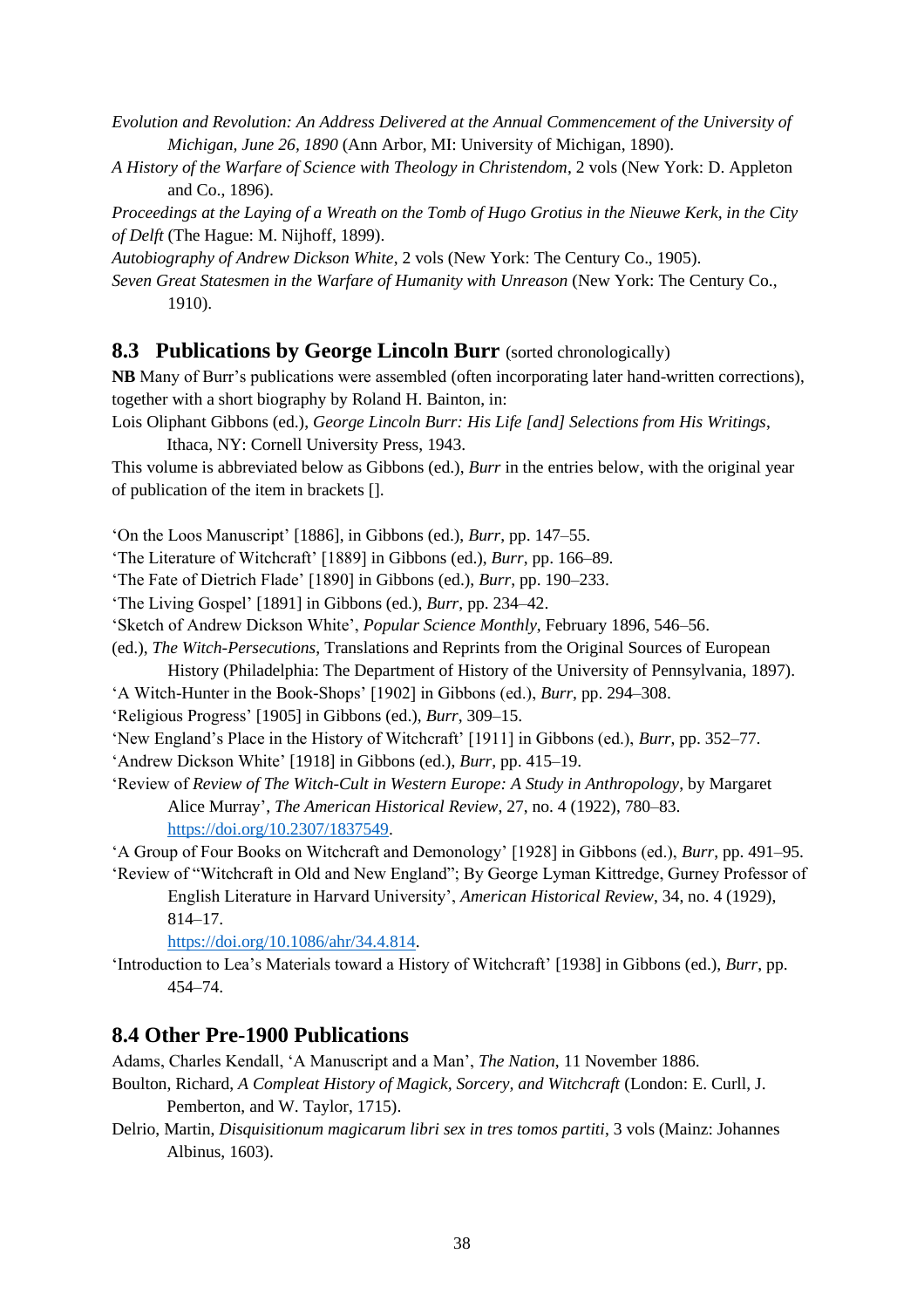*Evolution and Revolution: An Address Delivered at the Annual Commencement of the University of Michigan, June 26, 1890* (Ann Arbor, MI: University of Michigan, 1890).

*A History of the Warfare of Science with Theology in Christendom*, 2 vols (New York: D. Appleton and Co., 1896).

*Proceedings at the Laying of a Wreath on the Tomb of Hugo Grotius in the Nieuwe Kerk, in the City of Delft* (The Hague: M. Nijhoff, 1899).

*Autobiography of Andrew Dickson White*, 2 vols (New York: The Century Co., 1905).

*Seven Great Statesmen in the Warfare of Humanity with Unreason* (New York: The Century Co., 1910).

## 8.3 Publications by George Lincoln Burr (sorted chronologically)

**NB** Many of Burr's publications were assembled (often incorporating later hand-written corrections), together with a short biography by Roland H. Bainton, in:

Lois Oliphant Gibbons (ed.), *George Lincoln Burr: His Life [and] Selections from His Writings*, Ithaca, NY: Cornell University Press, 1943.

This volume is abbreviated below as Gibbons (ed.), *Burr* in the entries below, with the original year of publication of the item in brackets [].

'On the Loos Manuscript' [1886], in Gibbons (ed.), *Burr*, pp. 147–55.

'The Literature of Witchcraft' [1889] in Gibbons (ed.), *Burr*, pp. 166–89.

'The Fate of Dietrich Flade' [1890] in Gibbons (ed.), *Burr*, pp. 190–233.

'The Living Gospel' [1891] in Gibbons (ed.), *Burr*, pp. 234–42.

'Sketch of Andrew Dickson White', *Popular Science Monthly*, February 1896, 546–56.

(ed.), *The Witch-Persecutions*, Translations and Reprints from the Original Sources of European History (Philadelphia: The Department of History of the University of Pennsylvania, 1897).

'A Witch-Hunter in the Book-Shops' [1902] in Gibbons (ed.), *Burr*, pp. 294–308.

'Religious Progress' [1905] in Gibbons (ed.), *Burr*, 309–15.

'New England's Place in the History of Witchcraft' [1911] in Gibbons (ed.), *Burr*, pp. 352–77.

'Andrew Dickson White' [1918] in Gibbons (ed.), *Burr*, pp. 415–19.

'Review of *Review of The Witch-Cult in Western Europe: A Study in Anthropology*, by Margaret Alice Murray', *The American Historical Review*, 27, no. 4 (1922), 780–83. https://doi.org/10.2307/1837549.

'A Group of Four Books on Witchcraft and Demonology' [1928] in Gibbons (ed.), *Burr*, pp. 491–95.

'Review of "Witchcraft in Old and New England"; By George Lyman Kittredge, Gurney Professor of English Literature in Harvard University', *American Historical Review*, 34, no. 4 (1929), 814–17. https://doi.org/10.1086/ahr/34.4.814.

'Introduction to Lea's Materials toward a History of Witchcraft' [1938] in Gibbons (ed.), *Burr*, pp. 454–74.

## 8.4 Other Pre-1900 Publications

Adams, Charles Kendall, 'A Manuscript and a Man', *The Nation*, 11 November 1886.

Boulton, Richard, *A Compleat History of Magick, Sorcery, and Witchcraft* (London: E. Curll, J. Pemberton, and W. Taylor, 1715).

Delrio, Martin, *Disquisitionum magicarum libri sex in tres tomos partiti*, 3 vols (Mainz: Johannes Albinus, 1603).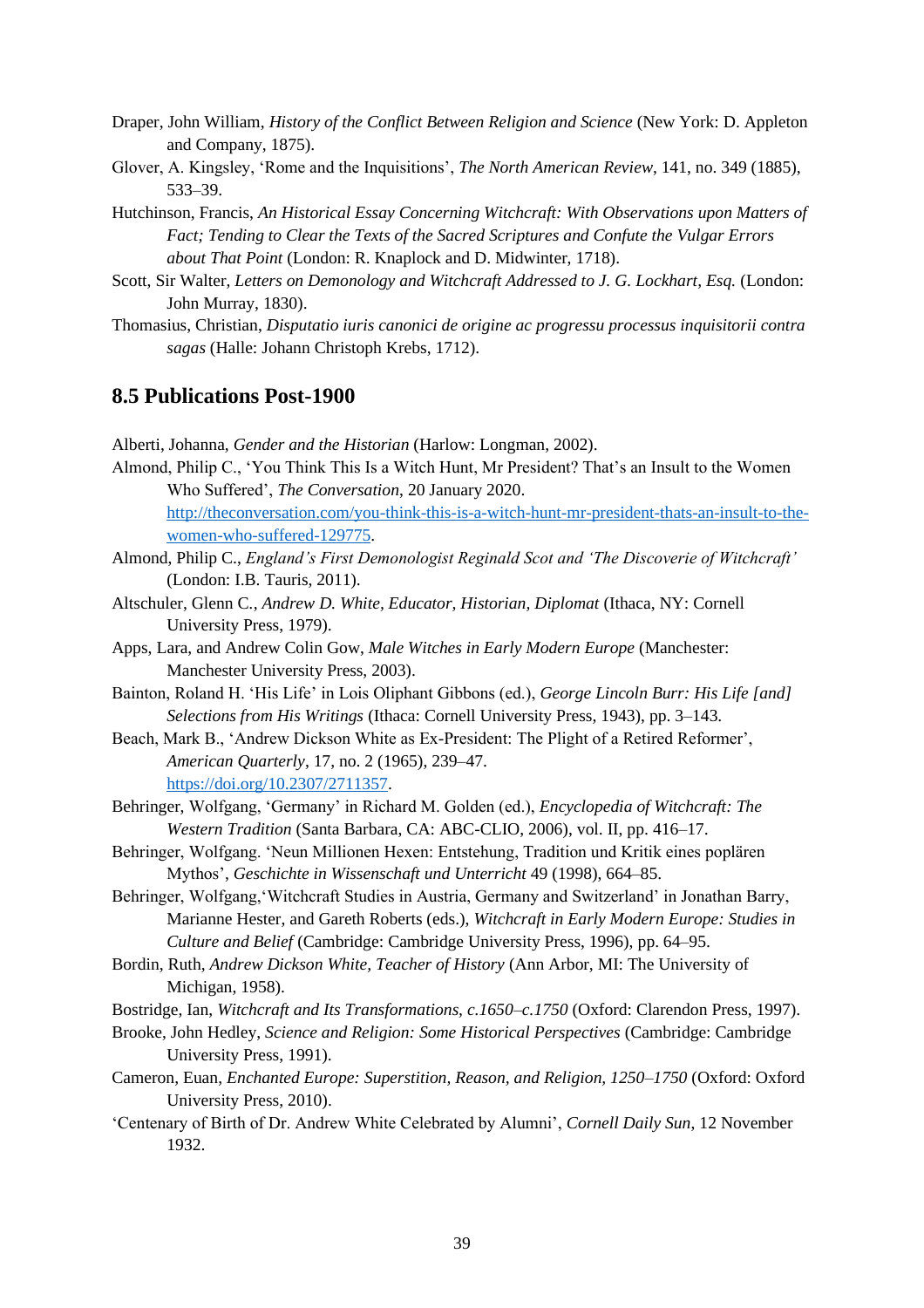Draper, John William, *History of the Conflict Between Religion and Science* (New York: D. Appleton and Company, 1875).

Glover, A. Kingsley, 'Rome and the Inquisitions', *The North American Review*, 141, no. 349 (1885), 533–39.

Hutchinson, Francis, *An Historical Essay Concerning Witchcraft: With Observations upon Matters of Fact; Tending to Clear the Texts of the Sacred Scriptures and Confute the Vulgar Errors about That Point* (London: R. Knaplock and D. Midwinter, 1718).

Scott, Sir Walter, *Letters on Demonology and Witchcraft Addressed to J. G. Lockhart, Esq.* (London: John Murray, 1830).

Thomasius, Christian, *Disputatio iuris canonici de origine ac progressu processus inquisitorii contra sagas* (Halle: Johann Christoph Krebs, 1712).

## 8.5 Publications Post-1900

Alberti, Johanna, *Gender and the Historian* (Harlow: Longman, 2002).

Almond, Philip C., 'You Think This Is a Witch Hunt, Mr President? That's an Insult to the Women Who Suffered', *The Conversation*, 20 January 2020. http://theconversation.com/you-think-this-is-a-witch-hunt-mr-president-thats-an-insult-to-the-women-who-suffered-129775.

Almond, Philip C., *England's First Demonologist Reginald Scot and 'The Discoverie of Witchcraft'* (London: I.B. Tauris, 2011).

Altschuler, Glenn C., *Andrew D. White, Educator, Historian, Diplomat* (Ithaca, NY: Cornell University Press, 1979).

Apps, Lara, and Andrew Colin Gow, *Male Witches in Early Modern Europe* (Manchester: Manchester University Press, 2003).

Bainton, Roland H. 'His Life' in Lois Oliphant Gibbons (ed.), *George Lincoln Burr: His Life [and] Selections from His Writings* (Ithaca: Cornell University Press, 1943), pp. 3–143.

Beach, Mark B., 'Andrew Dickson White as Ex-President: The Plight of a Retired Reformer', *American Quarterly*, 17, no. 2 (1965), 239–47. https://doi.org/10.2307/2711357.

Behringer, Wolfgang, 'Germany' in Richard M. Golden (ed.), *Encyclopedia of Witchcraft: The Western Tradition* (Santa Barbara, CA: ABC-CLIO, 2006), vol. II, pp. 416–17.

Behringer, Wolfgang. 'Neun Millionen Hexen: Entstehung, Tradition und Kritik eines poplären Mythos', *Geschichte in Wissenschaft und Unterricht* 49 (1998), 664–85.

Behringer, Wolfgang,'Witchcraft Studies in Austria, Germany and Switzerland' in Jonathan Barry, Marianne Hester, and Gareth Roberts (eds.), *Witchcraft in Early Modern Europe: Studies in Culture and Belief* (Cambridge: Cambridge University Press, 1996), pp. 64–95.

Bordin, Ruth, *Andrew Dickson White, Teacher of History* (Ann Arbor, MI: The University of Michigan, 1958).

Bostridge, Ian, *Witchcraft and Its Transformations, c.1650–c.1750* (Oxford: Clarendon Press, 1997).

Brooke, John Hedley, *Science and Religion: Some Historical Perspectives* (Cambridge: Cambridge University Press, 1991).

Cameron, Euan, *Enchanted Europe: Superstition, Reason, and Religion, 1250–1750* (Oxford: Oxford University Press, 2010).

'Centenary of Birth of Dr. Andrew White Celebrated by Alumni', *Cornell Daily Sun*, 12 November 1932.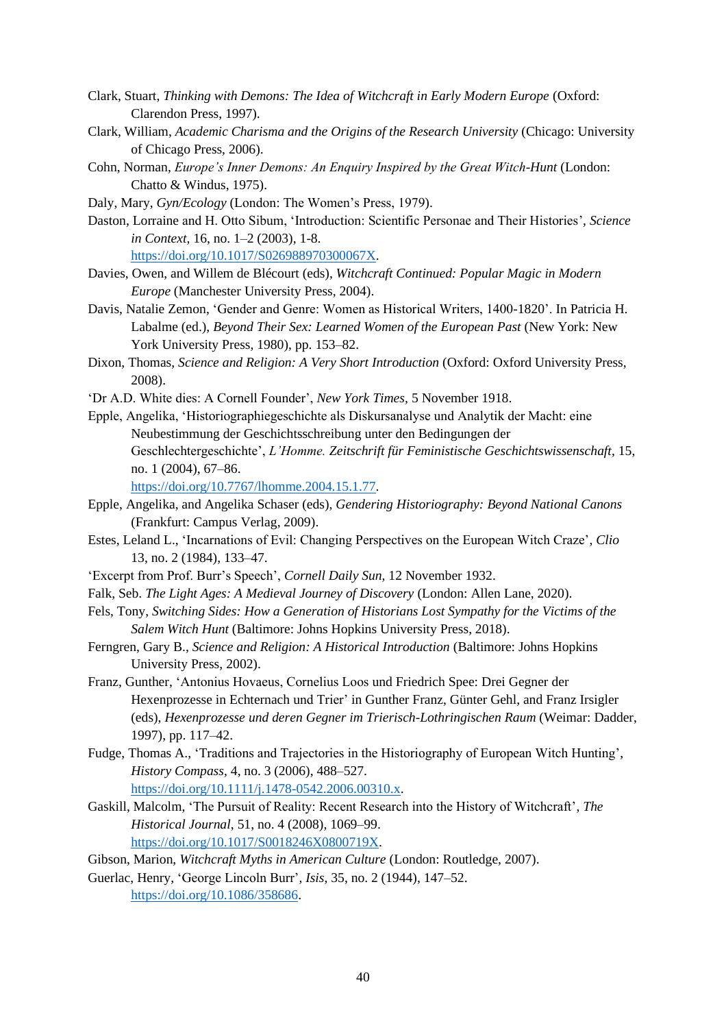Clark, Stuart, *Thinking with Demons: The Idea of Witchcraft in Early Modern Europe* (Oxford: Clarendon Press, 1997).

Clark, William, *Academic Charisma and the Origins of the Research University* (Chicago: University of Chicago Press, 2006).

Cohn, Norman, *Europe's Inner Demons: An Enquiry Inspired by the Great Witch-Hunt* (London: Chatto & Windus, 1975).

Daly, Mary, *Gyn/Ecology* (London: The Women's Press, 1979).

Daston, Lorraine and H. Otto Sibum, 'Introduction: Scientific Personae and Their Histories', *Science in Context*, 16, no. 1–2 (2003), 1-8. https://doi.org/10.1017/S026988970300067X.

Davies, Owen, and Willem de Blécourt (eds), *Witchcraft Continued: Popular Magic in Modern Europe* (Manchester University Press, 2004).

Davis, Natalie Zemon, 'Gender and Genre: Women as Historical Writers, 1400-1820'. In Patricia H. Labalme (ed.), *Beyond Their Sex: Learned Women of the European Past* (New York: New York University Press, 1980), pp. 153–82.

Dixon, Thomas, *Science and Religion: A Very Short Introduction* (Oxford: Oxford University Press, 2008).

'Dr A.D. White dies: A Cornell Founder', *New York Times*, 5 November 1918.

Epple, Angelika, 'Historiographiegeschichte als Diskursanalyse und Analytik der Macht: eine Neubestimmung der Geschichtsschreibung unter den Bedingungen der Geschlechtergeschichte', *L'Homme. Zeitschrift für Feministische Geschichtswissenschaft*, 15, no. 1 (2004), 67–86. https://doi.org/10.7767/lhomme.2004.15.1.77.

Epple, Angelika, and Angelika Schaser (eds), *Gendering Historiography: Beyond National Canons* (Frankfurt: Campus Verlag, 2009).

Estes, Leland L., 'Incarnations of Evil: Changing Perspectives on the European Witch Craze', *Clio* 13, no. 2 (1984), 133–47.

'Excerpt from Prof. Burr's Speech', *Cornell Daily Sun*, 12 November 1932.

Falk, Seb. *The Light Ages: A Medieval Journey of Discovery* (London: Allen Lane, 2020).

Fels, Tony, *Switching Sides: How a Generation of Historians Lost Sympathy for the Victims of the Salem Witch Hunt* (Baltimore: Johns Hopkins University Press, 2018).

Ferngren, Gary B., *Science and Religion: A Historical Introduction* (Baltimore: Johns Hopkins University Press, 2002).

Franz, Gunther, 'Antonius Hovaeus, Cornelius Loos und Friedrich Spee: Drei Gegner der Hexenprozesse in Echternach und Trier' in Gunther Franz, Günter Gehl, and Franz Irsigler (eds), *Hexenprozesse und deren Gegner im Trierisch-Lothringischen Raum* (Weimar: Dadder, 1997), pp. 117–42.

Fudge, Thomas A., 'Traditions and Trajectories in the Historiography of European Witch Hunting', *History Compass*, 4, no. 3 (2006), 488–527. https://doi.org/10.1111/j.1478-0542.2006.00310.x.

Gaskill, Malcolm, 'The Pursuit of Reality: Recent Research into the History of Witchcraft', *The Historical Journal*, 51, no. 4 (2008), 1069–99. https://doi.org/10.1017/S0018246X0800719X.

Gibson, Marion, *Witchcraft Myths in American Culture* (London: Routledge, 2007).

Guerlac, Henry, 'George Lincoln Burr', *Isis*, 35, no. 2 (1944), 147–52. https://doi.org/10.1086/358686.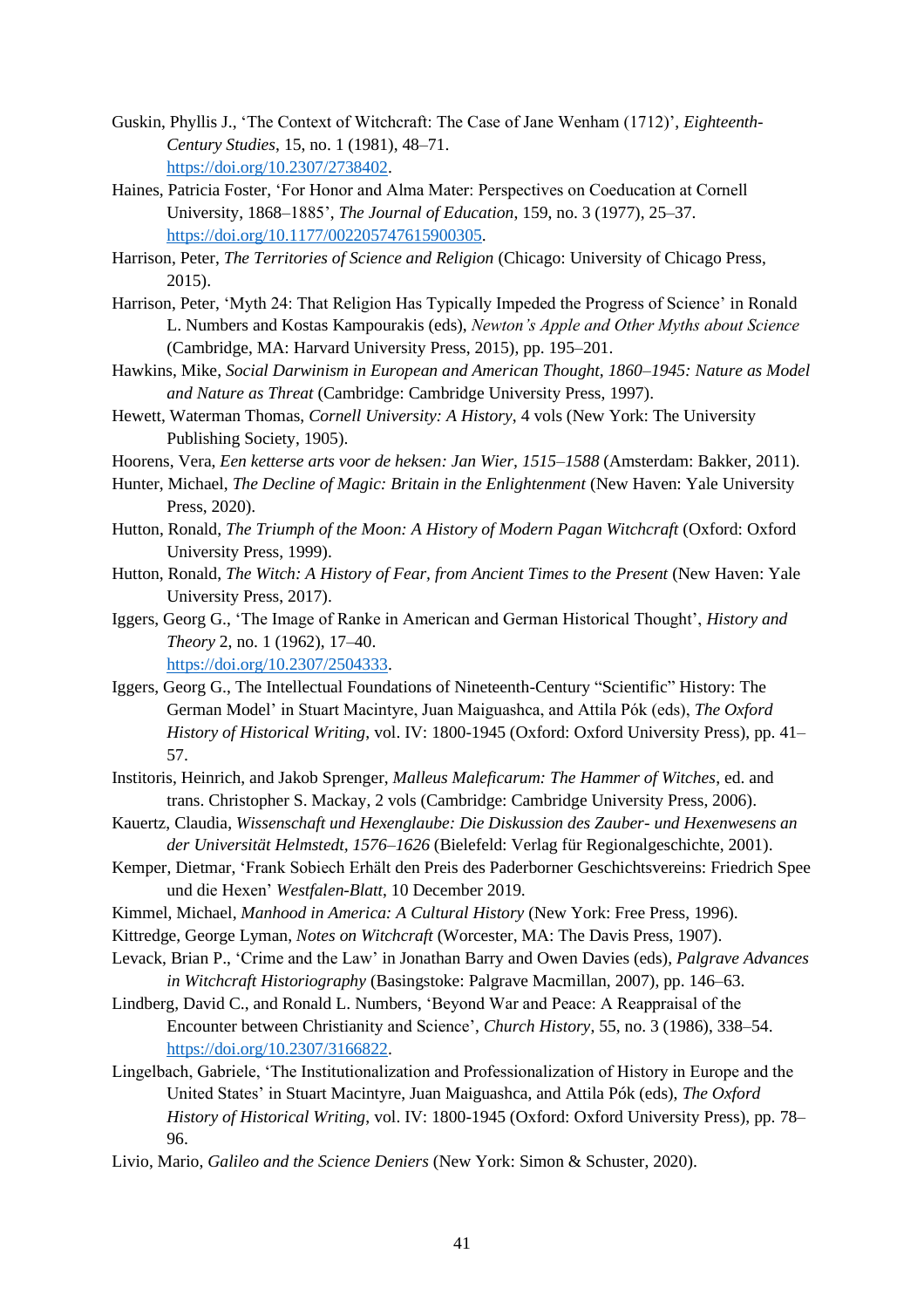Guskin, Phyllis J., 'The Context of Witchcraft: The Case of Jane Wenham (1712)', *Eighteenth-Century Studies*, 15, no. 1 (1981), 48–71. https://doi.org/10.2307/2738402.

Haines, Patricia Foster, 'For Honor and Alma Mater: Perspectives on Coeducation at Cornell University, 1868–1885', *The Journal of Education*, 159, no. 3 (1977), 25–37. https://doi.org/10.1177/002205747615900305.

Harrison, Peter, *The Territories of Science and Religion* (Chicago: University of Chicago Press, 2015).

Harrison, Peter, 'Myth 24: That Religion Has Typically Impeded the Progress of Science' in Ronald L. Numbers and Kostas Kampourakis (eds), *Newton's Apple and Other Myths about Science* (Cambridge, MA: Harvard University Press, 2015), pp. 195–201.

Hawkins, Mike, *Social Darwinism in European and American Thought, 1860–1945: Nature as Model and Nature as Threat* (Cambridge: Cambridge University Press, 1997).

Hewett, Waterman Thomas, *Cornell University: A History*, 4 vols (New York: The University Publishing Society, 1905).

Hoorens, Vera, *Een ketterse arts voor de heksen: Jan Wier, 1515–1588* (Amsterdam: Bakker, 2011).

Hunter, Michael, *The Decline of Magic: Britain in the Enlightenment* (New Haven: Yale University Press, 2020).

Hutton, Ronald, *The Triumph of the Moon: A History of Modern Pagan Witchcraft* (Oxford: Oxford University Press, 1999).

Hutton, Ronald, *The Witch: A History of Fear, from Ancient Times to the Present* (New Haven: Yale University Press, 2017).

Iggers, Georg G., 'The Image of Ranke in American and German Historical Thought', *History and Theory* 2, no. 1 (1962), 17–40. https://doi.org/10.2307/2504333.

Iggers, Georg G., The Intellectual Foundations of Nineteenth-Century "Scientific" History: The German Model' in Stuart Macintyre, Juan Maiguashca, and Attila Pók (eds), *The Oxford History of Historical Writing*, vol. IV: 1800-1945 (Oxford: Oxford University Press), pp. 41–57.

Institoris, Heinrich, and Jakob Sprenger, *Malleus Maleficarum: The Hammer of Witches*, ed. and trans. Christopher S. Mackay, 2 vols (Cambridge: Cambridge University Press, 2006).

Kauertz, Claudia, *Wissenschaft und Hexenglaube: Die Diskussion des Zauber- und Hexenwesens an der Universität Helmstedt, 1576–1626* (Bielefeld: Verlag für Regionalgeschichte, 2001).

Kemper, Dietmar, 'Frank Sobiech Erhält den Preis des Paderborner Geschichtsvereins: Friedrich Spee und die Hexen' *Westfalen-Blatt*, 10 December 2019.

Kimmel, Michael, *Manhood in America: A Cultural History* (New York: Free Press, 1996).

Kittredge, George Lyman, *Notes on Witchcraft* (Worcester, MA: The Davis Press, 1907).

Levack, Brian P., 'Crime and the Law' in Jonathan Barry and Owen Davies (eds), *Palgrave Advances in Witchcraft Historiography* (Basingstoke: Palgrave Macmillan, 2007), pp. 146–63.

Lindberg, David C., and Ronald L. Numbers, 'Beyond War and Peace: A Reappraisal of the Encounter between Christianity and Science', *Church History*, 55, no. 3 (1986), 338–54. https://doi.org/10.2307/3166822.

Lingelbach, Gabriele, 'The Institutionalization and Professionalization of History in Europe and the United States' in Stuart Macintyre, Juan Maiguashca, and Attila Pók (eds), *The Oxford History of Historical Writing*, vol. IV: 1800-1945 (Oxford: Oxford University Press), pp. 78–96.

Livio, Mario, *Galileo and the Science Deniers* (New York: Simon & Schuster, 2020).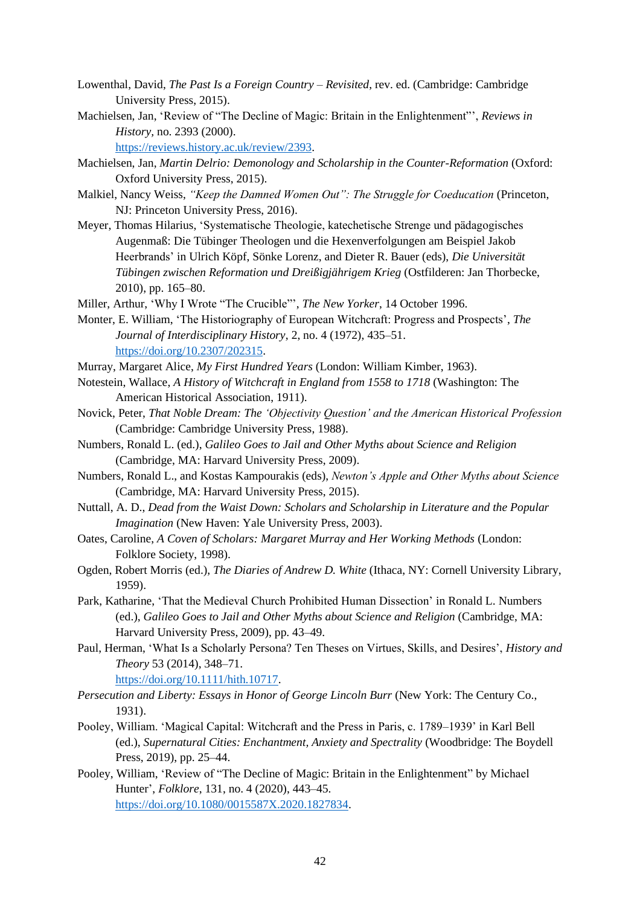Lowenthal, David, *The Past Is a Foreign Country – Revisited*, rev. ed. (Cambridge: Cambridge University Press, 2015).

Machielsen, Jan, 'Review of "The Decline of Magic: Britain in the Enlightenment"', *Reviews in History*, no. 2393 (2000). https://reviews.history.ac.uk/review/2393.

Machielsen, Jan, *Martin Delrio: Demonology and Scholarship in the Counter-Reformation* (Oxford: Oxford University Press, 2015).

Malkiel, Nancy Weiss, *"Keep the Damned Women Out": The Struggle for Coeducation* (Princeton, NJ: Princeton University Press, 2016).

Meyer, Thomas Hilarius, 'Systematische Theologie, katechetische Strenge und pädagogisches Augenmaß: Die Tübinger Theologen und die Hexenverfolgungen am Beispiel Jakob Heerbrands' in Ulrich Köpf, Sönke Lorenz, and Dieter R. Bauer (eds), *Die Universität Tübingen zwischen Reformation und Dreißigjährigem Krieg* (Ostfilderen: Jan Thorbecke, 2010), pp. 165–80.

Miller, Arthur, 'Why I Wrote "The Crucible"', *The New Yorker*, 14 October 1996.

Monter, E. William, 'The Historiography of European Witchcraft: Progress and Prospects', *The Journal of Interdisciplinary History*, 2, no. 4 (1972), 435–51. https://doi.org/10.2307/202315.

Murray, Margaret Alice, *My First Hundred Years* (London: William Kimber, 1963).

Notestein, Wallace, *A History of Witchcraft in England from 1558 to 1718* (Washington: The American Historical Association, 1911).

Novick, Peter, *That Noble Dream: The 'Objectivity Question' and the American Historical Profession* (Cambridge: Cambridge University Press, 1988).

Numbers, Ronald L. (ed.), *Galileo Goes to Jail and Other Myths about Science and Religion* (Cambridge, MA: Harvard University Press, 2009).

Numbers, Ronald L., and Kostas Kampourakis (eds), *Newton's Apple and Other Myths about Science* (Cambridge, MA: Harvard University Press, 2015).

Nuttall, A. D., *Dead from the Waist Down: Scholars and Scholarship in Literature and the Popular Imagination* (New Haven: Yale University Press, 2003).

Oates, Caroline, *A Coven of Scholars: Margaret Murray and Her Working Methods* (London: Folklore Society, 1998).

Ogden, Robert Morris (ed.), *The Diaries of Andrew D. White* (Ithaca, NY: Cornell University Library, 1959).

Park, Katharine, 'That the Medieval Church Prohibited Human Dissection' in Ronald L. Numbers (ed.), *Galileo Goes to Jail and Other Myths about Science and Religion* (Cambridge, MA: Harvard University Press, 2009), pp. 43–49.

Paul, Herman, 'What Is a Scholarly Persona? Ten Theses on Virtues, Skills, and Desires', *History and Theory* 53 (2014), 348–71. https://doi.org/10.1111/hith.10717.

*Persecution and Liberty: Essays in Honor of George Lincoln Burr* (New York: The Century Co., 1931).

Pooley, William. 'Magical Capital: Witchcraft and the Press in Paris, c. 1789–1939' in Karl Bell (ed.), *Supernatural Cities: Enchantment, Anxiety and Spectrality* (Woodbridge: The Boydell Press, 2019), pp. 25–44.

Pooley, William, 'Review of "The Decline of Magic: Britain in the Enlightenment" by Michael Hunter', *Folklore*, 131, no. 4 (2020), 443–45. https://doi.org/10.1080/0015587X.2020.1827834.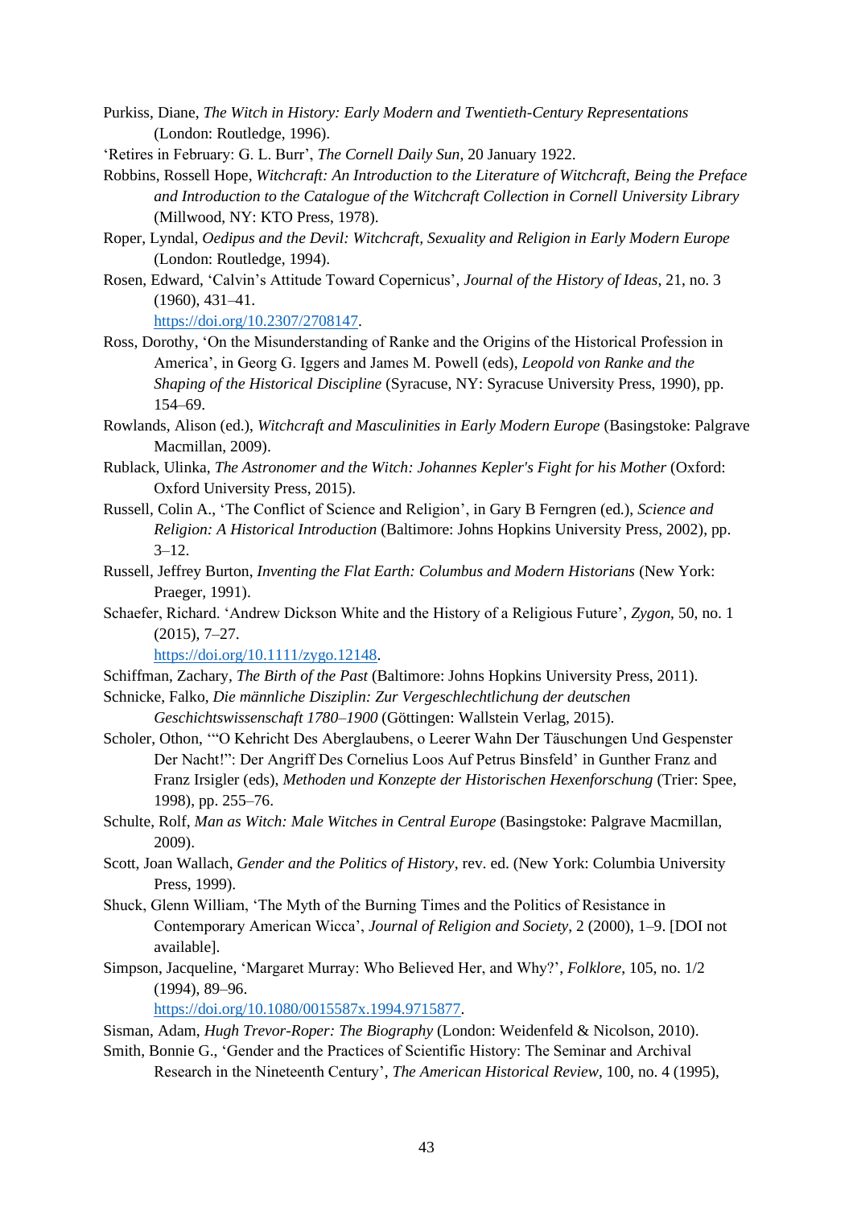Purkiss, Diane, *The Witch in History: Early Modern and Twentieth-Century Representations* (London: Routledge, 1996).

'Retires in February: G. L. Burr', *The Cornell Daily Sun*, 20 January 1922.

Robbins, Rossell Hope, *Witchcraft: An Introduction to the Literature of Witchcraft, Being the Preface and Introduction to the Catalogue of the Witchcraft Collection in Cornell University Library* (Millwood, NY: KTO Press, 1978).

Roper, Lyndal, *Oedipus and the Devil: Witchcraft, Sexuality and Religion in Early Modern Europe* (London: Routledge, 1994).

Rosen, Edward, 'Calvin's Attitude Toward Copernicus', *Journal of the History of Ideas*, 21, no. 3 (1960), 431–41. https://doi.org/10.2307/2708147.

Ross, Dorothy, 'On the Misunderstanding of Ranke and the Origins of the Historical Profession in America', in Georg G. Iggers and James M. Powell (eds), *Leopold von Ranke and the Shaping of the Historical Discipline* (Syracuse, NY: Syracuse University Press, 1990), pp. 154–69.

Rowlands, Alison (ed.), *Witchcraft and Masculinities in Early Modern Europe* (Basingstoke: Palgrave Macmillan, 2009).

Rublack, Ulinka, *The Astronomer and the Witch: Johannes Kepler's Fight for his Mother* (Oxford: Oxford University Press, 2015).

Russell, Colin A., 'The Conflict of Science and Religion', in Gary B Ferngren (ed.), *Science and Religion: A Historical Introduction* (Baltimore: Johns Hopkins University Press, 2002), pp. 3–12.

Russell, Jeffrey Burton, *Inventing the Flat Earth: Columbus and Modern Historians* (New York: Praeger, 1991).

Schaefer, Richard. 'Andrew Dickson White and the History of a Religious Future', *Zygon*, 50, no. 1 (2015), 7–27. https://doi.org/10.1111/zygo.12148.

Schiffman, Zachary, *The Birth of the Past* (Baltimore: Johns Hopkins University Press, 2011).

Schnicke, Falko, *Die männliche Disziplin: Zur Vergeschlechtlichung der deutschen Geschichtswissenschaft 1780–1900* (Göttingen: Wallstein Verlag, 2015).

Scholer, Othon, '"O Kehricht Des Aberglaubens, o Leerer Wahn Der Täuschungen Und Gespenster Der Nacht!": Der Angriff Des Cornelius Loos Auf Petrus Binsfeld' in Gunther Franz and Franz Irsigler (eds), *Methoden und Konzepte der Historischen Hexenforschung* (Trier: Spee, 1998), pp. 255–76.

Schulte, Rolf, *Man as Witch: Male Witches in Central Europe* (Basingstoke: Palgrave Macmillan, 2009).

Scott, Joan Wallach, *Gender and the Politics of History*, rev. ed. (New York: Columbia University Press, 1999).

Shuck, Glenn William, 'The Myth of the Burning Times and the Politics of Resistance in Contemporary American Wicca', *Journal of Religion and Society*, 2 (2000), 1–9. [DOI not available].

Simpson, Jacqueline, 'Margaret Murray: Who Believed Her, and Why?', *Folklore*, 105, no. 1/2 (1994), 89–96. https://doi.org/10.1080/0015587x.1994.9715877.

Sisman, Adam, *Hugh Trevor-Roper: The Biography* (London: Weidenfeld & Nicolson, 2010).

Smith, Bonnie G., 'Gender and the Practices of Scientific History: The Seminar and Archival Research in the Nineteenth Century', *The American Historical Review*, 100, no. 4 (1995),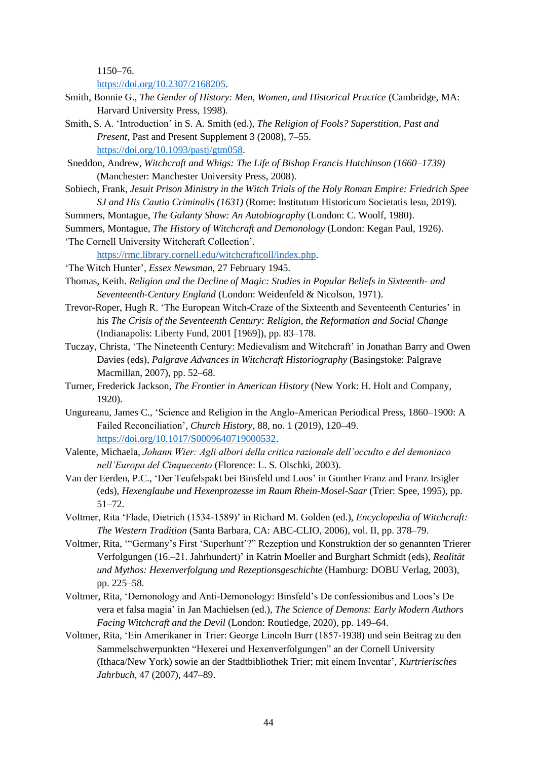1150–76. https://doi.org/10.2307/2168205.

Smith, Bonnie G., *The Gender of History: Men, Women, and Historical Practice* (Cambridge, MA: Harvard University Press, 1998).

Smith, S. A. 'Introduction' in S. A. Smith (ed.), *The Religion of Fools? Superstition, Past and Present*, Past and Present Supplement 3 (2008), 7–55. https://doi.org/10.1093/pastj/gtm058.

Sneddon, Andrew, *Witchcraft and Whigs: The Life of Bishop Francis Hutchinson (1660–1739)* (Manchester: Manchester University Press, 2008).

Sobiech, Frank, *Jesuit Prison Ministry in the Witch Trials of the Holy Roman Empire: Friedrich Spee SJ and His Cautio Criminalis (1631)* (Rome: Institutum Historicum Societatis Iesu, 2019).

Summers, Montague, *The Galanty Show: An Autobiography* (London: C. Woolf, 1980).

Summers, Montague, *The History of Witchcraft and Demonology* (London: Kegan Paul, 1926).

'The Cornell University Witchcraft Collection'. https://rmc.library.cornell.edu/witchcraftcoll/index.php.

'The Witch Hunter', *Essex Newsman*, 27 February 1945.

Thomas, Keith. *Religion and the Decline of Magic: Studies in Popular Beliefs in Sixteenth- and Seventeenth-Century England* (London: Weidenfeld & Nicolson, 1971).

Trevor-Roper, Hugh R. 'The European Witch-Craze of the Sixteenth and Seventeenth Centuries' in his *The Crisis of the Seventeenth Century: Religion, the Reformation and Social Change* (Indianapolis: Liberty Fund, 2001 [1969]), pp. 83–178.

Tuczay, Christa, 'The Nineteenth Century: Medievalism and Witchcraft' in Jonathan Barry and Owen Davies (eds), *Palgrave Advances in Witchcraft Historiography* (Basingstoke: Palgrave Macmillan, 2007), pp. 52–68.

Turner, Frederick Jackson, *The Frontier in American History* (New York: H. Holt and Company, 1920).

Ungureanu, James C., 'Science and Religion in the Anglo-American Periodical Press, 1860–1900: A Failed Reconciliation', *Church History*, 88, no. 1 (2019), 120–49. https://doi.org/10.1017/S0009640719000532.

Valente, Michaela, *Johann Wier: Agli albori della critica razionale dell'occulto e del demoniaco nell'Europa del Cinquecento* (Florence: L. S. Olschki, 2003).

Van der Eerden, P.C., 'Der Teufelspakt bei Binsfeld und Loos' in Gunther Franz and Franz Irsigler (eds), *Hexenglaube und Hexenprozesse im Raum Rhein-Mosel-Saar* (Trier: Spee, 1995), pp. 51–72.

Voltmer, Rita 'Flade, Dietrich (1534-1589)' in Richard M. Golden (ed.), *Encyclopedia of Witchcraft: The Western Tradition* (Santa Barbara, CA: ABC-CLIO, 2006), vol. II, pp. 378–79.

Voltmer, Rita, '"Germany's First 'Superhunt'?" Rezeption und Konstruktion der so genannten Trierer Verfolgungen (16.–21. Jahrhundert)' in Katrin Moeller and Burghart Schmidt (eds), *Realität und Mythos: Hexenverfolgung und Rezeptionsgeschichte* (Hamburg: DOBU Verlag, 2003), pp. 225–58.

Voltmer, Rita, 'Demonology and Anti-Demonology: Binsfeld's De confessionibus and Loos's De vera et falsa magia' in Jan Machielsen (ed.), *The Science of Demons: Early Modern Authors Facing Witchcraft and the Devil* (London: Routledge, 2020), pp. 149–64.

Voltmer, Rita, 'Ein Amerikaner in Trier: George Lincoln Burr (1857-1938) und sein Beitrag zu den Sammelschwerpunkten "Hexerei und Hexenverfolgungen" an der Cornell University (Ithaca/New York) sowie an der Stadtbibliothek Trier; mit einem Inventar', *Kurtrierisches Jahrbuch*, 47 (2007), 447–89.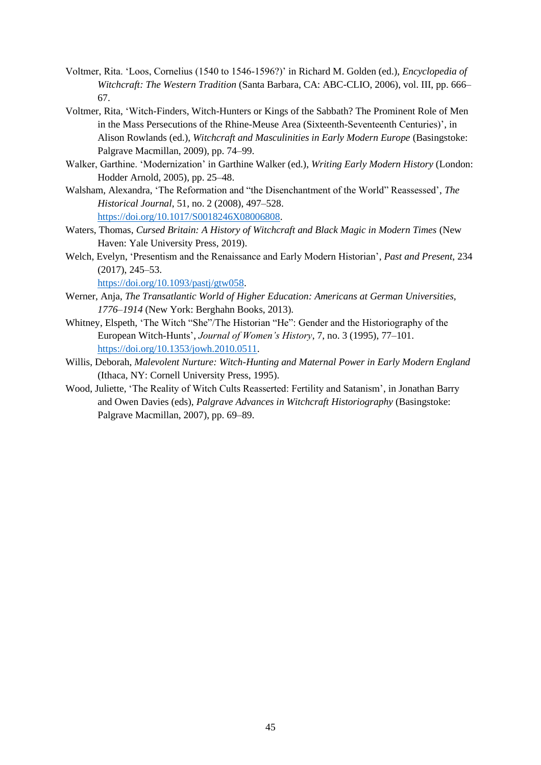Voltmer, Rita. 'Loos, Cornelius (1540 to 1546-1596?)' in Richard M. Golden (ed.), *Encyclopedia of Witchcraft: The Western Tradition* (Santa Barbara, CA: ABC-CLIO, 2006), vol. III, pp. 666–67.

Voltmer, Rita, 'Witch-Finders, Witch-Hunters or Kings of the Sabbath? The Prominent Role of Men in the Mass Persecutions of the Rhine-Meuse Area (Sixteenth-Seventeenth Centuries)', in Alison Rowlands (ed.), *Witchcraft and Masculinities in Early Modern Europe* (Basingstoke: Palgrave Macmillan, 2009), pp. 74–99.

Walker, Garthine. 'Modernization' in Garthine Walker (ed.), *Writing Early Modern History* (London: Hodder Arnold, 2005), pp. 25–48.

Walsham, Alexandra, 'The Reformation and "the Disenchantment of the World" Reassessed', *The Historical Journal*, 51, no. 2 (2008), 497–528. https://doi.org/10.1017/S0018246X08006808.

Waters, Thomas, *Cursed Britain: A History of Witchcraft and Black Magic in Modern Times* (New Haven: Yale University Press, 2019).

Welch, Evelyn, 'Presentism and the Renaissance and Early Modern Historian', *Past and Present*, 234 (2017), 245–53. https://doi.org/10.1093/pastj/gtw058.

Werner, Anja, *The Transatlantic World of Higher Education: Americans at German Universities, 1776–1914* (New York: Berghahn Books, 2013).

Whitney, Elspeth, 'The Witch "She"/The Historian "He": Gender and the Historiography of the European Witch-Hunts', *Journal of Women's History*, 7, no. 3 (1995), 77–101. https://doi.org/10.1353/jowh.2010.0511.

Willis, Deborah, *Malevolent Nurture: Witch-Hunting and Maternal Power in Early Modern England* (Ithaca, NY: Cornell University Press, 1995).

Wood, Juliette, 'The Reality of Witch Cults Reasserted: Fertility and Satanism', in Jonathan Barry and Owen Davies (eds), *Palgrave Advances in Witchcraft Historiography* (Basingstoke: Palgrave Macmillan, 2007), pp. 69–89.